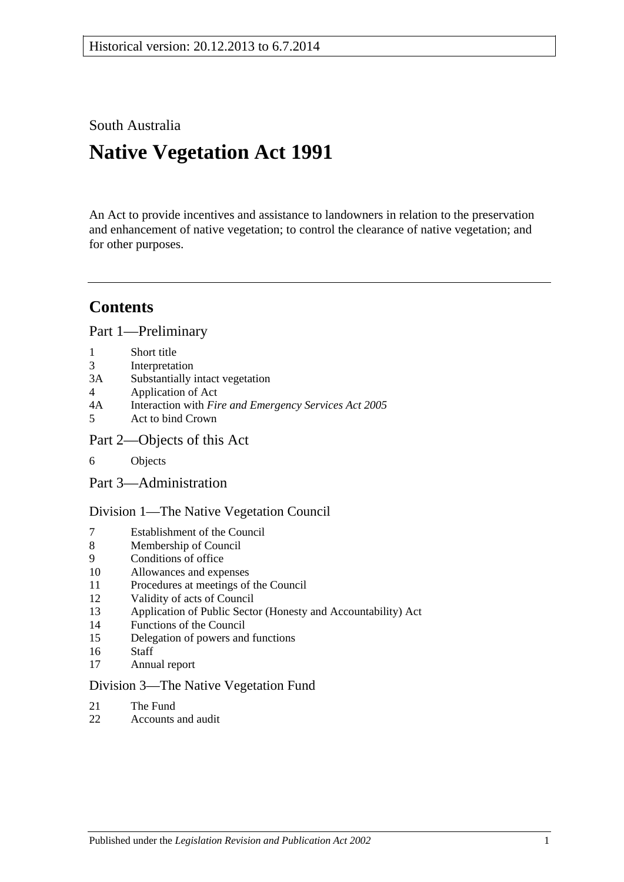Historical version: 20.12.2013 to 6.7.2014

South Australia

# Native Vegetation Act 1991

An Act to provide incentives and assistance to landowners in relation to the preservation and enhancement of native vegetation; to control the clearance of native vegetation; and for other purposes.

## Contents

### Part 1—Preliminary

- 1 Short title
- 3 Interpretation
- 3A Substantially intact vegetation
- 4 Application of Act
- 4A Interaction with *Fire and Emergency Services Act 2005*
- 5 Act to bind Crown

### Part 2—Objects of this Act

- 6 Objects

### Part 3—Administration

#### Division 1—The Native Vegetation Council

- 7 Establishment of the Council
- 8 Membership of Council
- 9 Conditions of office
- 10 Allowances and expenses
- 11 Procedures at meetings of the Council
- 12 Validity of acts of Council
- 13 Application of Public Sector (Honesty and Accountability) Act
- 14 Functions of the Council
- 15 Delegation of powers and functions
- 16 Staff
- 17 Annual report

#### Division 3—The Native Vegetation Fund

- 21 The Fund
- 22 Accounts and audit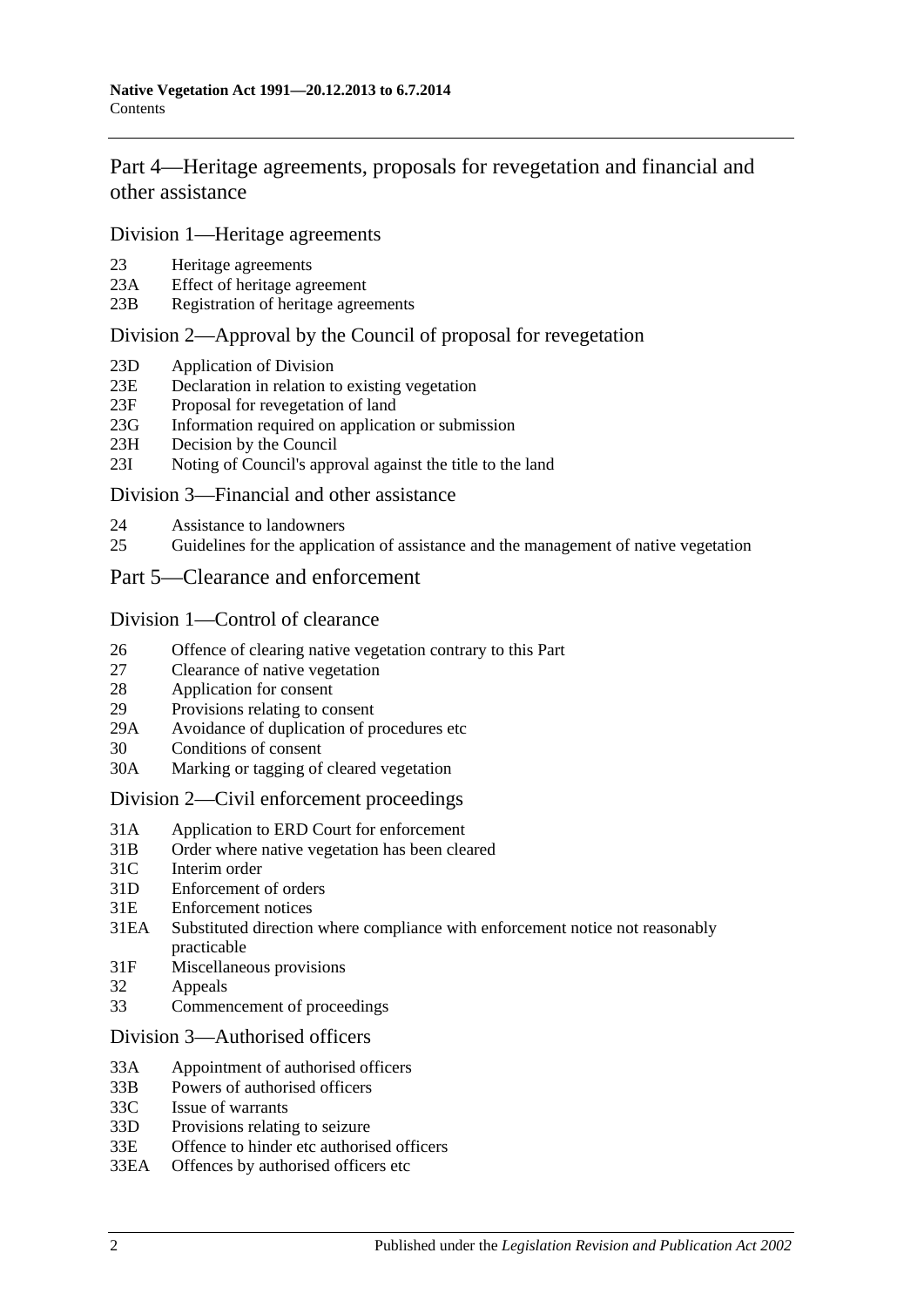## Part 4—Heritage agreements, proposals for revegetation and financial and other assistance

### Division 1—Heritage agreements

23 Heritage agreements
23A Effect of heritage agreement
23B Registration of heritage agreements

### Division 2—Approval by the Council of proposal for revegetation

23D Application of Division
23E Declaration in relation to existing vegetation
23F Proposal for revegetation of land
23G Information required on application or submission
23H Decision by the Council
23I Noting of Council's approval against the title to the land

### Division 3—Financial and other assistance

24 Assistance to landowners
25 Guidelines for the application of assistance and the management of native vegetation

## Part 5—Clearance and enforcement

### Division 1—Control of clearance

26 Offence of clearing native vegetation contrary to this Part
27 Clearance of native vegetation
28 Application for consent
29 Provisions relating to consent
29A Avoidance of duplication of procedures etc
30 Conditions of consent
30A Marking or tagging of cleared vegetation

### Division 2—Civil enforcement proceedings

31A Application to ERD Court for enforcement
31B Order where native vegetation has been cleared
31C Interim order
31D Enforcement of orders
31E Enforcement notices
31EA Substituted direction where compliance with enforcement notice not reasonably practicable
31F Miscellaneous provisions
32 Appeals
33 Commencement of proceedings

### Division 3—Authorised officers

33A Appointment of authorised officers
33B Powers of authorised officers
33C Issue of warrants
33D Provisions relating to seizure
33E Offence to hinder etc authorised officers
33EA Offences by authorised officers etc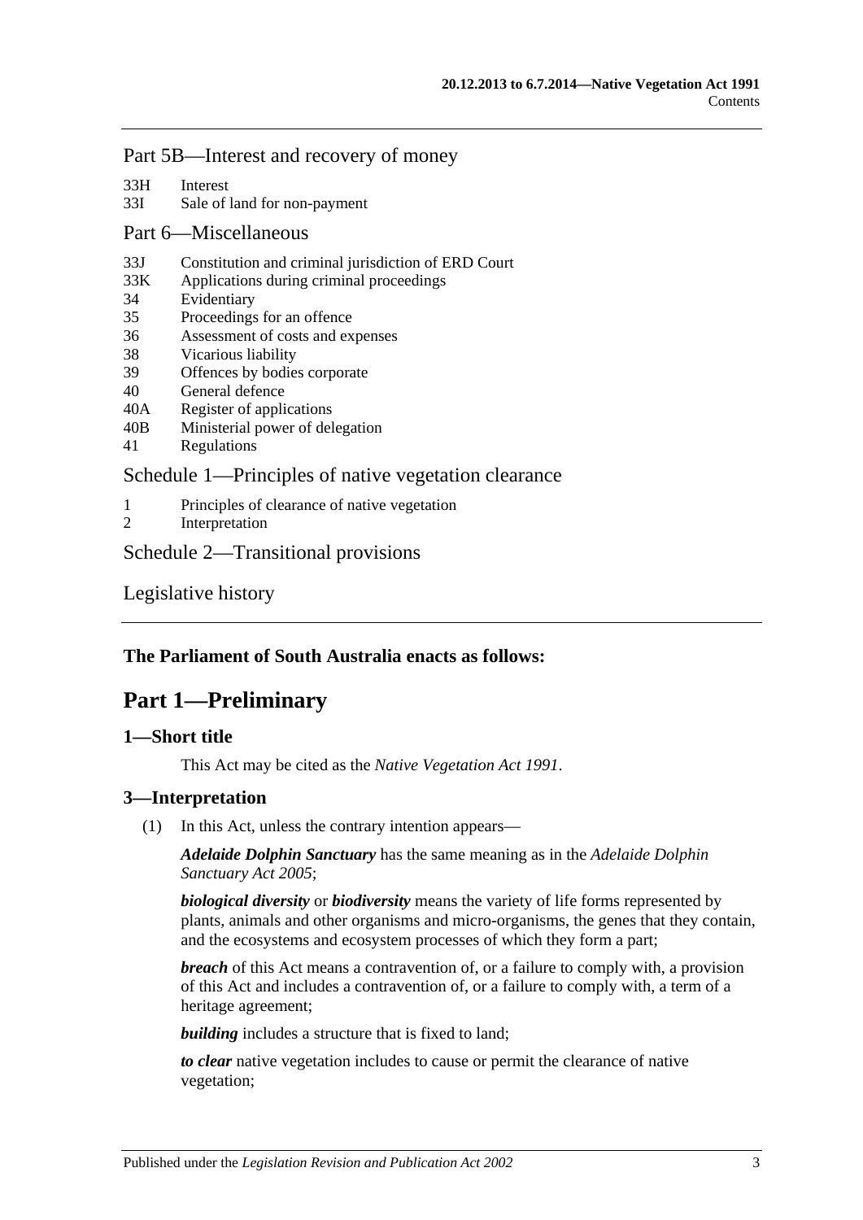## Part 5B—Interest and recovery of money

33H Interest
33I Sale of land for non-payment

## Part 6—Miscellaneous

33J Constitution and criminal jurisdiction of ERD Court
33K Applications during criminal proceedings
34 Evidentiary
35 Proceedings for an offence
36 Assessment of costs and expenses
38 Vicarious liability
39 Offences by bodies corporate
40 General defence
40A Register of applications
40B Ministerial power of delegation
41 Regulations

## Schedule 1—Principles of native vegetation clearance

1 Principles of clearance of native vegetation
2 Interpretation

## Schedule 2—Transitional provisions

## Legislative history

**The Parliament of South Australia enacts as follows:**

# Part 1—Preliminary

### 1—Short title

This Act may be cited as the *Native Vegetation Act 1991*.

### 3—Interpretation

(1) In this Act, unless the contrary intention appears—

***Adelaide Dolphin Sanctuary*** has the same meaning as in the *Adelaide Dolphin Sanctuary Act 2005*;

***biological diversity*** or ***biodiversity*** means the variety of life forms represented by plants, animals and other organisms and micro-organisms, the genes that they contain, and the ecosystems and ecosystem processes of which they form a part;

***breach*** of this Act means a contravention of, or a failure to comply with, a provision of this Act and includes a contravention of, or a failure to comply with, a term of a heritage agreement;

***building*** includes a structure that is fixed to land;

***to clear*** native vegetation includes to cause or permit the clearance of native vegetation;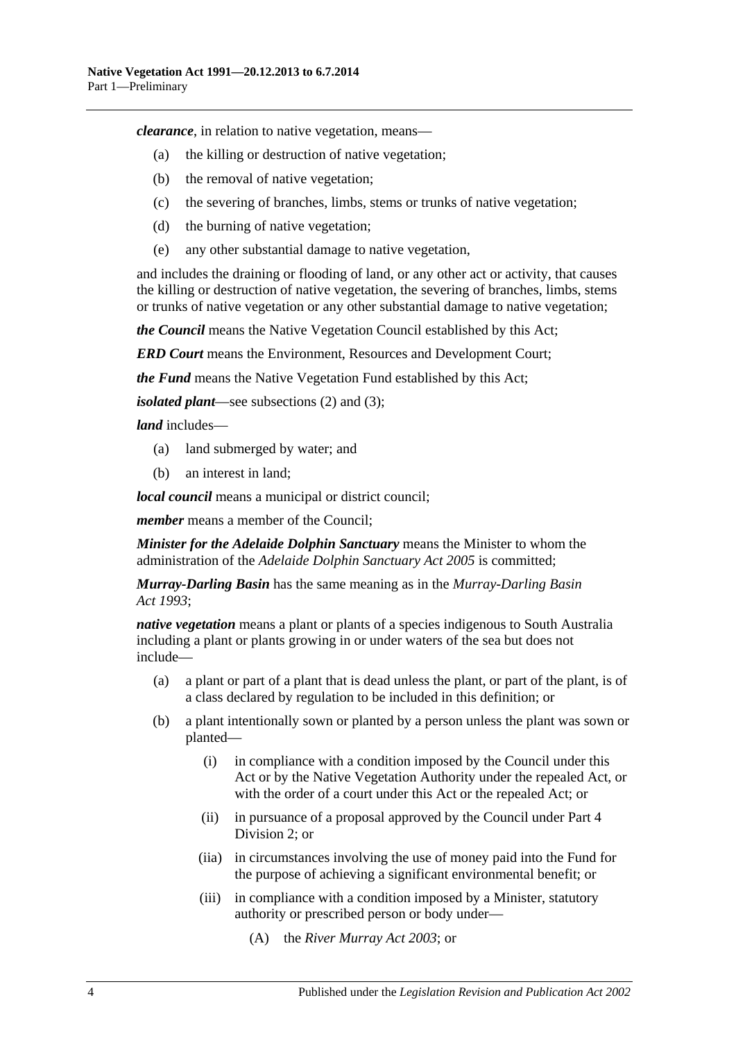***clearance***, in relation to native vegetation, means—

- (a) the killing or destruction of native vegetation;
- (b) the removal of native vegetation;
- (c) the severing of branches, limbs, stems or trunks of native vegetation;
- (d) the burning of native vegetation;
- (e) any other substantial damage to native vegetation,

and includes the draining or flooding of land, or any other act or activity, that causes the killing or destruction of native vegetation, the severing of branches, limbs, stems or trunks of native vegetation or any other substantial damage to native vegetation;

***the Council*** means the Native Vegetation Council established by this Act;

***ERD Court*** means the Environment, Resources and Development Court;

***the Fund*** means the Native Vegetation Fund established by this Act;

***isolated plant***—see subsections (2) and (3);

***land*** includes—

- (a) land submerged by water; and
- (b) an interest in land;

***local council*** means a municipal or district council;

***member*** means a member of the Council;

***Minister for the Adelaide Dolphin Sanctuary*** means the Minister to whom the administration of the *Adelaide Dolphin Sanctuary Act 2005* is committed;

***Murray-Darling Basin*** has the same meaning as in the *Murray-Darling Basin Act 1993*;

***native vegetation*** means a plant or plants of a species indigenous to South Australia including a plant or plants growing in or under waters of the sea but does not include—

- (a) a plant or part of a plant that is dead unless the plant, or part of the plant, is of a class declared by regulation to be included in this definition; or
- (b) a plant intentionally sown or planted by a person unless the plant was sown or planted—
    - (i) in compliance with a condition imposed by the Council under this Act or by the Native Vegetation Authority under the repealed Act, or with the order of a court under this Act or the repealed Act; or
    - (ii) in pursuance of a proposal approved by the Council under Part 4 Division 2; or
    - (iia) in circumstances involving the use of money paid into the Fund for the purpose of achieving a significant environmental benefit; or
    - (iii) in compliance with a condition imposed by a Minister, statutory authority or prescribed person or body under—
        - (A) the *River Murray Act 2003*; or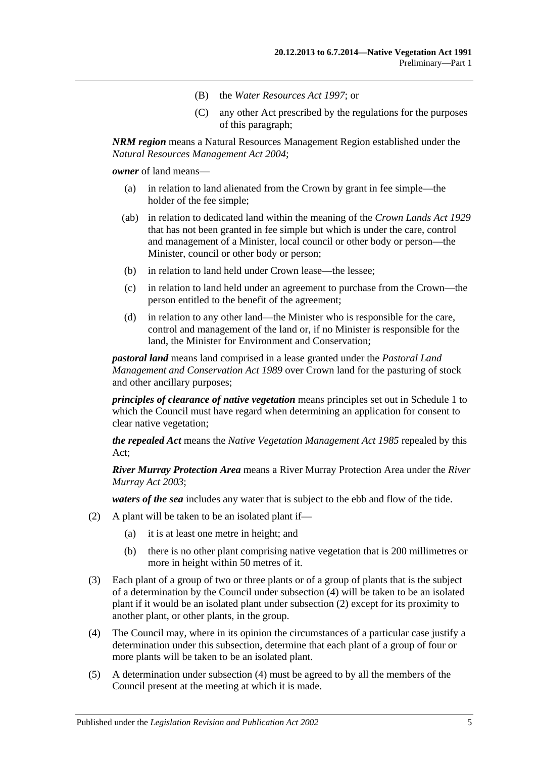(B) the *Water Resources Act 1997*; or

(C) any other Act prescribed by the regulations for the purposes of this paragraph;

***NRM region*** means a Natural Resources Management Region established under the *Natural Resources Management Act 2004*;

***owner*** of land means—

(a) in relation to land alienated from the Crown by grant in fee simple—the holder of the fee simple;

(ab) in relation to dedicated land within the meaning of the *Crown Lands Act 1929* that has not been granted in fee simple but which is under the care, control and management of a Minister, local council or other body or person—the Minister, council or other body or person;

(b) in relation to land held under Crown lease—the lessee;

(c) in relation to land held under an agreement to purchase from the Crown—the person entitled to the benefit of the agreement;

(d) in relation to any other land—the Minister who is responsible for the care, control and management of the land or, if no Minister is responsible for the land, the Minister for Environment and Conservation;

***pastoral land*** means land comprised in a lease granted under the *Pastoral Land Management and Conservation Act 1989* over Crown land for the pasturing of stock and other ancillary purposes;

***principles of clearance of native vegetation*** means principles set out in Schedule 1 to which the Council must have regard when determining an application for consent to clear native vegetation;

***the repealed Act*** means the *Native Vegetation Management Act 1985* repealed by this Act;

***River Murray Protection Area*** means a River Murray Protection Area under the *River Murray Act 2003*;

***waters of the sea*** includes any water that is subject to the ebb and flow of the tide.

(2) A plant will be taken to be an isolated plant if—

(a) it is at least one metre in height; and

(b) there is no other plant comprising native vegetation that is 200 millimetres or more in height within 50 metres of it.

(3) Each plant of a group of two or three plants or of a group of plants that is the subject of a determination by the Council under subsection (4) will be taken to be an isolated plant if it would be an isolated plant under subsection (2) except for its proximity to another plant, or other plants, in the group.

(4) The Council may, where in its opinion the circumstances of a particular case justify a determination under this subsection, determine that each plant of a group of four or more plants will be taken to be an isolated plant.

(5) A determination under subsection (4) must be agreed to by all the members of the Council present at the meeting at which it is made.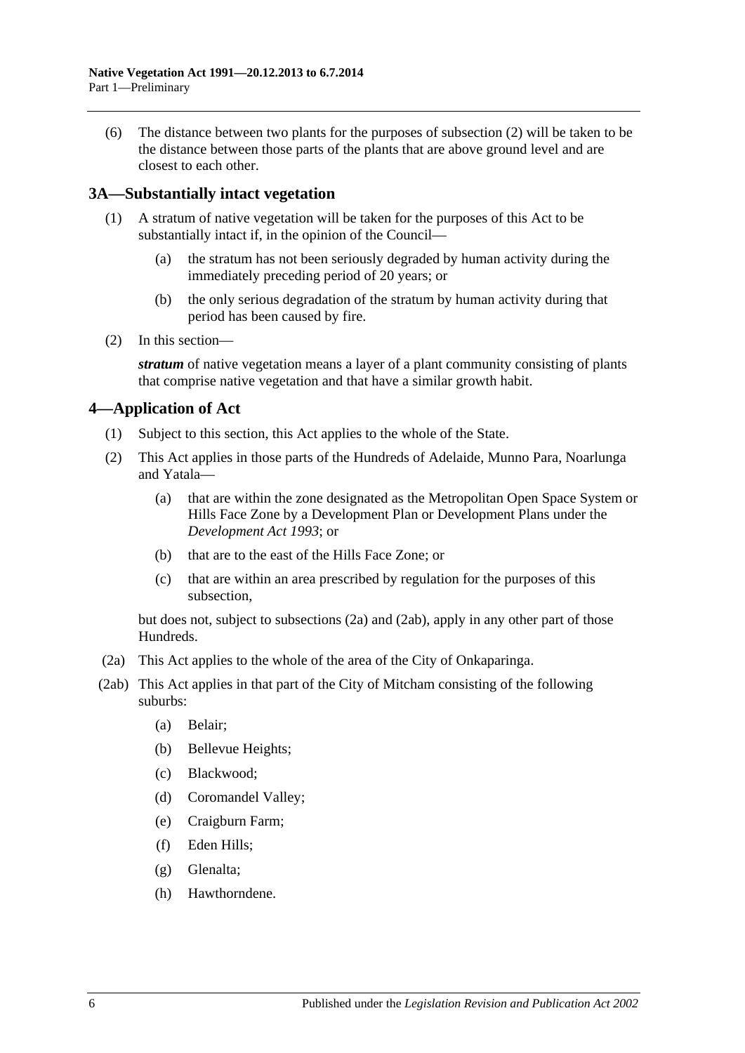(6) The distance between two plants for the purposes of subsection (2) will be taken to be the distance between those parts of the plants that are above ground level and are closest to each other.

## 3A—Substantially intact vegetation

(1) A stratum of native vegetation will be taken for the purposes of this Act to be substantially intact if, in the opinion of the Council—

(a) the stratum has not been seriously degraded by human activity during the immediately preceding period of 20 years; or

(b) the only serious degradation of the stratum by human activity during that period has been caused by fire.

(2) In this section—

***stratum*** of native vegetation means a layer of a plant community consisting of plants that comprise native vegetation and that have a similar growth habit.

## 4—Application of Act

(1) Subject to this section, this Act applies to the whole of the State.

(2) This Act applies in those parts of the Hundreds of Adelaide, Munno Para, Noarlunga and Yatala—

(a) that are within the zone designated as the Metropolitan Open Space System or Hills Face Zone by a Development Plan or Development Plans under the *Development Act 1993*; or

(b) that are to the east of the Hills Face Zone; or

(c) that are within an area prescribed by regulation for the purposes of this subsection,

but does not, subject to subsections (2a) and (2ab), apply in any other part of those Hundreds.

(2a) This Act applies to the whole of the area of the City of Onkaparinga.

(2ab) This Act applies in that part of the City of Mitcham consisting of the following suburbs:

(a) Belair;

(b) Bellevue Heights;

(c) Blackwood;

(d) Coromandel Valley;

(e) Craigburn Farm;

(f) Eden Hills;

(g) Glenalta;

(h) Hawthorndene.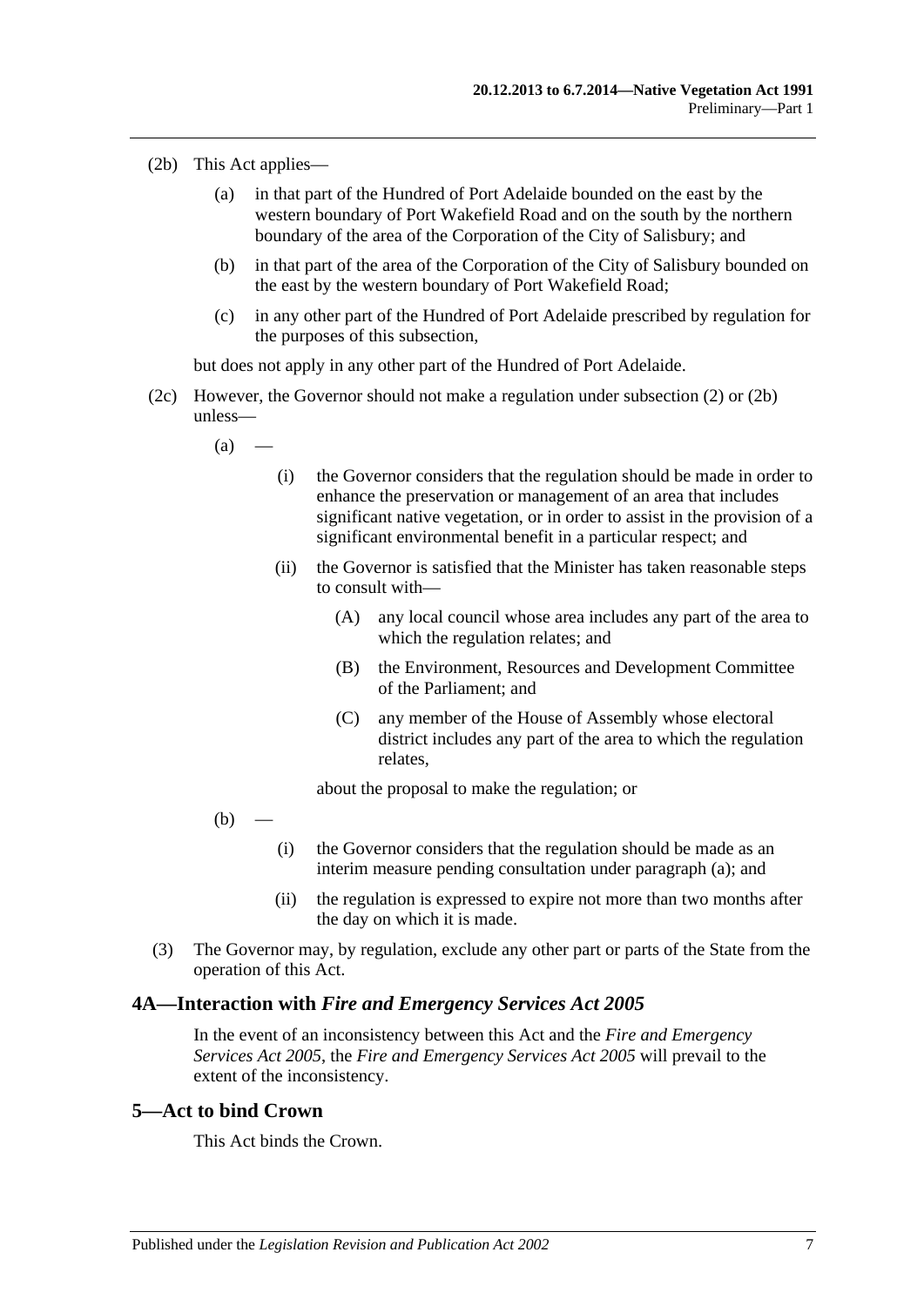(2b) This Act applies—

(a) in that part of the Hundred of Port Adelaide bounded on the east by the western boundary of Port Wakefield Road and on the south by the northern boundary of the area of the Corporation of the City of Salisbury; and

(b) in that part of the area of the Corporation of the City of Salisbury bounded on the east by the western boundary of Port Wakefield Road;

(c) in any other part of the Hundred of Port Adelaide prescribed by regulation for the purposes of this subsection,

but does not apply in any other part of the Hundred of Port Adelaide.

(2c) However, the Governor should not make a regulation under subsection (2) or (2b) unless—

(a) —

(i) the Governor considers that the regulation should be made in order to enhance the preservation or management of an area that includes significant native vegetation, or in order to assist in the provision of a significant environmental benefit in a particular respect; and

(ii) the Governor is satisfied that the Minister has taken reasonable steps to consult with—

(A) any local council whose area includes any part of the area to which the regulation relates; and

(B) the Environment, Resources and Development Committee of the Parliament; and

(C) any member of the House of Assembly whose electoral district includes any part of the area to which the regulation relates,

about the proposal to make the regulation; or

(b) —

(i) the Governor considers that the regulation should be made as an interim measure pending consultation under paragraph (a); and

(ii) the regulation is expressed to expire not more than two months after the day on which it is made.

(3) The Governor may, by regulation, exclude any other part or parts of the State from the operation of this Act.

## 4A—Interaction with *Fire and Emergency Services Act 2005*

In the event of an inconsistency between this Act and the *Fire and Emergency Services Act 2005*, the *Fire and Emergency Services Act 2005* will prevail to the extent of the inconsistency.

## 5—Act to bind Crown

This Act binds the Crown.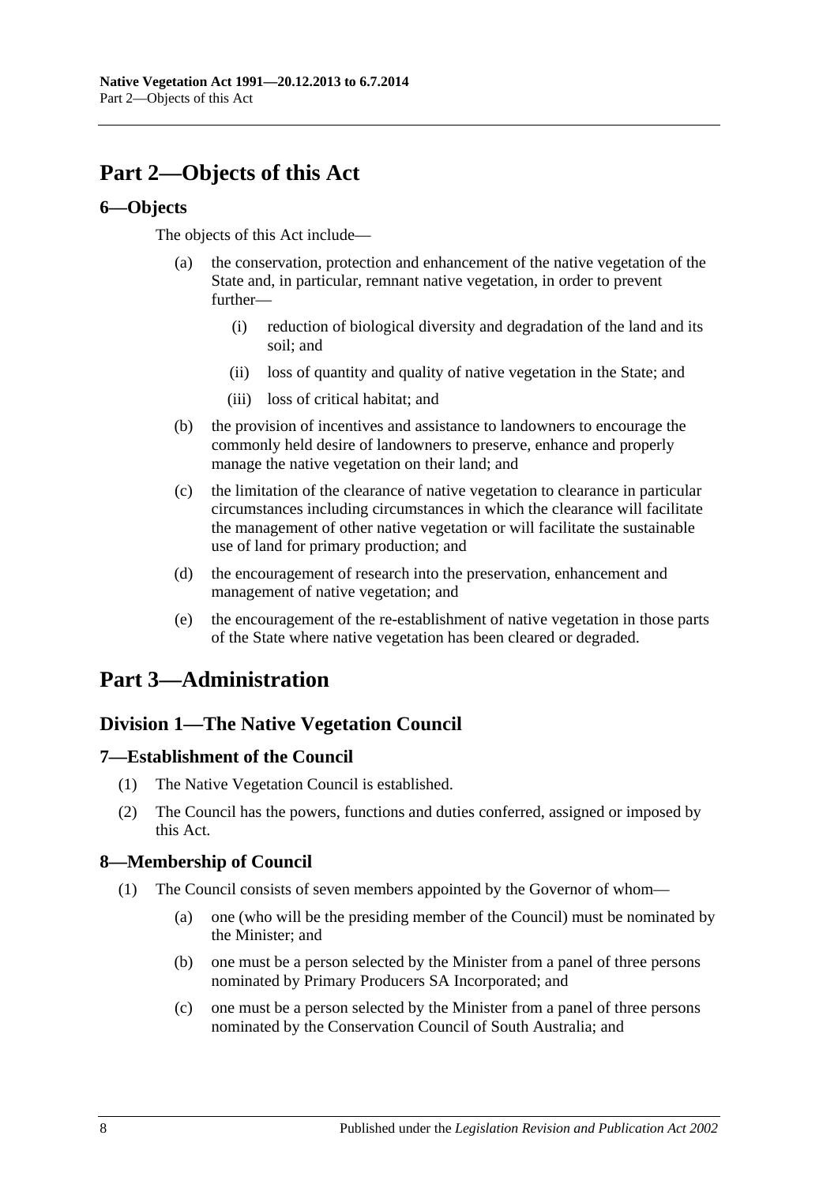# Part 2—Objects of this Act

## 6—Objects

The objects of this Act include—

(a) the conservation, protection and enhancement of the native vegetation of the State and, in particular, remnant native vegetation, in order to prevent further—

  (i) reduction of biological diversity and degradation of the land and its soil; and

  (ii) loss of quantity and quality of native vegetation in the State; and

  (iii) loss of critical habitat; and

(b) the provision of incentives and assistance to landowners to encourage the commonly held desire of landowners to preserve, enhance and properly manage the native vegetation on their land; and

(c) the limitation of the clearance of native vegetation to clearance in particular circumstances including circumstances in which the clearance will facilitate the management of other native vegetation or will facilitate the sustainable use of land for primary production; and

(d) the encouragement of research into the preservation, enhancement and management of native vegetation; and

(e) the encouragement of the re-establishment of native vegetation in those parts of the State where native vegetation has been cleared or degraded.

# Part 3—Administration

## Division 1—The Native Vegetation Council

### 7—Establishment of the Council

(1) The Native Vegetation Council is established.

(2) The Council has the powers, functions and duties conferred, assigned or imposed by this Act.

### 8—Membership of Council

(1) The Council consists of seven members appointed by the Governor of whom—

  (a) one (who will be the presiding member of the Council) must be nominated by the Minister; and

  (b) one must be a person selected by the Minister from a panel of three persons nominated by Primary Producers SA Incorporated; and

  (c) one must be a person selected by the Minister from a panel of three persons nominated by the Conservation Council of South Australia; and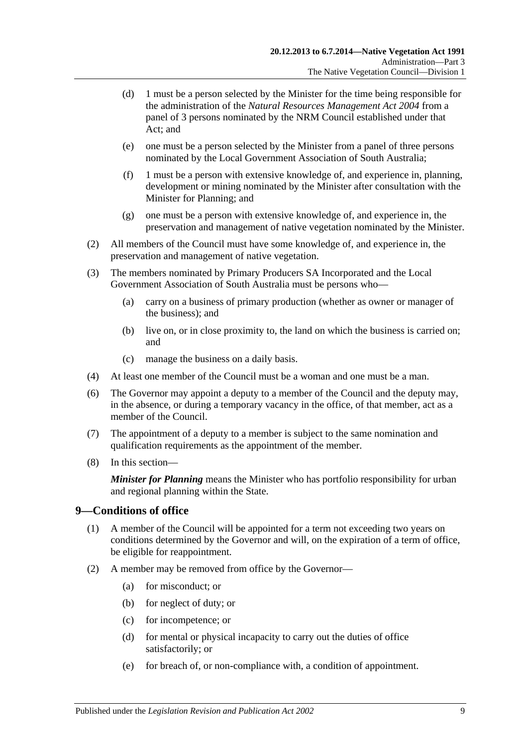(d) 1 must be a person selected by the Minister for the time being responsible for the administration of the *Natural Resources Management Act 2004* from a panel of 3 persons nominated by the NRM Council established under that Act; and

(e) one must be a person selected by the Minister from a panel of three persons nominated by the Local Government Association of South Australia;

(f) 1 must be a person with extensive knowledge of, and experience in, planning, development or mining nominated by the Minister after consultation with the Minister for Planning; and

(g) one must be a person with extensive knowledge of, and experience in, the preservation and management of native vegetation nominated by the Minister.

(2) All members of the Council must have some knowledge of, and experience in, the preservation and management of native vegetation.

(3) The members nominated by Primary Producers SA Incorporated and the Local Government Association of South Australia must be persons who—

(a) carry on a business of primary production (whether as owner or manager of the business); and

(b) live on, or in close proximity to, the land on which the business is carried on; and

(c) manage the business on a daily basis.

(4) At least one member of the Council must be a woman and one must be a man.

(6) The Governor may appoint a deputy to a member of the Council and the deputy may, in the absence, or during a temporary vacancy in the office, of that member, act as a member of the Council.

(7) The appointment of a deputy to a member is subject to the same nomination and qualification requirements as the appointment of the member.

(8) In this section—

***Minister for Planning*** means the Minister who has portfolio responsibility for urban and regional planning within the State.

## 9—Conditions of office

(1) A member of the Council will be appointed for a term not exceeding two years on conditions determined by the Governor and will, on the expiration of a term of office, be eligible for reappointment.

(2) A member may be removed from office by the Governor—

(a) for misconduct; or

(b) for neglect of duty; or

(c) for incompetence; or

(d) for mental or physical incapacity to carry out the duties of office satisfactorily; or

(e) for breach of, or non-compliance with, a condition of appointment.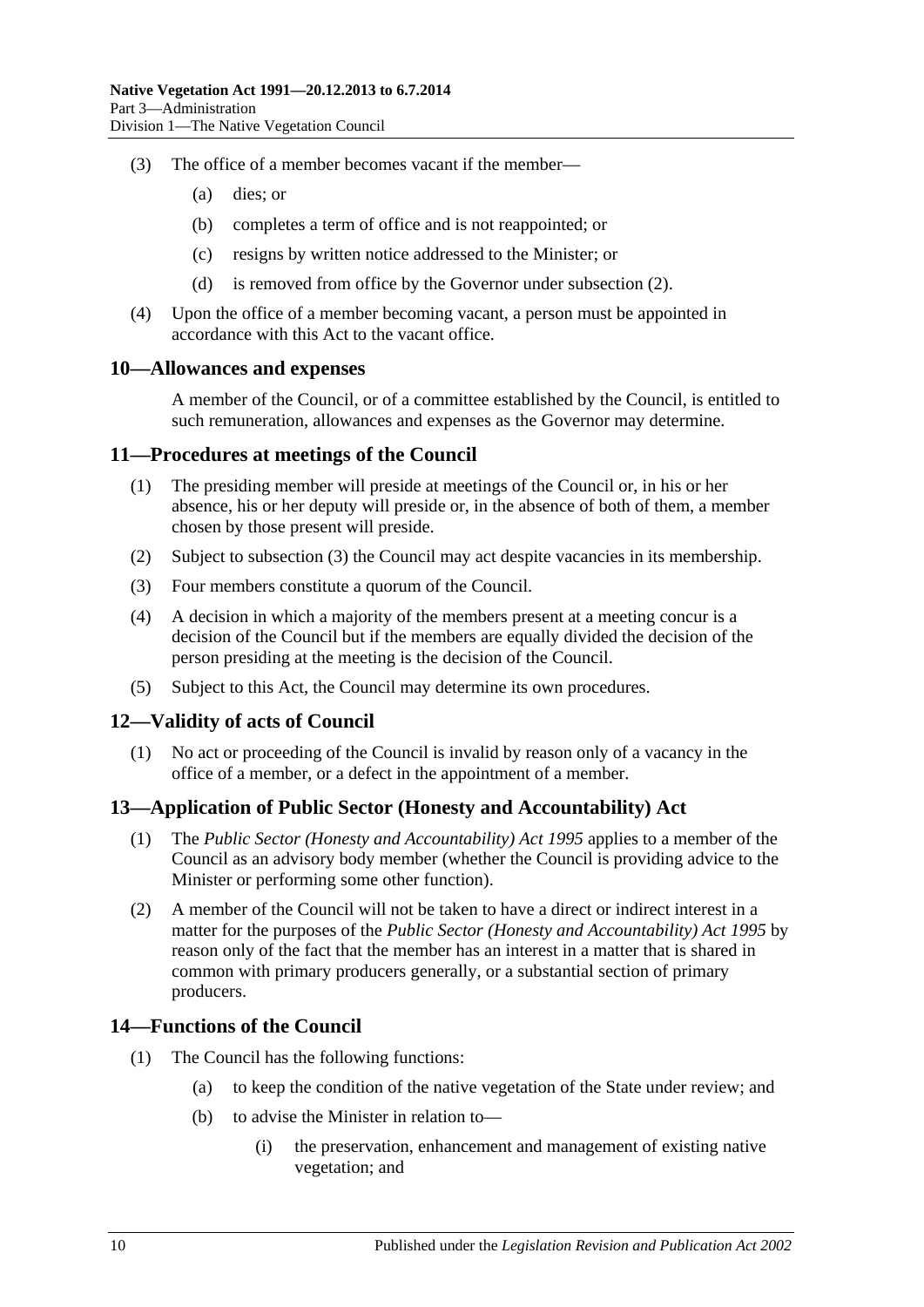(3) The office of a member becomes vacant if the member—

(a) dies; or

(b) completes a term of office and is not reappointed; or

(c) resigns by written notice addressed to the Minister; or

(d) is removed from office by the Governor under subsection (2).

(4) Upon the office of a member becoming vacant, a person must be appointed in accordance with this Act to the vacant office.

## 10—Allowances and expenses

A member of the Council, or of a committee established by the Council, is entitled to such remuneration, allowances and expenses as the Governor may determine.

## 11—Procedures at meetings of the Council

(1) The presiding member will preside at meetings of the Council or, in his or her absence, his or her deputy will preside or, in the absence of both of them, a member chosen by those present will preside.

(2) Subject to subsection (3) the Council may act despite vacancies in its membership.

(3) Four members constitute a quorum of the Council.

(4) A decision in which a majority of the members present at a meeting concur is a decision of the Council but if the members are equally divided the decision of the person presiding at the meeting is the decision of the Council.

(5) Subject to this Act, the Council may determine its own procedures.

## 12—Validity of acts of Council

(1) No act or proceeding of the Council is invalid by reason only of a vacancy in the office of a member, or a defect in the appointment of a member.

## 13—Application of Public Sector (Honesty and Accountability) Act

(1) The *Public Sector (Honesty and Accountability) Act 1995* applies to a member of the Council as an advisory body member (whether the Council is providing advice to the Minister or performing some other function).

(2) A member of the Council will not be taken to have a direct or indirect interest in a matter for the purposes of the *Public Sector (Honesty and Accountability) Act 1995* by reason only of the fact that the member has an interest in a matter that is shared in common with primary producers generally, or a substantial section of primary producers.

## 14—Functions of the Council

(1) The Council has the following functions:

(a) to keep the condition of the native vegetation of the State under review; and

(b) to advise the Minister in relation to—

(i) the preservation, enhancement and management of existing native vegetation; and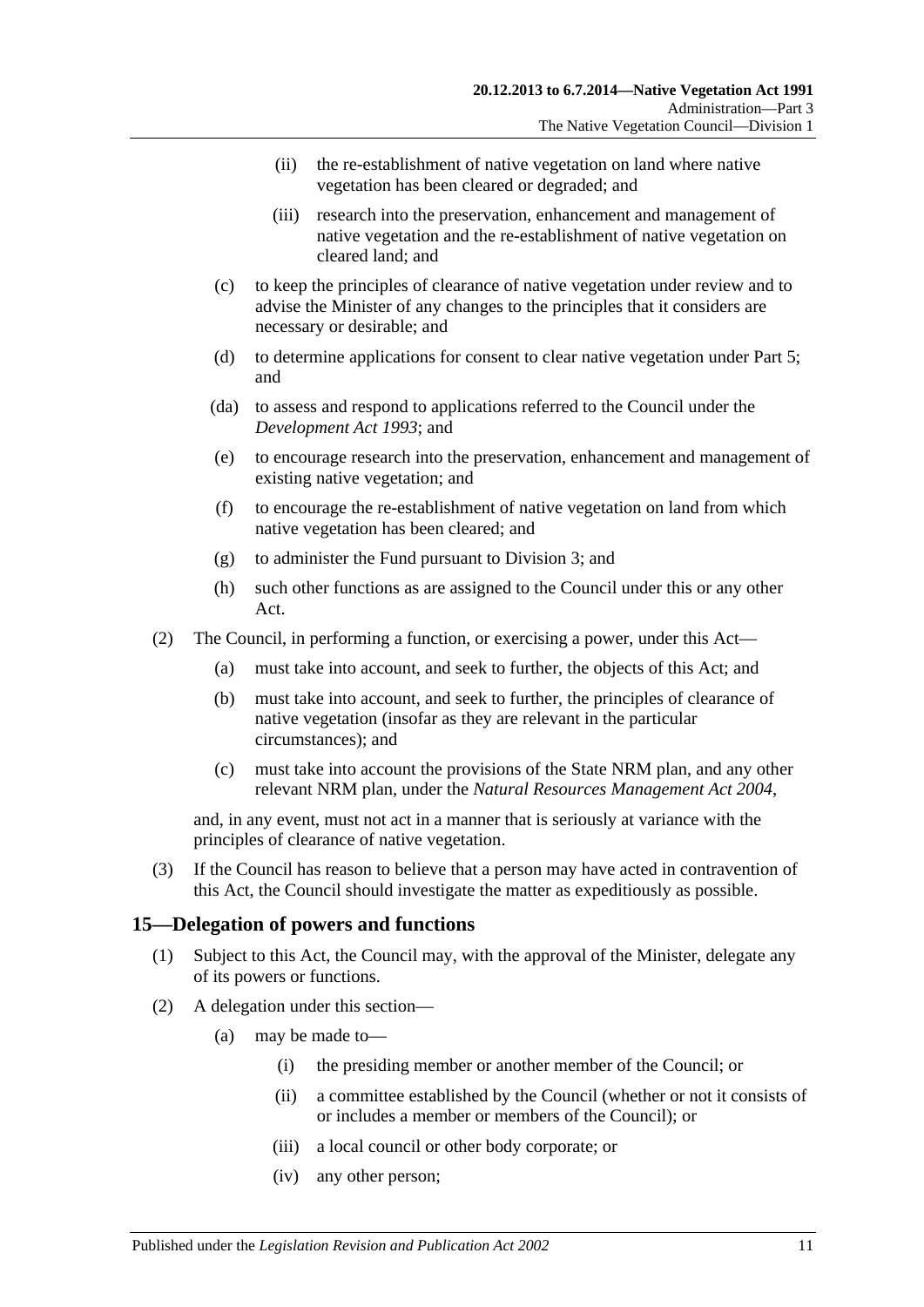(ii) the re-establishment of native vegetation on land where native vegetation has been cleared or degraded; and

(iii) research into the preservation, enhancement and management of native vegetation and the re-establishment of native vegetation on cleared land; and

(c) to keep the principles of clearance of native vegetation under review and to advise the Minister of any changes to the principles that it considers are necessary or desirable; and

(d) to determine applications for consent to clear native vegetation under Part 5; and

(da) to assess and respond to applications referred to the Council under the *Development Act 1993*; and

(e) to encourage research into the preservation, enhancement and management of existing native vegetation; and

(f) to encourage the re-establishment of native vegetation on land from which native vegetation has been cleared; and

(g) to administer the Fund pursuant to Division 3; and

(h) such other functions as are assigned to the Council under this or any other Act.

(2) The Council, in performing a function, or exercising a power, under this Act—

(a) must take into account, and seek to further, the objects of this Act; and

(b) must take into account, and seek to further, the principles of clearance of native vegetation (insofar as they are relevant in the particular circumstances); and

(c) must take into account the provisions of the State NRM plan, and any other relevant NRM plan, under the *Natural Resources Management Act 2004*,

and, in any event, must not act in a manner that is seriously at variance with the principles of clearance of native vegetation.

(3) If the Council has reason to believe that a person may have acted in contravention of this Act, the Council should investigate the matter as expeditiously as possible.

## 15—Delegation of powers and functions

(1) Subject to this Act, the Council may, with the approval of the Minister, delegate any of its powers or functions.

(2) A delegation under this section—

(a) may be made to—

(i) the presiding member or another member of the Council; or

(ii) a committee established by the Council (whether or not it consists of or includes a member or members of the Council); or

(iii) a local council or other body corporate; or

(iv) any other person;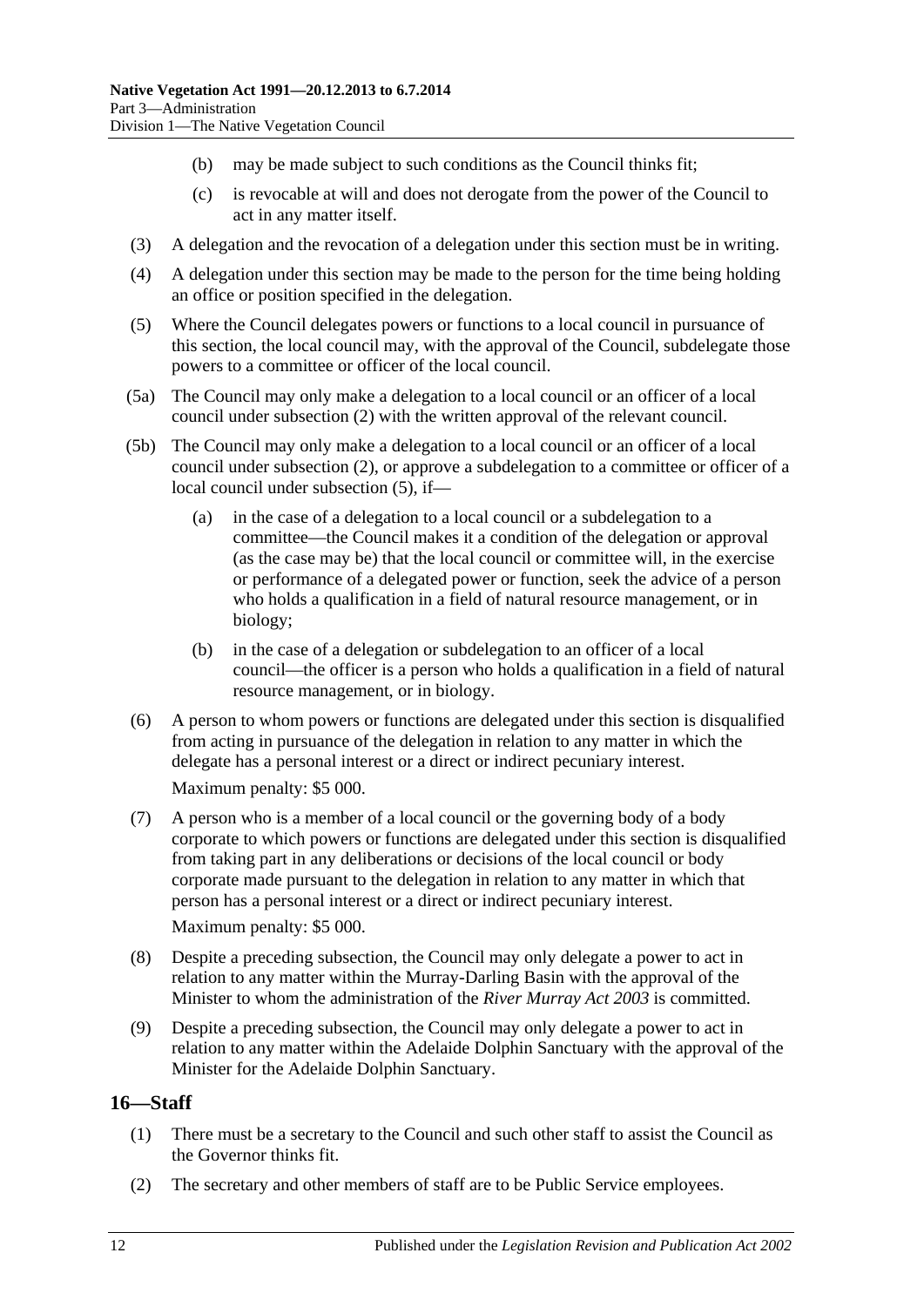(b) may be made subject to such conditions as the Council thinks fit;

(c) is revocable at will and does not derogate from the power of the Council to act in any matter itself.

(3) A delegation and the revocation of a delegation under this section must be in writing.

(4) A delegation under this section may be made to the person for the time being holding an office or position specified in the delegation.

(5) Where the Council delegates powers or functions to a local council in pursuance of this section, the local council may, with the approval of the Council, subdelegate those powers to a committee or officer of the local council.

(5a) The Council may only make a delegation to a local council or an officer of a local council under subsection (2) with the written approval of the relevant council.

(5b) The Council may only make a delegation to a local council or an officer of a local council under subsection (2), or approve a subdelegation to a committee or officer of a local council under subsection (5), if—

(a) in the case of a delegation to a local council or a subdelegation to a committee—the Council makes it a condition of the delegation or approval (as the case may be) that the local council or committee will, in the exercise or performance of a delegated power or function, seek the advice of a person who holds a qualification in a field of natural resource management, or in biology;

(b) in the case of a delegation or subdelegation to an officer of a local council—the officer is a person who holds a qualification in a field of natural resource management, or in biology.

(6) A person to whom powers or functions are delegated under this section is disqualified from acting in pursuance of the delegation in relation to any matter in which the delegate has a personal interest or a direct or indirect pecuniary interest.

Maximum penalty: $5 000.

(7) A person who is a member of a local council or the governing body of a body corporate to which powers or functions are delegated under this section is disqualified from taking part in any deliberations or decisions of the local council or body corporate made pursuant to the delegation in relation to any matter in which that person has a personal interest or a direct or indirect pecuniary interest.

Maximum penalty: $5 000.

(8) Despite a preceding subsection, the Council may only delegate a power to act in relation to any matter within the Murray-Darling Basin with the approval of the Minister to whom the administration of the *River Murray Act 2003* is committed.

(9) Despite a preceding subsection, the Council may only delegate a power to act in relation to any matter within the Adelaide Dolphin Sanctuary with the approval of the Minister for the Adelaide Dolphin Sanctuary.

## 16—Staff

(1) There must be a secretary to the Council and such other staff to assist the Council as the Governor thinks fit.

(2) The secretary and other members of staff are to be Public Service employees.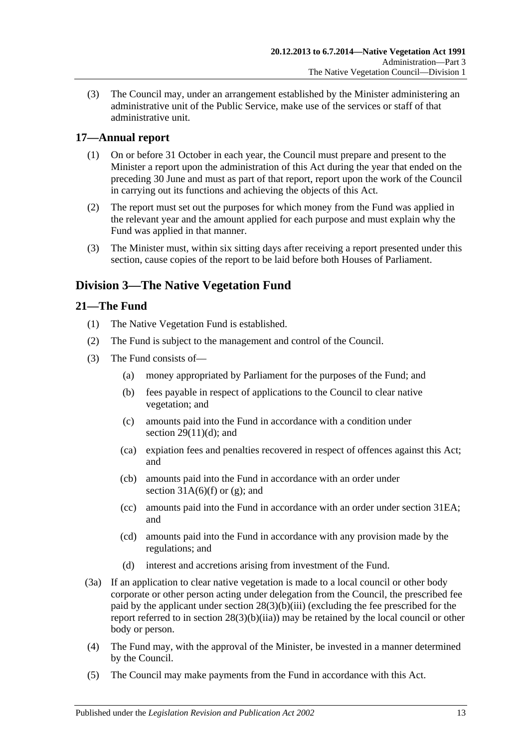(3) The Council may, under an arrangement established by the Minister administering an administrative unit of the Public Service, make use of the services or staff of that administrative unit.

## 17—Annual report

(1) On or before 31 October in each year, the Council must prepare and present to the Minister a report upon the administration of this Act during the year that ended on the preceding 30 June and must as part of that report, report upon the work of the Council in carrying out its functions and achieving the objects of this Act.

(2) The report must set out the purposes for which money from the Fund was applied in the relevant year and the amount applied for each purpose and must explain why the Fund was applied in that manner.

(3) The Minister must, within six sitting days after receiving a report presented under this section, cause copies of the report to be laid before both Houses of Parliament.

# Division 3—The Native Vegetation Fund

## 21—The Fund

(1) The Native Vegetation Fund is established.

(2) The Fund is subject to the management and control of the Council.

(3) The Fund consists of—

(a) money appropriated by Parliament for the purposes of the Fund; and

(b) fees payable in respect of applications to the Council to clear native vegetation; and

(c) amounts paid into the Fund in accordance with a condition under section 29(11)(d); and

(ca) expiation fees and penalties recovered in respect of offences against this Act; and

(cb) amounts paid into the Fund in accordance with an order under section 31A(6)(f) or (g); and

(cc) amounts paid into the Fund in accordance with an order under section 31EA; and

(cd) amounts paid into the Fund in accordance with any provision made by the regulations; and

(d) interest and accretions arising from investment of the Fund.

(3a) If an application to clear native vegetation is made to a local council or other body corporate or other person acting under delegation from the Council, the prescribed fee paid by the applicant under section 28(3)(b)(iii) (excluding the fee prescribed for the report referred to in section 28(3)(b)(iia)) may be retained by the local council or other body or person.

(4) The Fund may, with the approval of the Minister, be invested in a manner determined by the Council.

(5) The Council may make payments from the Fund in accordance with this Act.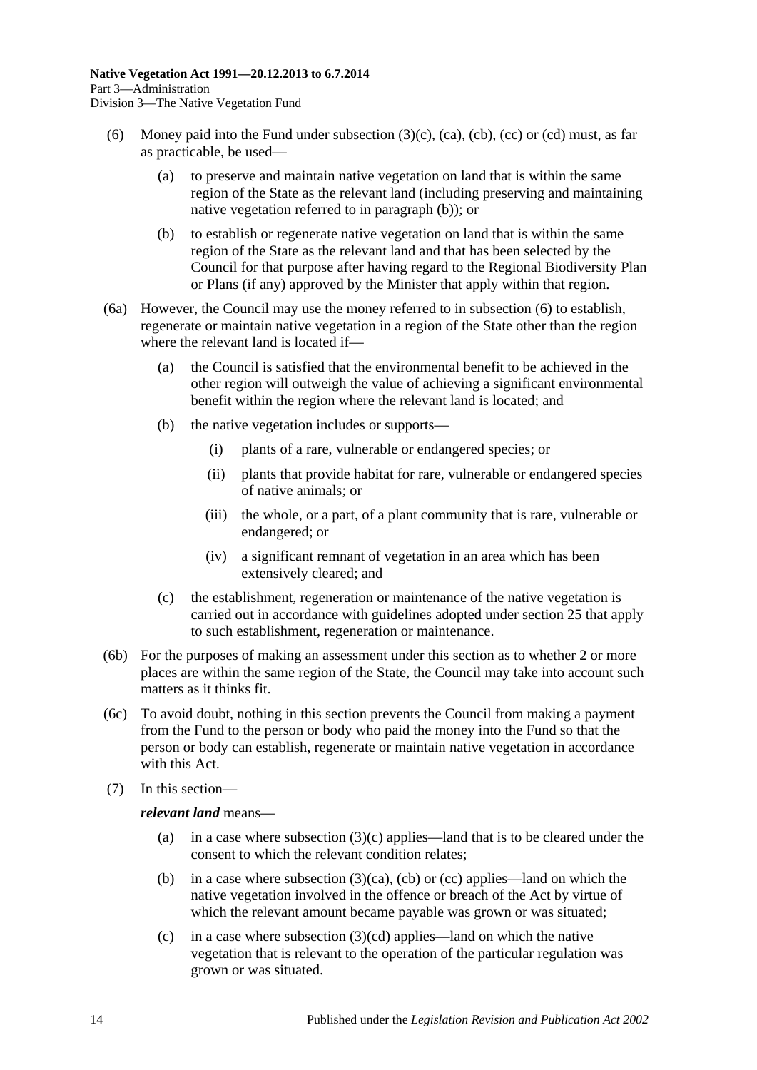(6) Money paid into the Fund under subsection (3)(c), (ca), (cb), (cc) or (cd) must, as far as practicable, be used—

(a) to preserve and maintain native vegetation on land that is within the same region of the State as the relevant land (including preserving and maintaining native vegetation referred to in paragraph (b)); or

(b) to establish or regenerate native vegetation on land that is within the same region of the State as the relevant land and that has been selected by the Council for that purpose after having regard to the Regional Biodiversity Plan or Plans (if any) approved by the Minister that apply within that region.

(6a) However, the Council may use the money referred to in subsection (6) to establish, regenerate or maintain native vegetation in a region of the State other than the region where the relevant land is located if—

(a) the Council is satisfied that the environmental benefit to be achieved in the other region will outweigh the value of achieving a significant environmental benefit within the region where the relevant land is located; and

(b) the native vegetation includes or supports—

(i) plants of a rare, vulnerable or endangered species; or

(ii) plants that provide habitat for rare, vulnerable or endangered species of native animals; or

(iii) the whole, or a part, of a plant community that is rare, vulnerable or endangered; or

(iv) a significant remnant of vegetation in an area which has been extensively cleared; and

(c) the establishment, regeneration or maintenance of the native vegetation is carried out in accordance with guidelines adopted under section 25 that apply to such establishment, regeneration or maintenance.

(6b) For the purposes of making an assessment under this section as to whether 2 or more places are within the same region of the State, the Council may take into account such matters as it thinks fit.

(6c) To avoid doubt, nothing in this section prevents the Council from making a payment from the Fund to the person or body who paid the money into the Fund so that the person or body can establish, regenerate or maintain native vegetation in accordance with this Act.

(7) In this section—

***relevant land*** means—

(a) in a case where subsection (3)(c) applies—land that is to be cleared under the consent to which the relevant condition relates;

(b) in a case where subsection (3)(ca), (cb) or (cc) applies—land on which the native vegetation involved in the offence or breach of the Act by virtue of which the relevant amount became payable was grown or was situated;

(c) in a case where subsection (3)(cd) applies—land on which the native vegetation that is relevant to the operation of the particular regulation was grown or was situated.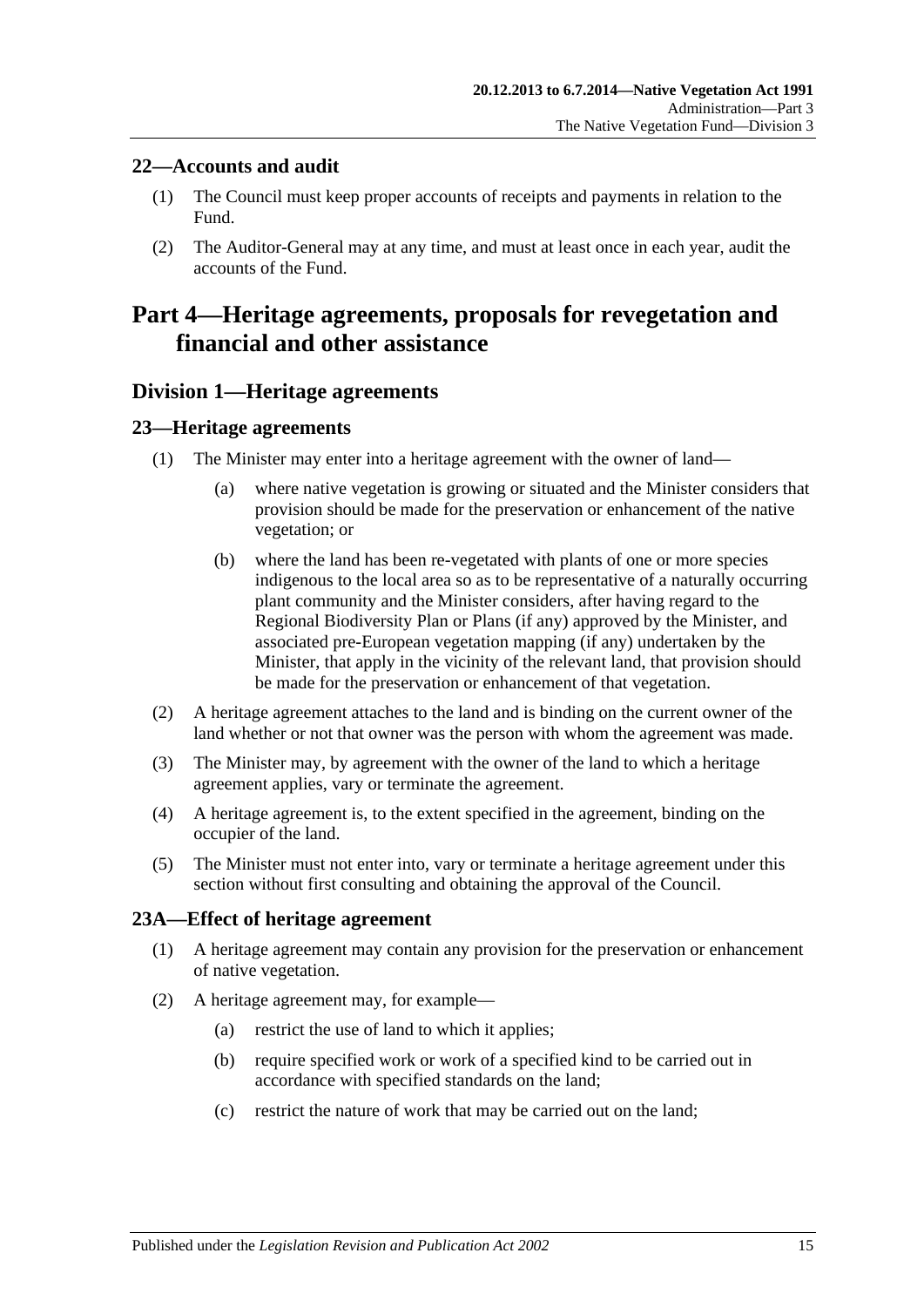## 22—Accounts and audit

(1) The Council must keep proper accounts of receipts and payments in relation to the Fund.

(2) The Auditor-General may at any time, and must at least once in each year, audit the accounts of the Fund.

# Part 4—Heritage agreements, proposals for revegetation and financial and other assistance

## Division 1—Heritage agreements

## 23—Heritage agreements

(1) The Minister may enter into a heritage agreement with the owner of land—

(a) where native vegetation is growing or situated and the Minister considers that provision should be made for the preservation or enhancement of the native vegetation; or

(b) where the land has been re-vegetated with plants of one or more species indigenous to the local area so as to be representative of a naturally occurring plant community and the Minister considers, after having regard to the Regional Biodiversity Plan or Plans (if any) approved by the Minister, and associated pre-European vegetation mapping (if any) undertaken by the Minister, that apply in the vicinity of the relevant land, that provision should be made for the preservation or enhancement of that vegetation.

(2) A heritage agreement attaches to the land and is binding on the current owner of the land whether or not that owner was the person with whom the agreement was made.

(3) The Minister may, by agreement with the owner of the land to which a heritage agreement applies, vary or terminate the agreement.

(4) A heritage agreement is, to the extent specified in the agreement, binding on the occupier of the land.

(5) The Minister must not enter into, vary or terminate a heritage agreement under this section without first consulting and obtaining the approval of the Council.

## 23A—Effect of heritage agreement

(1) A heritage agreement may contain any provision for the preservation or enhancement of native vegetation.

(2) A heritage agreement may, for example—

(a) restrict the use of land to which it applies;

(b) require specified work or work of a specified kind to be carried out in accordance with specified standards on the land;

(c) restrict the nature of work that may be carried out on the land;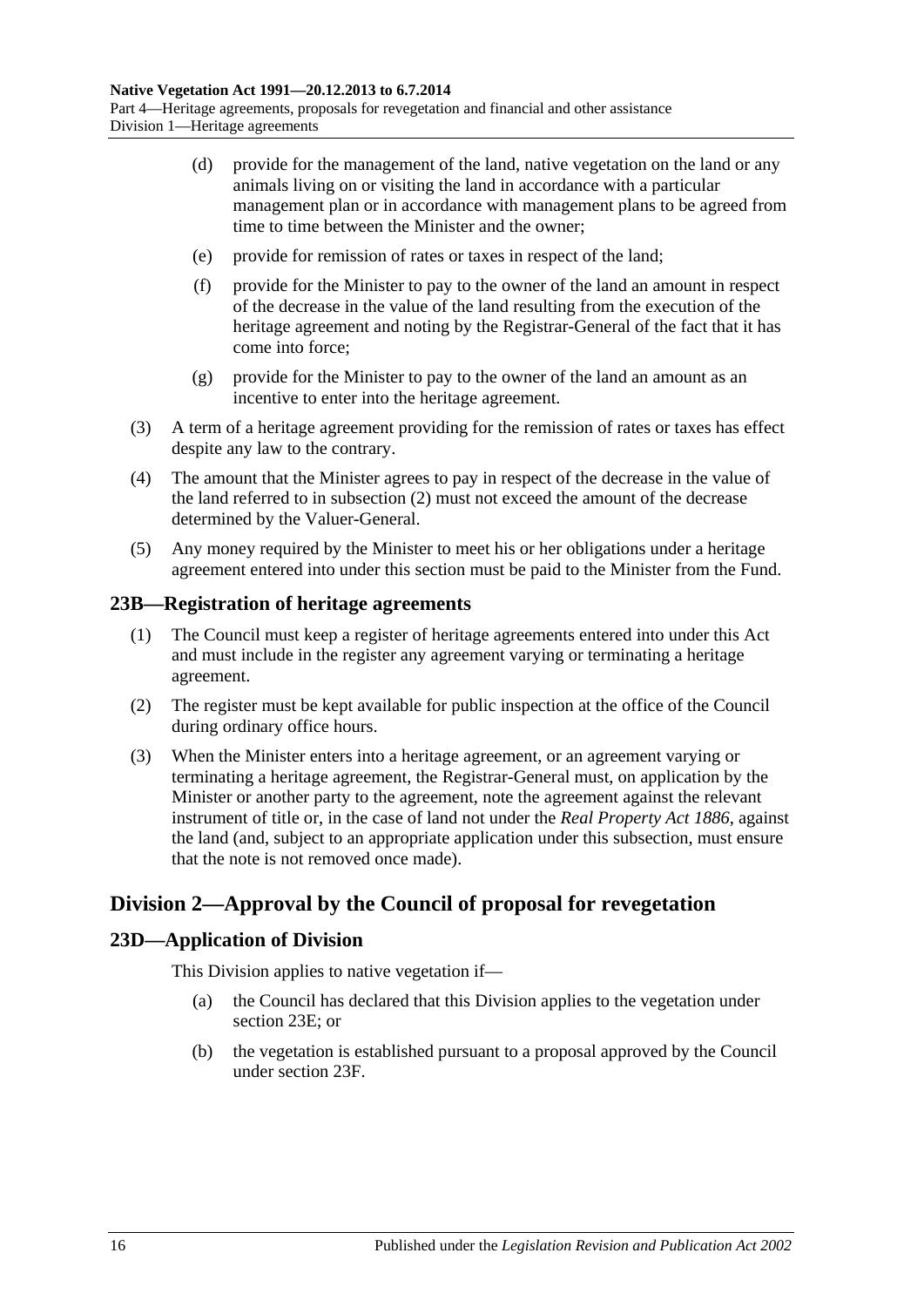(d) provide for the management of the land, native vegetation on the land or any animals living on or visiting the land in accordance with a particular management plan or in accordance with management plans to be agreed from time to time between the Minister and the owner;

(e) provide for remission of rates or taxes in respect of the land;

(f) provide for the Minister to pay to the owner of the land an amount in respect of the decrease in the value of the land resulting from the execution of the heritage agreement and noting by the Registrar-General of the fact that it has come into force;

(g) provide for the Minister to pay to the owner of the land an amount as an incentive to enter into the heritage agreement.

(3) A term of a heritage agreement providing for the remission of rates or taxes has effect despite any law to the contrary.

(4) The amount that the Minister agrees to pay in respect of the decrease in the value of the land referred to in subsection (2) must not exceed the amount of the decrease determined by the Valuer-General.

(5) Any money required by the Minister to meet his or her obligations under a heritage agreement entered into under this section must be paid to the Minister from the Fund.

## 23B—Registration of heritage agreements

(1) The Council must keep a register of heritage agreements entered into under this Act and must include in the register any agreement varying or terminating a heritage agreement.

(2) The register must be kept available for public inspection at the office of the Council during ordinary office hours.

(3) When the Minister enters into a heritage agreement, or an agreement varying or terminating a heritage agreement, the Registrar-General must, on application by the Minister or another party to the agreement, note the agreement against the relevant instrument of title or, in the case of land not under the *Real Property Act 1886*, against the land (and, subject to an appropriate application under this subsection, must ensure that the note is not removed once made).

# Division 2—Approval by the Council of proposal for revegetation

## 23D—Application of Division

This Division applies to native vegetation if—

(a) the Council has declared that this Division applies to the vegetation under section 23E; or

(b) the vegetation is established pursuant to a proposal approved by the Council under section 23F.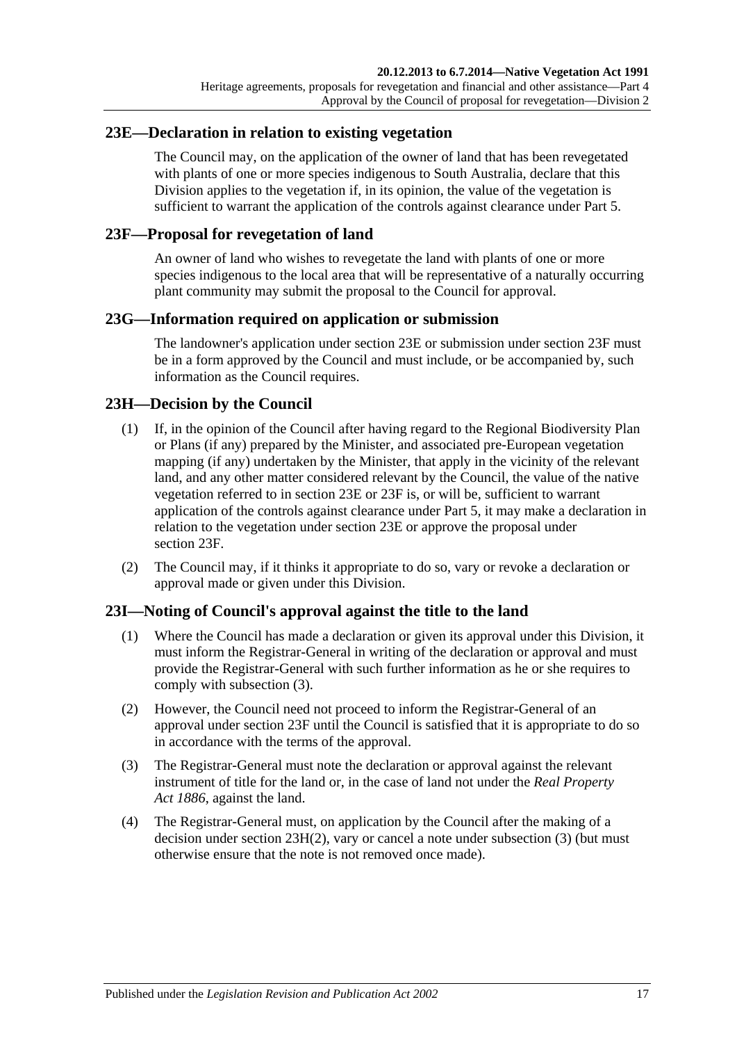## 23E—Declaration in relation to existing vegetation

The Council may, on the application of the owner of land that has been revegetated with plants of one or more species indigenous to South Australia, declare that this Division applies to the vegetation if, in its opinion, the value of the vegetation is sufficient to warrant the application of the controls against clearance under Part 5.

## 23F—Proposal for revegetation of land

An owner of land who wishes to revegetate the land with plants of one or more species indigenous to the local area that will be representative of a naturally occurring plant community may submit the proposal to the Council for approval.

## 23G—Information required on application or submission

The landowner's application under section 23E or submission under section 23F must be in a form approved by the Council and must include, or be accompanied by, such information as the Council requires.

## 23H—Decision by the Council

(1) If, in the opinion of the Council after having regard to the Regional Biodiversity Plan or Plans (if any) prepared by the Minister, and associated pre-European vegetation mapping (if any) undertaken by the Minister, that apply in the vicinity of the relevant land, and any other matter considered relevant by the Council, the value of the native vegetation referred to in section 23E or 23F is, or will be, sufficient to warrant application of the controls against clearance under Part 5, it may make a declaration in relation to the vegetation under section 23E or approve the proposal under section 23F.

(2) The Council may, if it thinks it appropriate to do so, vary or revoke a declaration or approval made or given under this Division.

## 23I—Noting of Council's approval against the title to the land

(1) Where the Council has made a declaration or given its approval under this Division, it must inform the Registrar-General in writing of the declaration or approval and must provide the Registrar-General with such further information as he or she requires to comply with subsection (3).

(2) However, the Council need not proceed to inform the Registrar-General of an approval under section 23F until the Council is satisfied that it is appropriate to do so in accordance with the terms of the approval.

(3) The Registrar-General must note the declaration or approval against the relevant instrument of title for the land or, in the case of land not under the *Real Property Act 1886*, against the land.

(4) The Registrar-General must, on application by the Council after the making of a decision under section 23H(2), vary or cancel a note under subsection (3) (but must otherwise ensure that the note is not removed once made).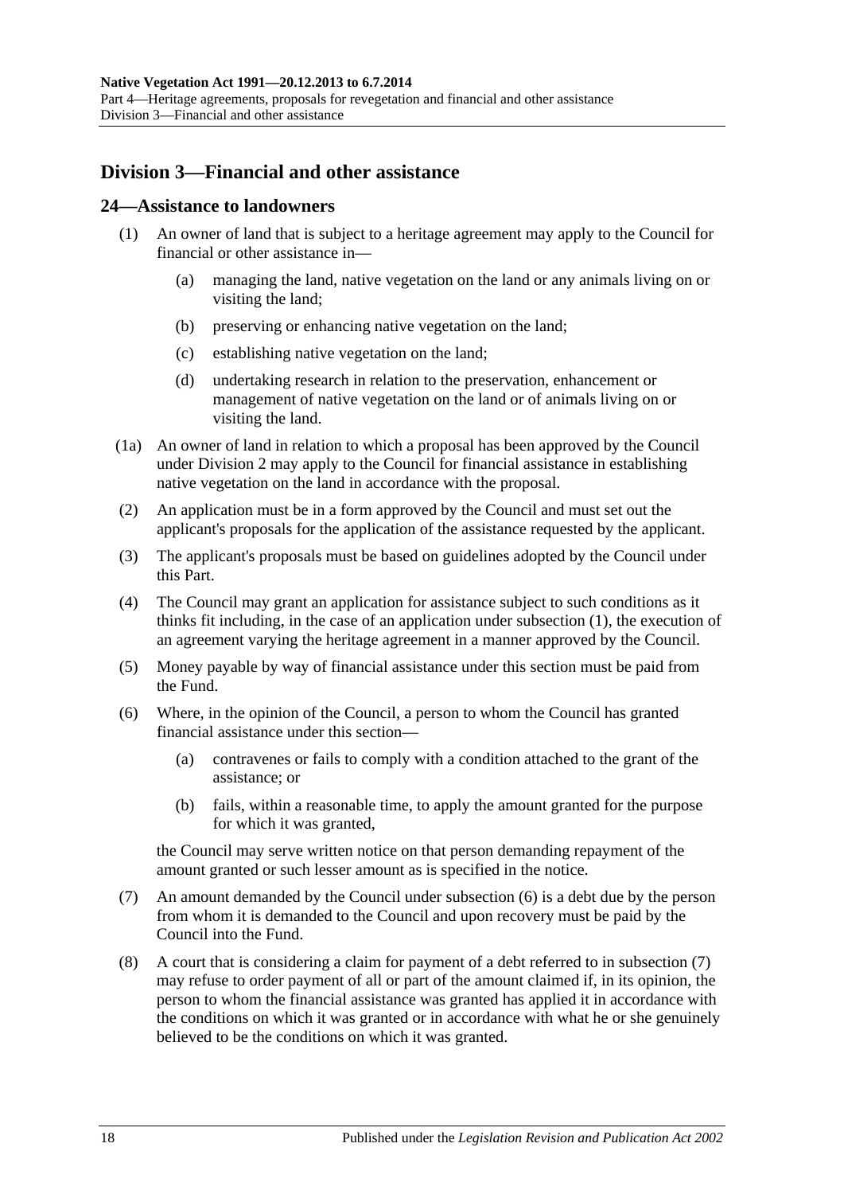## Division 3—Financial and other assistance

### 24—Assistance to landowners

(1) An owner of land that is subject to a heritage agreement may apply to the Council for financial or other assistance in—

(a) managing the land, native vegetation on the land or any animals living on or visiting the land;

(b) preserving or enhancing native vegetation on the land;

(c) establishing native vegetation on the land;

(d) undertaking research in relation to the preservation, enhancement or management of native vegetation on the land or of animals living on or visiting the land.

(1a) An owner of land in relation to which a proposal has been approved by the Council under Division 2 may apply to the Council for financial assistance in establishing native vegetation on the land in accordance with the proposal.

(2) An application must be in a form approved by the Council and must set out the applicant's proposals for the application of the assistance requested by the applicant.

(3) The applicant's proposals must be based on guidelines adopted by the Council under this Part.

(4) The Council may grant an application for assistance subject to such conditions as it thinks fit including, in the case of an application under subsection (1), the execution of an agreement varying the heritage agreement in a manner approved by the Council.

(5) Money payable by way of financial assistance under this section must be paid from the Fund.

(6) Where, in the opinion of the Council, a person to whom the Council has granted financial assistance under this section—

(a) contravenes or fails to comply with a condition attached to the grant of the assistance; or

(b) fails, within a reasonable time, to apply the amount granted for the purpose for which it was granted,

the Council may serve written notice on that person demanding repayment of the amount granted or such lesser amount as is specified in the notice.

(7) An amount demanded by the Council under subsection (6) is a debt due by the person from whom it is demanded to the Council and upon recovery must be paid by the Council into the Fund.

(8) A court that is considering a claim for payment of a debt referred to in subsection (7) may refuse to order payment of all or part of the amount claimed if, in its opinion, the person to whom the financial assistance was granted has applied it in accordance with the conditions on which it was granted or in accordance with what he or she genuinely believed to be the conditions on which it was granted.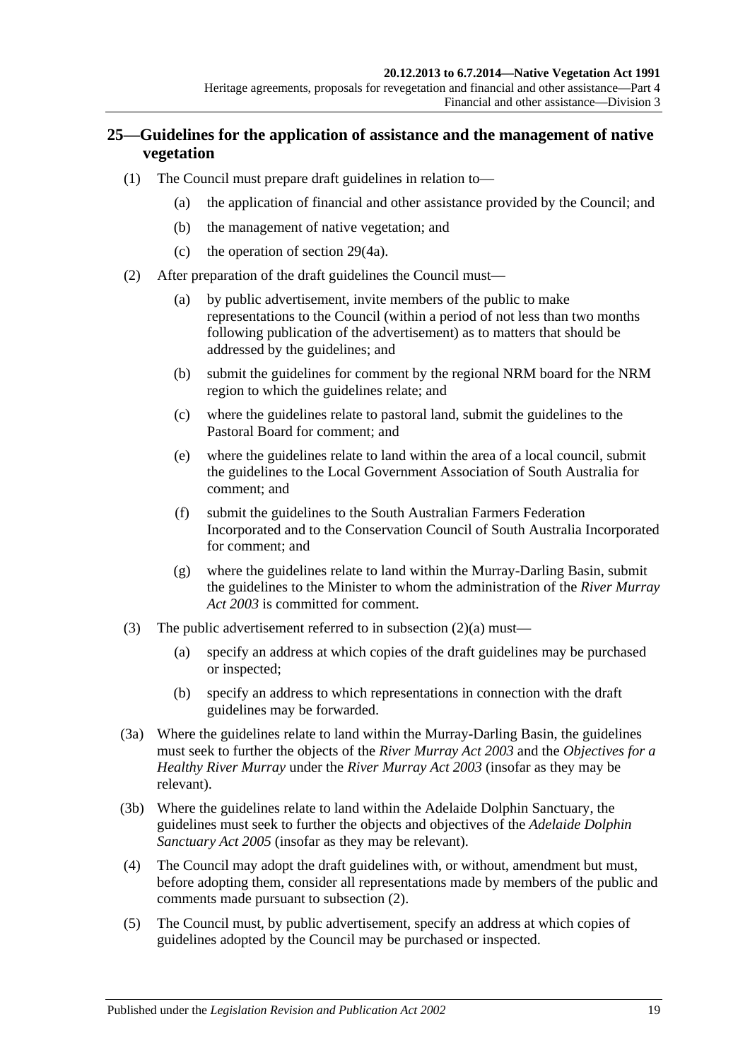## 25—Guidelines for the application of assistance and the management of native vegetation

(1) The Council must prepare draft guidelines in relation to—

(a) the application of financial and other assistance provided by the Council; and

(b) the management of native vegetation; and

(c) the operation of section 29(4a).

(2) After preparation of the draft guidelines the Council must—

(a) by public advertisement, invite members of the public to make representations to the Council (within a period of not less than two months following publication of the advertisement) as to matters that should be addressed by the guidelines; and

(b) submit the guidelines for comment by the regional NRM board for the NRM region to which the guidelines relate; and

(c) where the guidelines relate to pastoral land, submit the guidelines to the Pastoral Board for comment; and

(e) where the guidelines relate to land within the area of a local council, submit the guidelines to the Local Government Association of South Australia for comment; and

(f) submit the guidelines to the South Australian Farmers Federation Incorporated and to the Conservation Council of South Australia Incorporated for comment; and

(g) where the guidelines relate to land within the Murray-Darling Basin, submit the guidelines to the Minister to whom the administration of the *River Murray Act 2003* is committed for comment.

(3) The public advertisement referred to in subsection (2)(a) must—

(a) specify an address at which copies of the draft guidelines may be purchased or inspected;

(b) specify an address to which representations in connection with the draft guidelines may be forwarded.

(3a) Where the guidelines relate to land within the Murray-Darling Basin, the guidelines must seek to further the objects of the *River Murray Act 2003* and the *Objectives for a Healthy River Murray* under the *River Murray Act 2003* (insofar as they may be relevant).

(3b) Where the guidelines relate to land within the Adelaide Dolphin Sanctuary, the guidelines must seek to further the objects and objectives of the *Adelaide Dolphin Sanctuary Act 2005* (insofar as they may be relevant).

(4) The Council may adopt the draft guidelines with, or without, amendment but must, before adopting them, consider all representations made by members of the public and comments made pursuant to subsection (2).

(5) The Council must, by public advertisement, specify an address at which copies of guidelines adopted by the Council may be purchased or inspected.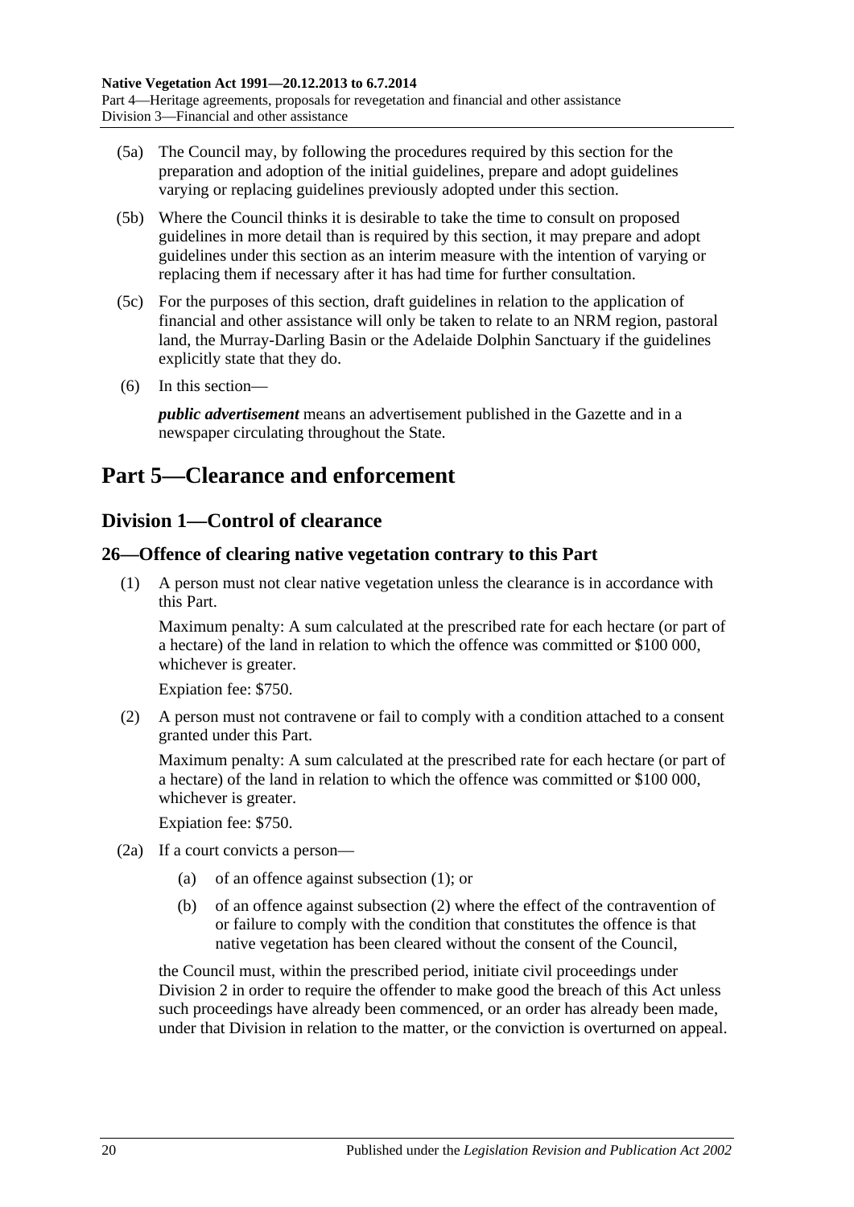(5a) The Council may, by following the procedures required by this section for the preparation and adoption of the initial guidelines, prepare and adopt guidelines varying or replacing guidelines previously adopted under this section.

(5b) Where the Council thinks it is desirable to take the time to consult on proposed guidelines in more detail than is required by this section, it may prepare and adopt guidelines under this section as an interim measure with the intention of varying or replacing them if necessary after it has had time for further consultation.

(5c) For the purposes of this section, draft guidelines in relation to the application of financial and other assistance will only be taken to relate to an NRM region, pastoral land, the Murray-Darling Basin or the Adelaide Dolphin Sanctuary if the guidelines explicitly state that they do.

(6) In this section—

***public advertisement*** means an advertisement published in the Gazette and in a newspaper circulating throughout the State.

# Part 5—Clearance and enforcement

## Division 1—Control of clearance

### 26—Offence of clearing native vegetation contrary to this Part

(1) A person must not clear native vegetation unless the clearance is in accordance with this Part.

Maximum penalty: A sum calculated at the prescribed rate for each hectare (or part of a hectare) of the land in relation to which the offence was committed or $100 000, whichever is greater.

Expiation fee: $750.

(2) A person must not contravene or fail to comply with a condition attached to a consent granted under this Part.

Maximum penalty: A sum calculated at the prescribed rate for each hectare (or part of a hectare) of the land in relation to which the offence was committed or $100 000, whichever is greater.

Expiation fee: $750.

(2a) If a court convicts a person—

(a) of an offence against subsection (1); or

(b) of an offence against subsection (2) where the effect of the contravention of or failure to comply with the condition that constitutes the offence is that native vegetation has been cleared without the consent of the Council,

the Council must, within the prescribed period, initiate civil proceedings under Division 2 in order to require the offender to make good the breach of this Act unless such proceedings have already been commenced, or an order has already been made, under that Division in relation to the matter, or the conviction is overturned on appeal.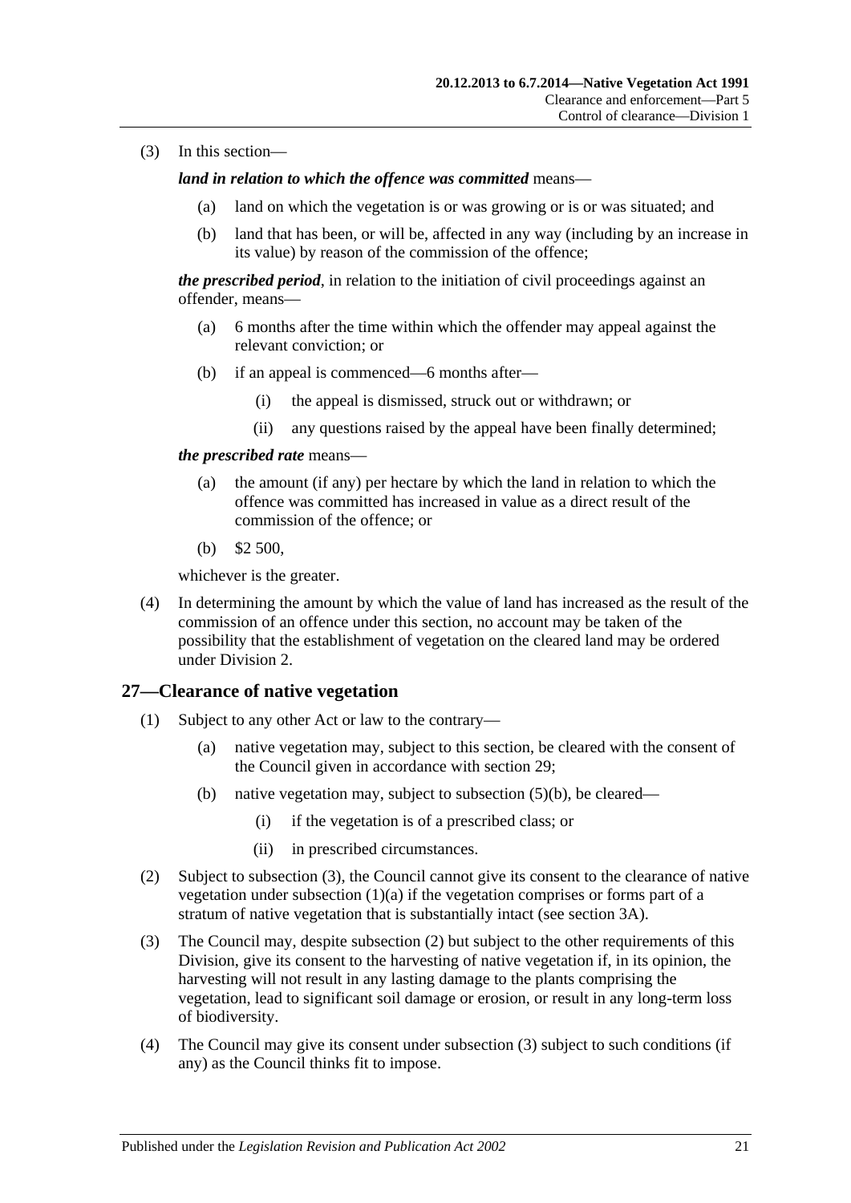(3) In this section—

***land in relation to which the offence was committed*** means—

(a) land on which the vegetation is or was growing or is or was situated; and

(b) land that has been, or will be, affected in any way (including by an increase in its value) by reason of the commission of the offence;

***the prescribed period***, in relation to the initiation of civil proceedings against an offender, means—

(a) 6 months after the time within which the offender may appeal against the relevant conviction; or

(b) if an appeal is commenced—6 months after—

(i) the appeal is dismissed, struck out or withdrawn; or

(ii) any questions raised by the appeal have been finally determined;

***the prescribed rate*** means—

(a) the amount (if any) per hectare by which the land in relation to which the offence was committed has increased in value as a direct result of the commission of the offence; or

(b) $2 500,

whichever is the greater.

(4) In determining the amount by which the value of land has increased as the result of the commission of an offence under this section, no account may be taken of the possibility that the establishment of vegetation on the cleared land may be ordered under Division 2.

## 27—Clearance of native vegetation

(1) Subject to any other Act or law to the contrary—

(a) native vegetation may, subject to this section, be cleared with the consent of the Council given in accordance with section 29;

(b) native vegetation may, subject to subsection (5)(b), be cleared—

(i) if the vegetation is of a prescribed class; or

(ii) in prescribed circumstances.

(2) Subject to subsection (3), the Council cannot give its consent to the clearance of native vegetation under subsection (1)(a) if the vegetation comprises or forms part of a stratum of native vegetation that is substantially intact (see section 3A).

(3) The Council may, despite subsection (2) but subject to the other requirements of this Division, give its consent to the harvesting of native vegetation if, in its opinion, the harvesting will not result in any lasting damage to the plants comprising the vegetation, lead to significant soil damage or erosion, or result in any long-term loss of biodiversity.

(4) The Council may give its consent under subsection (3) subject to such conditions (if any) as the Council thinks fit to impose.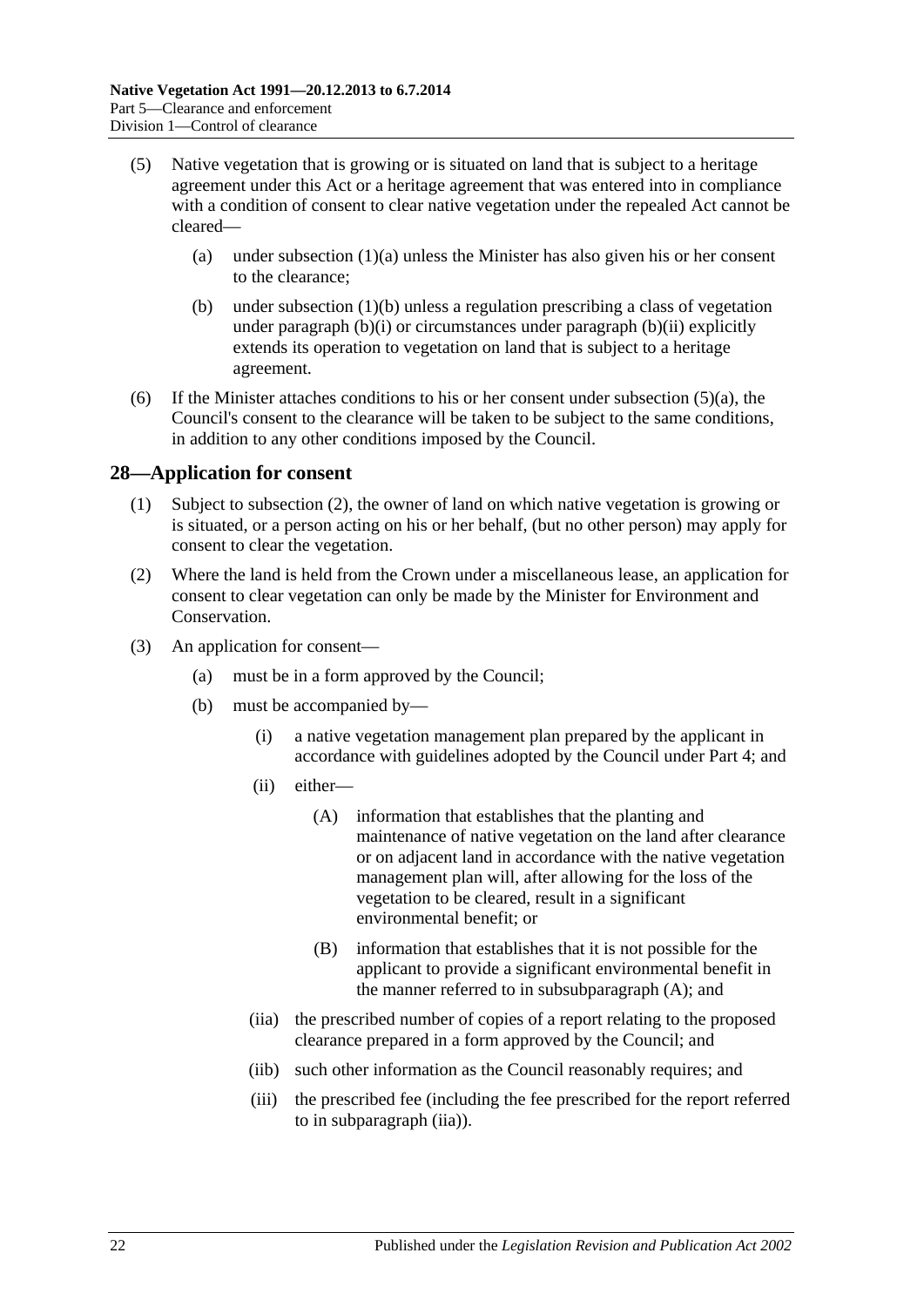(5) Native vegetation that is growing or is situated on land that is subject to a heritage agreement under this Act or a heritage agreement that was entered into in compliance with a condition of consent to clear native vegetation under the repealed Act cannot be cleared—

(a) under subsection (1)(a) unless the Minister has also given his or her consent to the clearance;

(b) under subsection (1)(b) unless a regulation prescribing a class of vegetation under paragraph (b)(i) or circumstances under paragraph (b)(ii) explicitly extends its operation to vegetation on land that is subject to a heritage agreement.

(6) If the Minister attaches conditions to his or her consent under subsection (5)(a), the Council's consent to the clearance will be taken to be subject to the same conditions, in addition to any other conditions imposed by the Council.

## 28—Application for consent

(1) Subject to subsection (2), the owner of land on which native vegetation is growing or is situated, or a person acting on his or her behalf, (but no other person) may apply for consent to clear the vegetation.

(2) Where the land is held from the Crown under a miscellaneous lease, an application for consent to clear vegetation can only be made by the Minister for Environment and Conservation.

(3) An application for consent—

(a) must be in a form approved by the Council;

(b) must be accompanied by—

(i) a native vegetation management plan prepared by the applicant in accordance with guidelines adopted by the Council under Part 4; and

(ii) either—

(A) information that establishes that the planting and maintenance of native vegetation on the land after clearance or on adjacent land in accordance with the native vegetation management plan will, after allowing for the loss of the vegetation to be cleared, result in a significant environmental benefit; or

(B) information that establishes that it is not possible for the applicant to provide a significant environmental benefit in the manner referred to in subsubparagraph (A); and

(iia) the prescribed number of copies of a report relating to the proposed clearance prepared in a form approved by the Council; and

(iib) such other information as the Council reasonably requires; and

(iii) the prescribed fee (including the fee prescribed for the report referred to in subparagraph (iia)).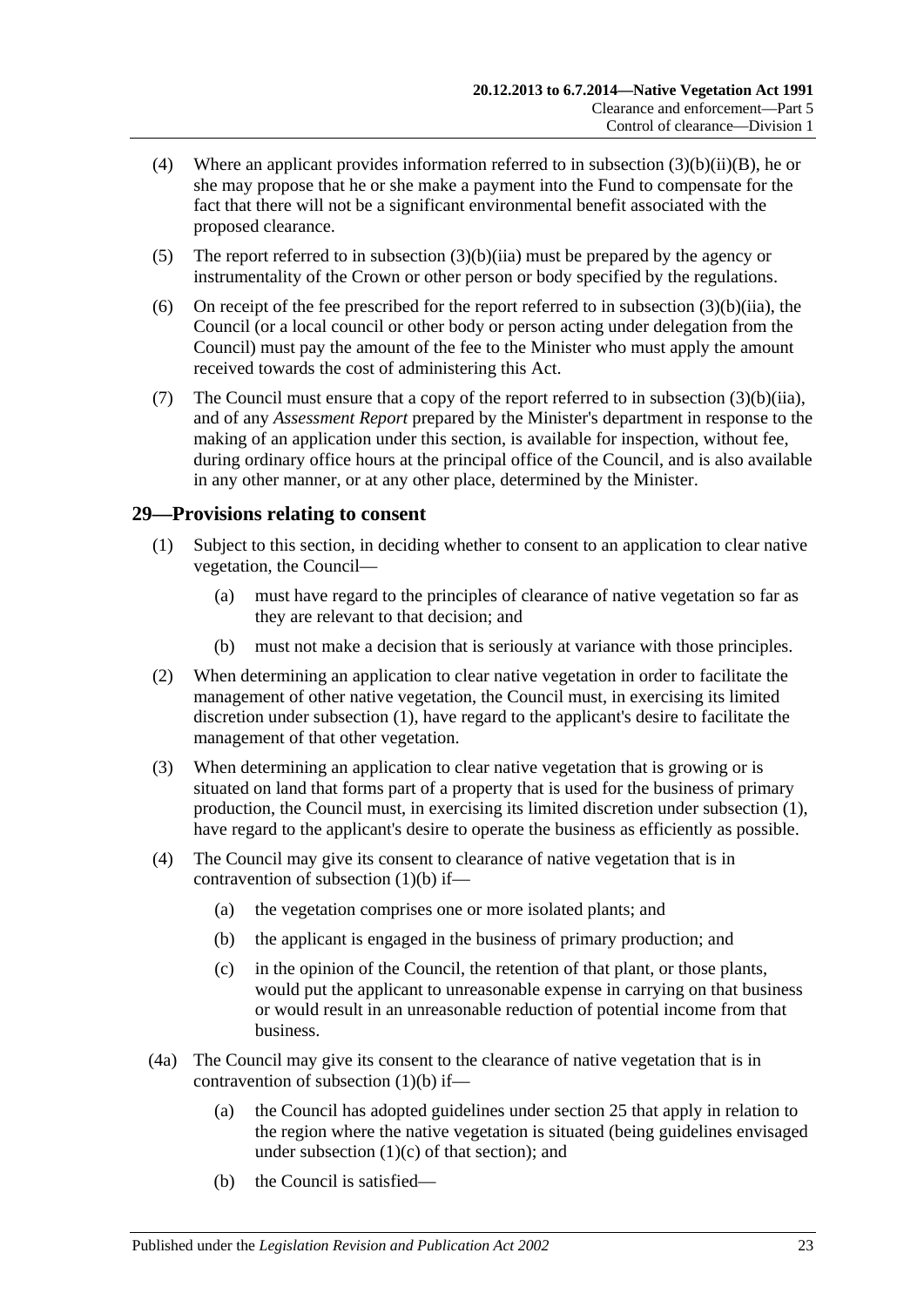(4) Where an applicant provides information referred to in subsection (3)(b)(ii)(B), he or she may propose that he or she make a payment into the Fund to compensate for the fact that there will not be a significant environmental benefit associated with the proposed clearance.

(5) The report referred to in subsection (3)(b)(iia) must be prepared by the agency or instrumentality of the Crown or other person or body specified by the regulations.

(6) On receipt of the fee prescribed for the report referred to in subsection (3)(b)(iia), the Council (or a local council or other body or person acting under delegation from the Council) must pay the amount of the fee to the Minister who must apply the amount received towards the cost of administering this Act.

(7) The Council must ensure that a copy of the report referred to in subsection (3)(b)(iia), and of any *Assessment Report* prepared by the Minister's department in response to the making of an application under this section, is available for inspection, without fee, during ordinary office hours at the principal office of the Council, and is also available in any other manner, or at any other place, determined by the Minister.

## 29—Provisions relating to consent

(1) Subject to this section, in deciding whether to consent to an application to clear native vegetation, the Council—

(a) must have regard to the principles of clearance of native vegetation so far as they are relevant to that decision; and

(b) must not make a decision that is seriously at variance with those principles.

(2) When determining an application to clear native vegetation in order to facilitate the management of other native vegetation, the Council must, in exercising its limited discretion under subsection (1), have regard to the applicant's desire to facilitate the management of that other vegetation.

(3) When determining an application to clear native vegetation that is growing or is situated on land that forms part of a property that is used for the business of primary production, the Council must, in exercising its limited discretion under subsection (1), have regard to the applicant's desire to operate the business as efficiently as possible.

(4) The Council may give its consent to clearance of native vegetation that is in contravention of subsection (1)(b) if—

(a) the vegetation comprises one or more isolated plants; and

(b) the applicant is engaged in the business of primary production; and

(c) in the opinion of the Council, the retention of that plant, or those plants, would put the applicant to unreasonable expense in carrying on that business or would result in an unreasonable reduction of potential income from that business.

(4a) The Council may give its consent to the clearance of native vegetation that is in contravention of subsection (1)(b) if—

(a) the Council has adopted guidelines under section 25 that apply in relation to the region where the native vegetation is situated (being guidelines envisaged under subsection (1)(c) of that section); and

(b) the Council is satisfied—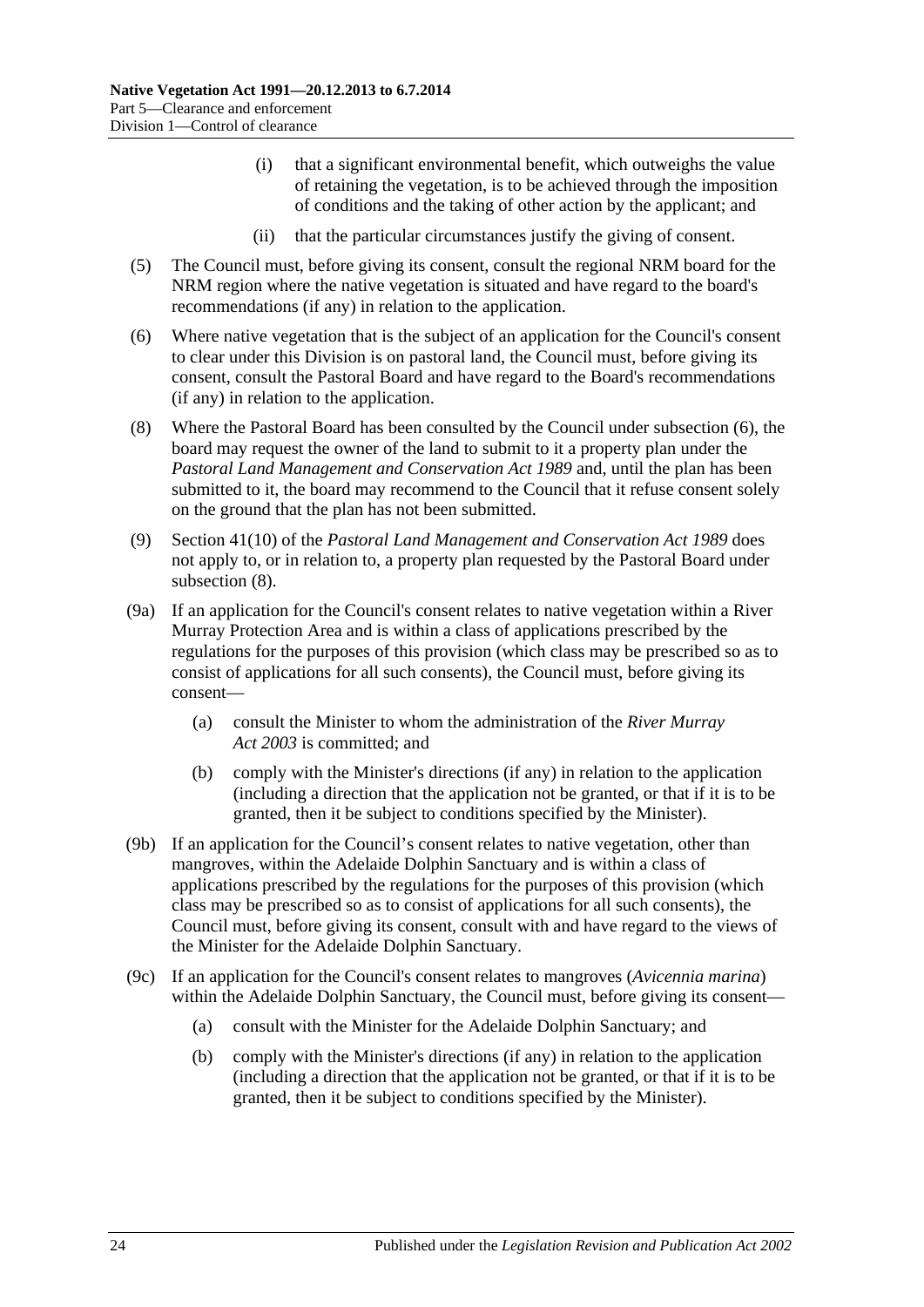(i) that a significant environmental benefit, which outweighs the value of retaining the vegetation, is to be achieved through the imposition of conditions and the taking of other action by the applicant; and

(ii) that the particular circumstances justify the giving of consent.

(5) The Council must, before giving its consent, consult the regional NRM board for the NRM region where the native vegetation is situated and have regard to the board's recommendations (if any) in relation to the application.

(6) Where native vegetation that is the subject of an application for the Council's consent to clear under this Division is on pastoral land, the Council must, before giving its consent, consult the Pastoral Board and have regard to the Board's recommendations (if any) in relation to the application.

(8) Where the Pastoral Board has been consulted by the Council under subsection (6), the board may request the owner of the land to submit to it a property plan under the *Pastoral Land Management and Conservation Act 1989* and, until the plan has been submitted to it, the board may recommend to the Council that it refuse consent solely on the ground that the plan has not been submitted.

(9) Section 41(10) of the *Pastoral Land Management and Conservation Act 1989* does not apply to, or in relation to, a property plan requested by the Pastoral Board under subsection (8).

(9a) If an application for the Council's consent relates to native vegetation within a River Murray Protection Area and is within a class of applications prescribed by the regulations for the purposes of this provision (which class may be prescribed so as to consist of applications for all such consents), the Council must, before giving its consent—

(a) consult the Minister to whom the administration of the *River Murray Act 2003* is committed; and

(b) comply with the Minister's directions (if any) in relation to the application (including a direction that the application not be granted, or that if it is to be granted, then it be subject to conditions specified by the Minister).

(9b) If an application for the Council's consent relates to native vegetation, other than mangroves, within the Adelaide Dolphin Sanctuary and is within a class of applications prescribed by the regulations for the purposes of this provision (which class may be prescribed so as to consist of applications for all such consents), the Council must, before giving its consent, consult with and have regard to the views of the Minister for the Adelaide Dolphin Sanctuary.

(9c) If an application for the Council's consent relates to mangroves (*Avicennia marina*) within the Adelaide Dolphin Sanctuary, the Council must, before giving its consent—

(a) consult with the Minister for the Adelaide Dolphin Sanctuary; and

(b) comply with the Minister's directions (if any) in relation to the application (including a direction that the application not be granted, or that if it is to be granted, then it be subject to conditions specified by the Minister).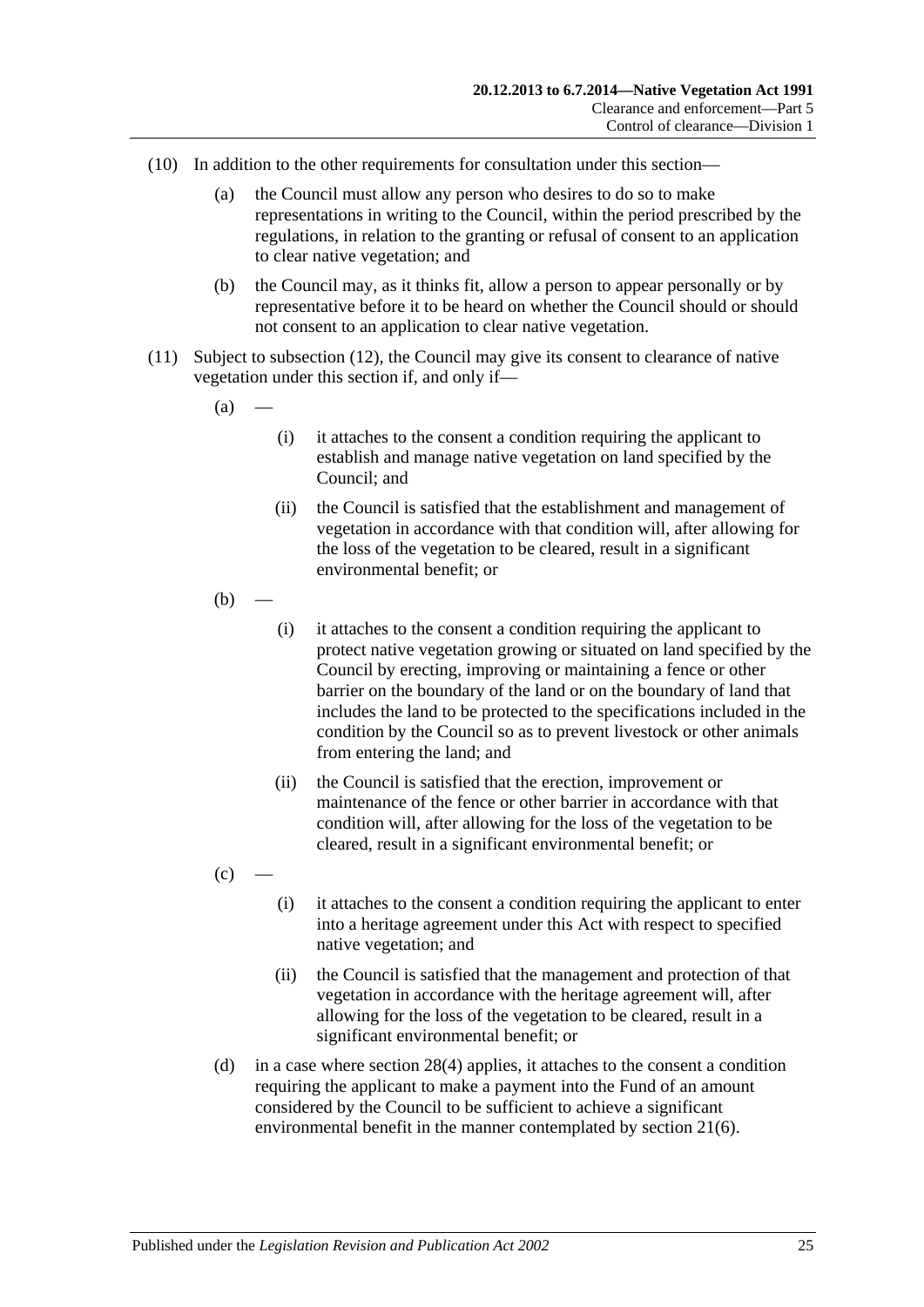(10) In addition to the other requirements for consultation under this section—

   (a) the Council must allow any person who desires to do so to make representations in writing to the Council, within the period prescribed by the regulations, in relation to the granting or refusal of consent to an application to clear native vegetation; and

   (b) the Council may, as it thinks fit, allow a person to appear personally or by representative before it to be heard on whether the Council should or should not consent to an application to clear native vegetation.

(11) Subject to subsection (12), the Council may give its consent to clearance of native vegetation under this section if, and only if—

   (a) —

      (i) it attaches to the consent a condition requiring the applicant to establish and manage native vegetation on land specified by the Council; and

      (ii) the Council is satisfied that the establishment and management of vegetation in accordance with that condition will, after allowing for the loss of the vegetation to be cleared, result in a significant environmental benefit; or

   (b) —

      (i) it attaches to the consent a condition requiring the applicant to protect native vegetation growing or situated on land specified by the Council by erecting, improving or maintaining a fence or other barrier on the boundary of the land or on the boundary of land that includes the land to be protected to the specifications included in the condition by the Council so as to prevent livestock or other animals from entering the land; and

      (ii) the Council is satisfied that the erection, improvement or maintenance of the fence or other barrier in accordance with that condition will, after allowing for the loss of the vegetation to be cleared, result in a significant environmental benefit; or

   (c) —

      (i) it attaches to the consent a condition requiring the applicant to enter into a heritage agreement under this Act with respect to specified native vegetation; and

      (ii) the Council is satisfied that the management and protection of that vegetation in accordance with the heritage agreement will, after allowing for the loss of the vegetation to be cleared, result in a significant environmental benefit; or

   (d) in a case where section 28(4) applies, it attaches to the consent a condition requiring the applicant to make a payment into the Fund of an amount considered by the Council to be sufficient to achieve a significant environmental benefit in the manner contemplated by section 21(6).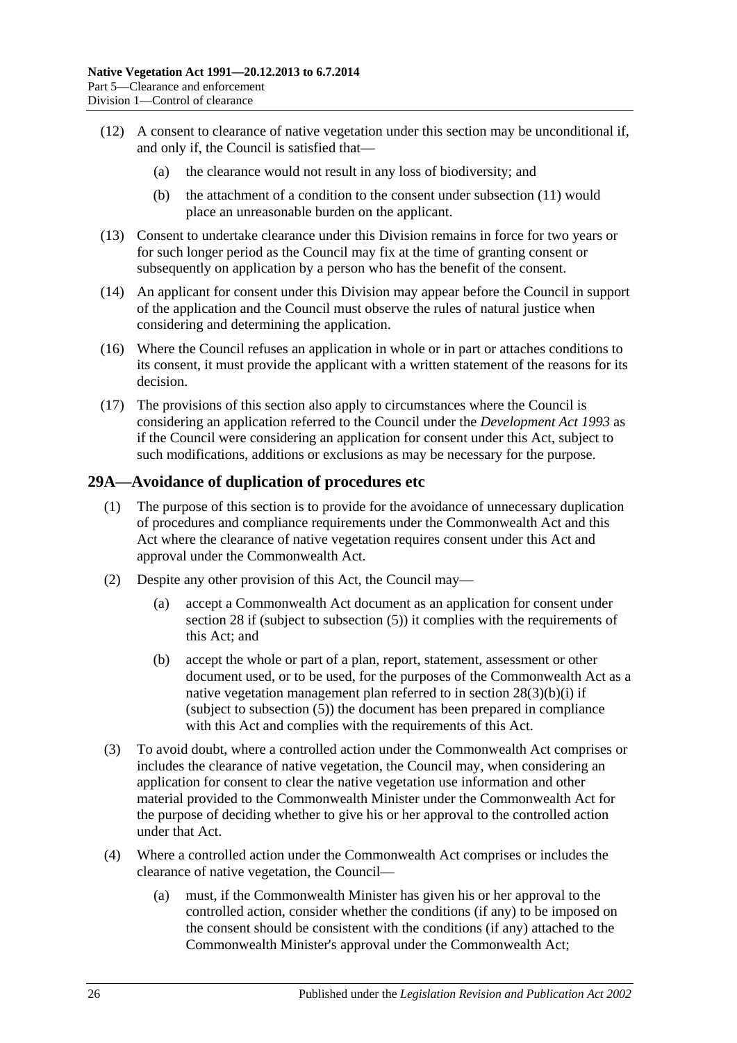(12) A consent to clearance of native vegetation under this section may be unconditional if, and only if, the Council is satisfied that—

 (a) the clearance would not result in any loss of biodiversity; and

 (b) the attachment of a condition to the consent under subsection (11) would place an unreasonable burden on the applicant.

(13) Consent to undertake clearance under this Division remains in force for two years or for such longer period as the Council may fix at the time of granting consent or subsequently on application by a person who has the benefit of the consent.

(14) An applicant for consent under this Division may appear before the Council in support of the application and the Council must observe the rules of natural justice when considering and determining the application.

(16) Where the Council refuses an application in whole or in part or attaches conditions to its consent, it must provide the applicant with a written statement of the reasons for its decision.

(17) The provisions of this section also apply to circumstances where the Council is considering an application referred to the Council under the *Development Act 1993* as if the Council were considering an application for consent under this Act, subject to such modifications, additions or exclusions as may be necessary for the purpose.

## 29A—Avoidance of duplication of procedures etc

(1) The purpose of this section is to provide for the avoidance of unnecessary duplication of procedures and compliance requirements under the Commonwealth Act and this Act where the clearance of native vegetation requires consent under this Act and approval under the Commonwealth Act.

(2) Despite any other provision of this Act, the Council may—

 (a) accept a Commonwealth Act document as an application for consent under section 28 if (subject to subsection (5)) it complies with the requirements of this Act; and

 (b) accept the whole or part of a plan, report, statement, assessment or other document used, or to be used, for the purposes of the Commonwealth Act as a native vegetation management plan referred to in section 28(3)(b)(i) if (subject to subsection (5)) the document has been prepared in compliance with this Act and complies with the requirements of this Act.

(3) To avoid doubt, where a controlled action under the Commonwealth Act comprises or includes the clearance of native vegetation, the Council may, when considering an application for consent to clear the native vegetation use information and other material provided to the Commonwealth Minister under the Commonwealth Act for the purpose of deciding whether to give his or her approval to the controlled action under that Act.

(4) Where a controlled action under the Commonwealth Act comprises or includes the clearance of native vegetation, the Council—

 (a) must, if the Commonwealth Minister has given his or her approval to the controlled action, consider whether the conditions (if any) to be imposed on the consent should be consistent with the conditions (if any) attached to the Commonwealth Minister's approval under the Commonwealth Act;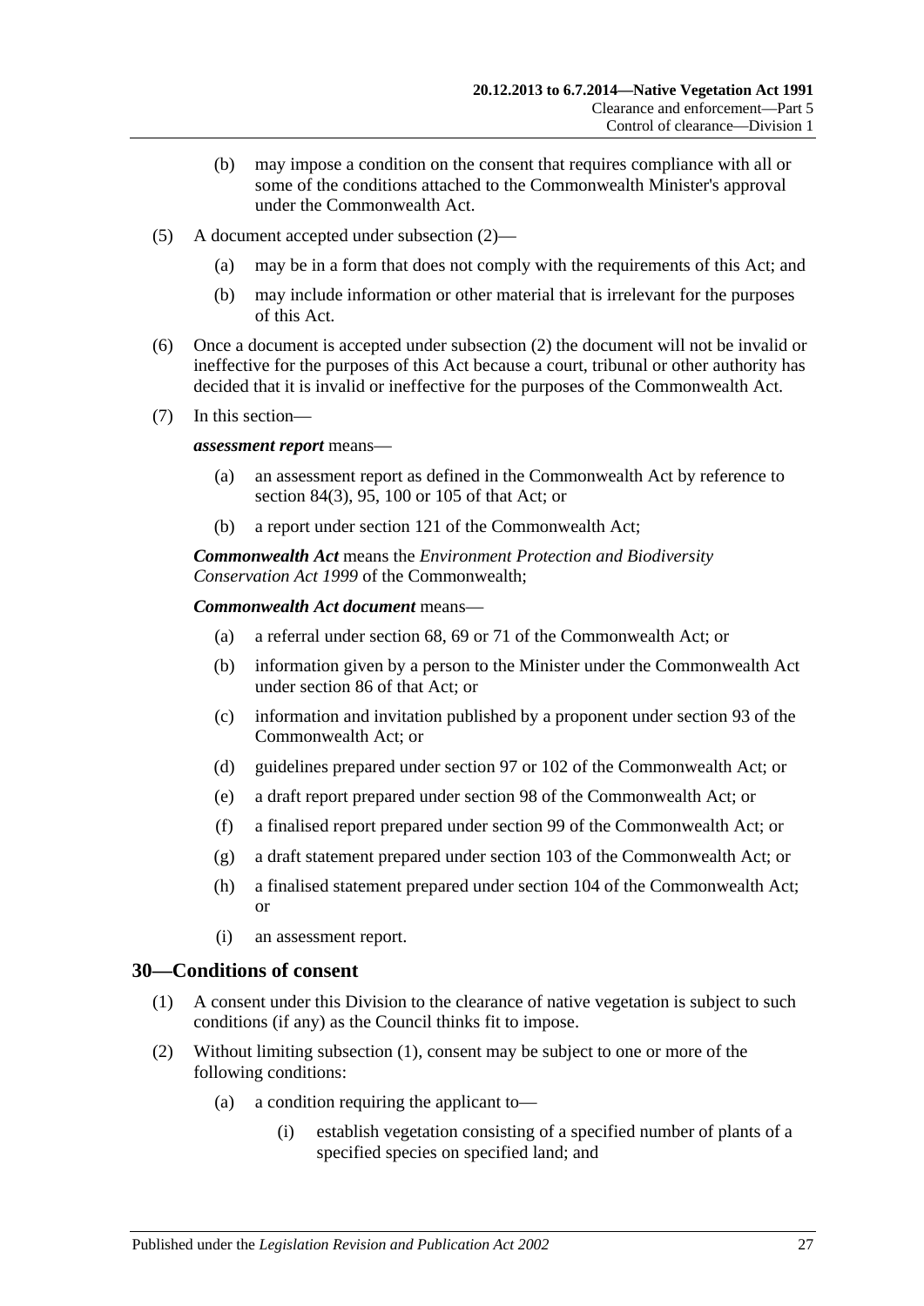(b) may impose a condition on the consent that requires compliance with all or some of the conditions attached to the Commonwealth Minister's approval under the Commonwealth Act.

(5) A document accepted under subsection (2)—

(a) may be in a form that does not comply with the requirements of this Act; and

(b) may include information or other material that is irrelevant for the purposes of this Act.

(6) Once a document is accepted under subsection (2) the document will not be invalid or ineffective for the purposes of this Act because a court, tribunal or other authority has decided that it is invalid or ineffective for the purposes of the Commonwealth Act.

(7) In this section—

***assessment report*** means—

(a) an assessment report as defined in the Commonwealth Act by reference to section 84(3), 95, 100 or 105 of that Act; or

(b) a report under section 121 of the Commonwealth Act;

***Commonwealth Act*** means the *Environment Protection and Biodiversity Conservation Act 1999* of the Commonwealth;

***Commonwealth Act document*** means—

(a) a referral under section 68, 69 or 71 of the Commonwealth Act; or

(b) information given by a person to the Minister under the Commonwealth Act under section 86 of that Act; or

(c) information and invitation published by a proponent under section 93 of the Commonwealth Act; or

(d) guidelines prepared under section 97 or 102 of the Commonwealth Act; or

(e) a draft report prepared under section 98 of the Commonwealth Act; or

(f) a finalised report prepared under section 99 of the Commonwealth Act; or

(g) a draft statement prepared under section 103 of the Commonwealth Act; or

(h) a finalised statement prepared under section 104 of the Commonwealth Act; or

(i) an assessment report.

## 30—Conditions of consent

(1) A consent under this Division to the clearance of native vegetation is subject to such conditions (if any) as the Council thinks fit to impose.

(2) Without limiting subsection (1), consent may be subject to one or more of the following conditions:

(a) a condition requiring the applicant to—

(i) establish vegetation consisting of a specified number of plants of a specified species on specified land; and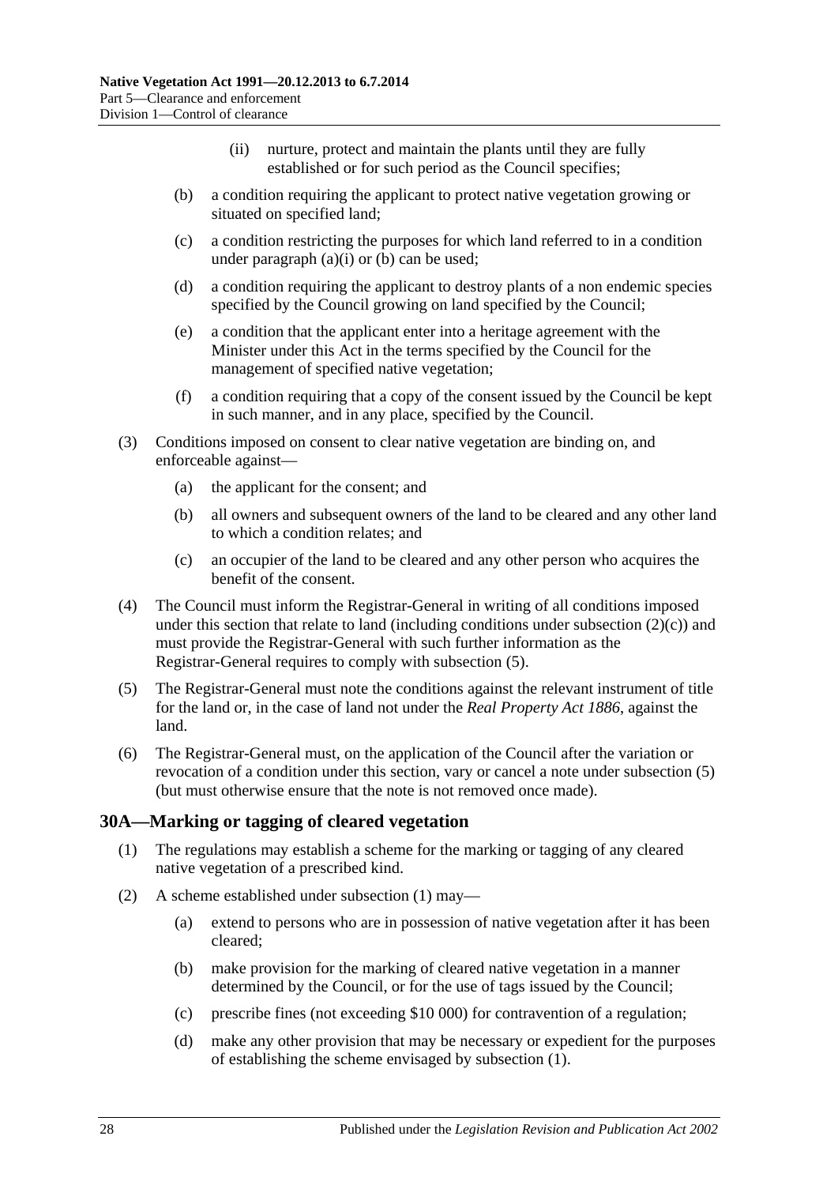(ii) nurture, protect and maintain the plants until they are fully established or for such period as the Council specifies;

(b) a condition requiring the applicant to protect native vegetation growing or situated on specified land;

(c) a condition restricting the purposes for which land referred to in a condition under paragraph (a)(i) or (b) can be used;

(d) a condition requiring the applicant to destroy plants of a non endemic species specified by the Council growing on land specified by the Council;

(e) a condition that the applicant enter into a heritage agreement with the Minister under this Act in the terms specified by the Council for the management of specified native vegetation;

(f) a condition requiring that a copy of the consent issued by the Council be kept in such manner, and in any place, specified by the Council.

(3) Conditions imposed on consent to clear native vegetation are binding on, and enforceable against—

(a) the applicant for the consent; and

(b) all owners and subsequent owners of the land to be cleared and any other land to which a condition relates; and

(c) an occupier of the land to be cleared and any other person who acquires the benefit of the consent.

(4) The Council must inform the Registrar-General in writing of all conditions imposed under this section that relate to land (including conditions under subsection (2)(c)) and must provide the Registrar-General with such further information as the Registrar-General requires to comply with subsection (5).

(5) The Registrar-General must note the conditions against the relevant instrument of title for the land or, in the case of land not under the *Real Property Act 1886*, against the land.

(6) The Registrar-General must, on the application of the Council after the variation or revocation of a condition under this section, vary or cancel a note under subsection (5) (but must otherwise ensure that the note is not removed once made).

## 30A—Marking or tagging of cleared vegetation

(1) The regulations may establish a scheme for the marking or tagging of any cleared native vegetation of a prescribed kind.

(2) A scheme established under subsection (1) may—

(a) extend to persons who are in possession of native vegetation after it has been cleared;

(b) make provision for the marking of cleared native vegetation in a manner determined by the Council, or for the use of tags issued by the Council;

(c) prescribe fines (not exceeding $10 000) for contravention of a regulation;

(d) make any other provision that may be necessary or expedient for the purposes of establishing the scheme envisaged by subsection (1).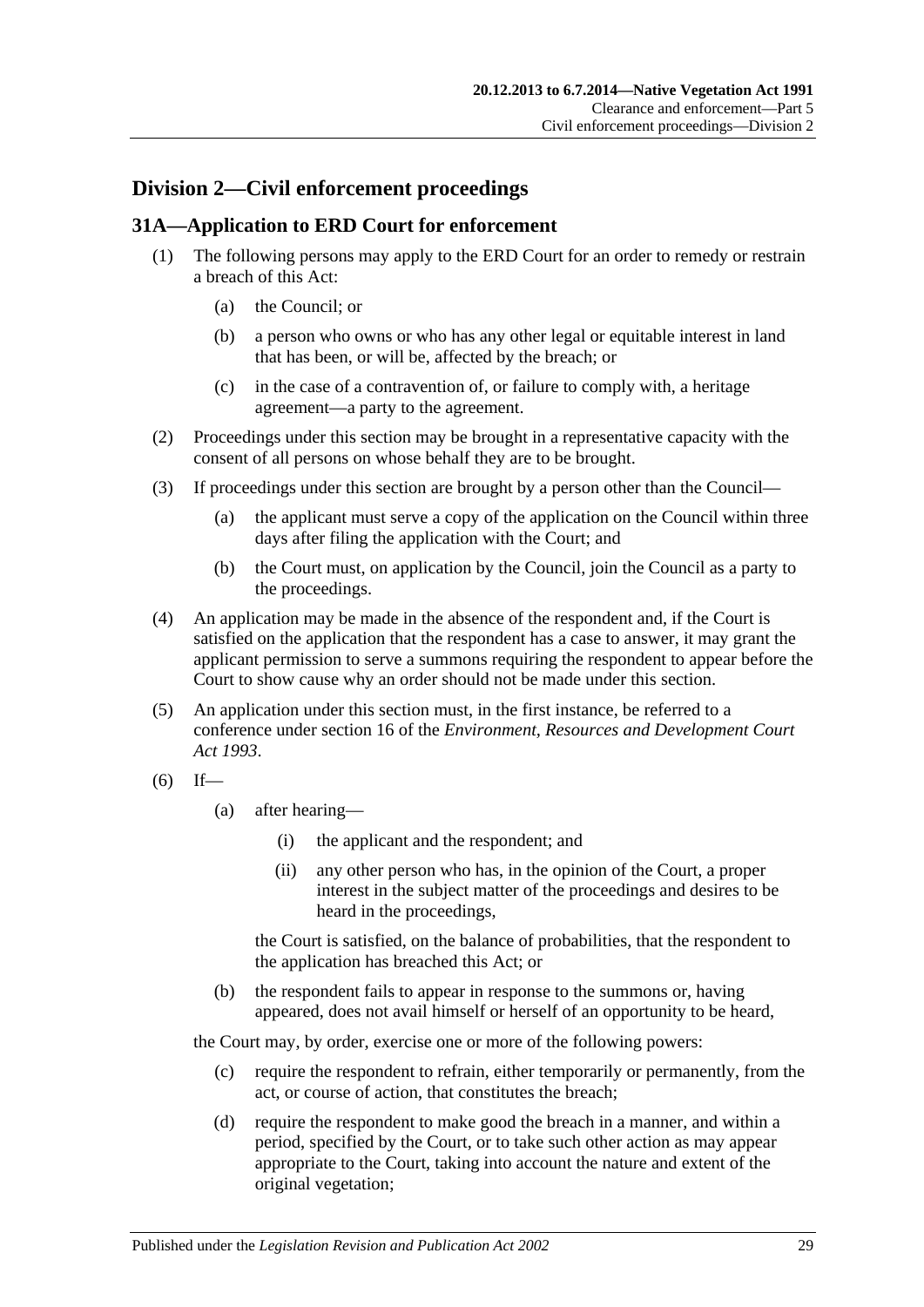## Division 2—Civil enforcement proceedings

### 31A—Application to ERD Court for enforcement

(1) The following persons may apply to the ERD Court for an order to remedy or restrain a breach of this Act:

- (a) the Council; or
- (b) a person who owns or who has any other legal or equitable interest in land that has been, or will be, affected by the breach; or
- (c) in the case of a contravention of, or failure to comply with, a heritage agreement—a party to the agreement.

(2) Proceedings under this section may be brought in a representative capacity with the consent of all persons on whose behalf they are to be brought.

(3) If proceedings under this section are brought by a person other than the Council—

- (a) the applicant must serve a copy of the application on the Council within three days after filing the application with the Court; and
- (b) the Court must, on application by the Council, join the Council as a party to the proceedings.

(4) An application may be made in the absence of the respondent and, if the Court is satisfied on the application that the respondent has a case to answer, it may grant the applicant permission to serve a summons requiring the respondent to appear before the Court to show cause why an order should not be made under this section.

(5) An application under this section must, in the first instance, be referred to a conference under section 16 of the *Environment, Resources and Development Court Act 1993*.

(6) If—

- (a) after hearing—
  - (i) the applicant and the respondent; and
  - (ii) any other person who has, in the opinion of the Court, a proper interest in the subject matter of the proceedings and desires to be heard in the proceedings,

  the Court is satisfied, on the balance of probabilities, that the respondent to the application has breached this Act; or
- (b) the respondent fails to appear in response to the summons or, having appeared, does not avail himself or herself of an opportunity to be heard,

the Court may, by order, exercise one or more of the following powers:

- (c) require the respondent to refrain, either temporarily or permanently, from the act, or course of action, that constitutes the breach;
- (d) require the respondent to make good the breach in a manner, and within a period, specified by the Court, or to take such other action as may appear appropriate to the Court, taking into account the nature and extent of the original vegetation;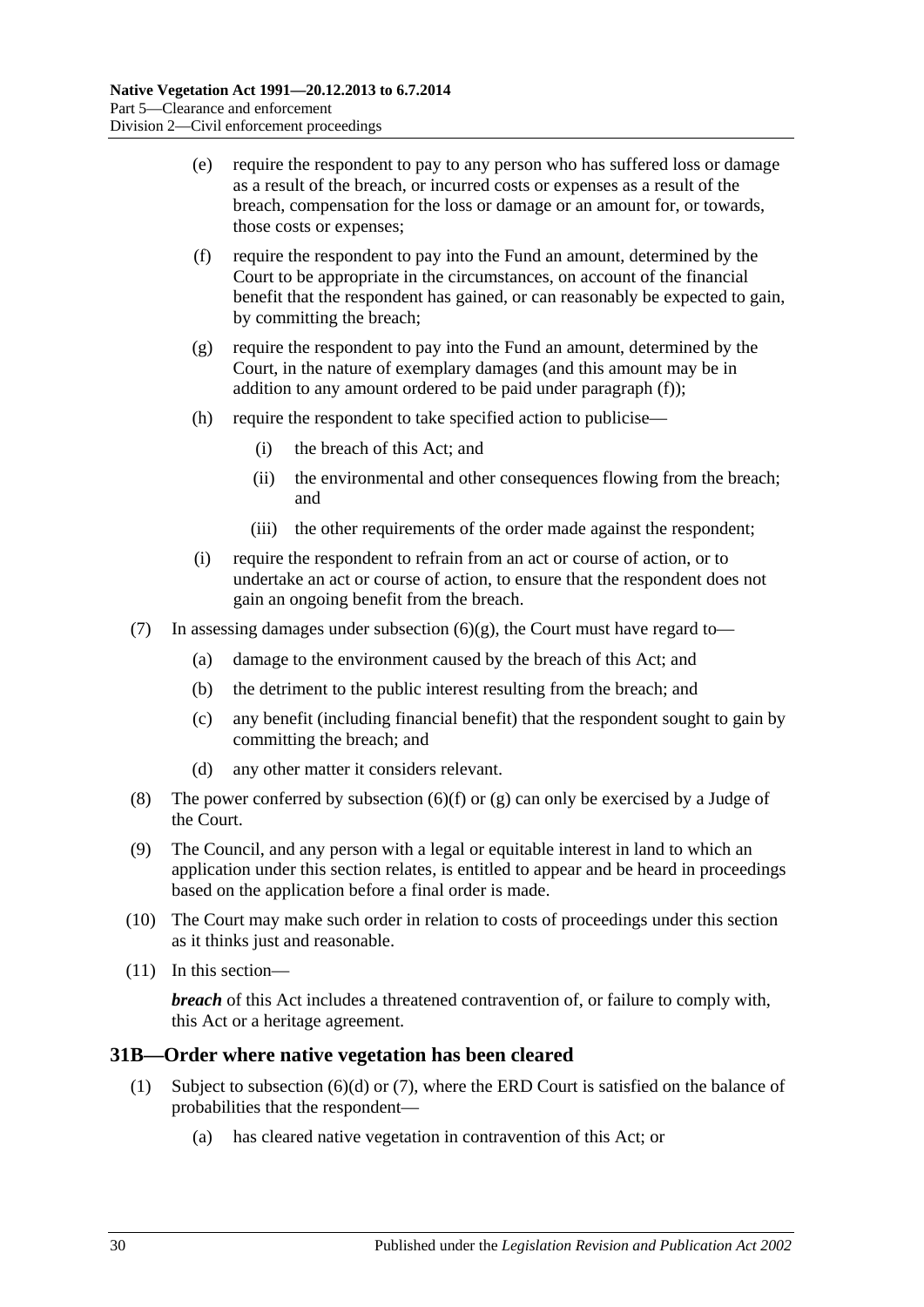(e) require the respondent to pay to any person who has suffered loss or damage as a result of the breach, or incurred costs or expenses as a result of the breach, compensation for the loss or damage or an amount for, or towards, those costs or expenses;

(f) require the respondent to pay into the Fund an amount, determined by the Court to be appropriate in the circumstances, on account of the financial benefit that the respondent has gained, or can reasonably be expected to gain, by committing the breach;

(g) require the respondent to pay into the Fund an amount, determined by the Court, in the nature of exemplary damages (and this amount may be in addition to any amount ordered to be paid under paragraph (f));

(h) require the respondent to take specified action to publicise—

(i) the breach of this Act; and

(ii) the environmental and other consequences flowing from the breach; and

(iii) the other requirements of the order made against the respondent;

(i) require the respondent to refrain from an act or course of action, or to undertake an act or course of action, to ensure that the respondent does not gain an ongoing benefit from the breach.

(7) In assessing damages under subsection (6)(g), the Court must have regard to—

(a) damage to the environment caused by the breach of this Act; and

(b) the detriment to the public interest resulting from the breach; and

(c) any benefit (including financial benefit) that the respondent sought to gain by committing the breach; and

(d) any other matter it considers relevant.

(8) The power conferred by subsection (6)(f) or (g) can only be exercised by a Judge of the Court.

(9) The Council, and any person with a legal or equitable interest in land to which an application under this section relates, is entitled to appear and be heard in proceedings based on the application before a final order is made.

(10) The Court may make such order in relation to costs of proceedings under this section as it thinks just and reasonable.

(11) In this section—

***breach*** of this Act includes a threatened contravention of, or failure to comply with, this Act or a heritage agreement.

## 31B—Order where native vegetation has been cleared

(1) Subject to subsection (6)(d) or (7), where the ERD Court is satisfied on the balance of probabilities that the respondent—

(a) has cleared native vegetation in contravention of this Act; or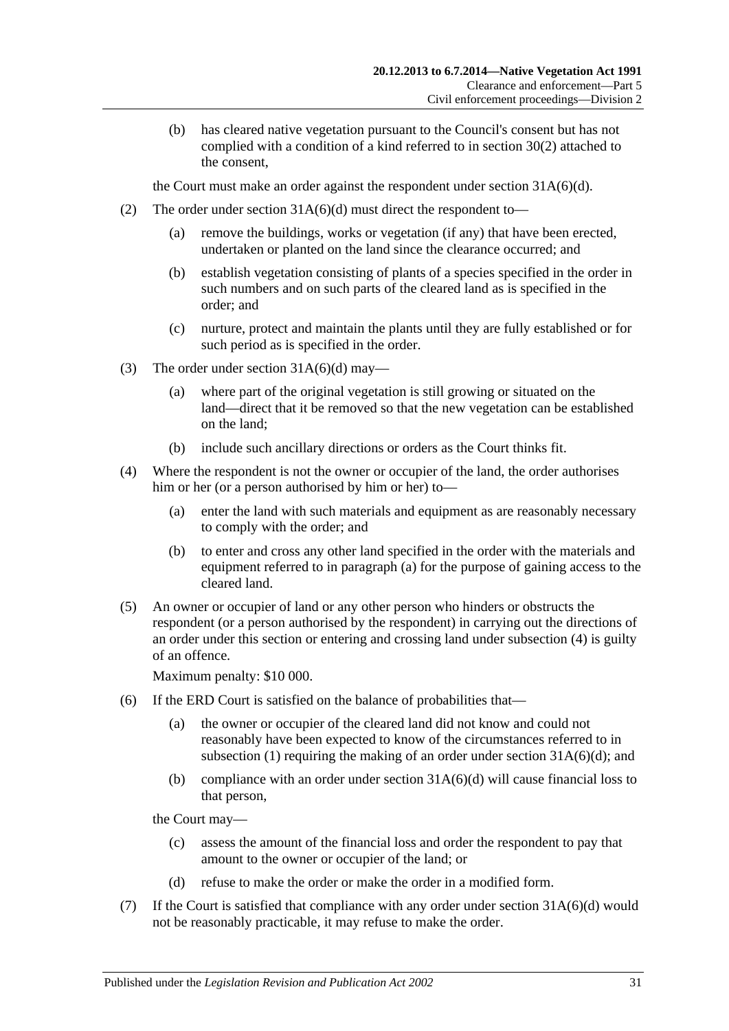(b) has cleared native vegetation pursuant to the Council's consent but has not complied with a condition of a kind referred to in section 30(2) attached to the consent,

the Court must make an order against the respondent under section 31A(6)(d).

(2) The order under section 31A(6)(d) must direct the respondent to—

(a) remove the buildings, works or vegetation (if any) that have been erected, undertaken or planted on the land since the clearance occurred; and

(b) establish vegetation consisting of plants of a species specified in the order in such numbers and on such parts of the cleared land as is specified in the order; and

(c) nurture, protect and maintain the plants until they are fully established or for such period as is specified in the order.

(3) The order under section 31A(6)(d) may—

(a) where part of the original vegetation is still growing or situated on the land—direct that it be removed so that the new vegetation can be established on the land;

(b) include such ancillary directions or orders as the Court thinks fit.

(4) Where the respondent is not the owner or occupier of the land, the order authorises him or her (or a person authorised by him or her) to—

(a) enter the land with such materials and equipment as are reasonably necessary to comply with the order; and

(b) to enter and cross any other land specified in the order with the materials and equipment referred to in paragraph (a) for the purpose of gaining access to the cleared land.

(5) An owner or occupier of land or any other person who hinders or obstructs the respondent (or a person authorised by the respondent) in carrying out the directions of an order under this section or entering and crossing land under subsection (4) is guilty of an offence.

Maximum penalty: $10 000.

(6) If the ERD Court is satisfied on the balance of probabilities that—

(a) the owner or occupier of the cleared land did not know and could not reasonably have been expected to know of the circumstances referred to in subsection (1) requiring the making of an order under section 31A(6)(d); and

(b) compliance with an order under section 31A(6)(d) will cause financial loss to that person,

the Court may—

(c) assess the amount of the financial loss and order the respondent to pay that amount to the owner or occupier of the land; or

(d) refuse to make the order or make the order in a modified form.

(7) If the Court is satisfied that compliance with any order under section 31A(6)(d) would not be reasonably practicable, it may refuse to make the order.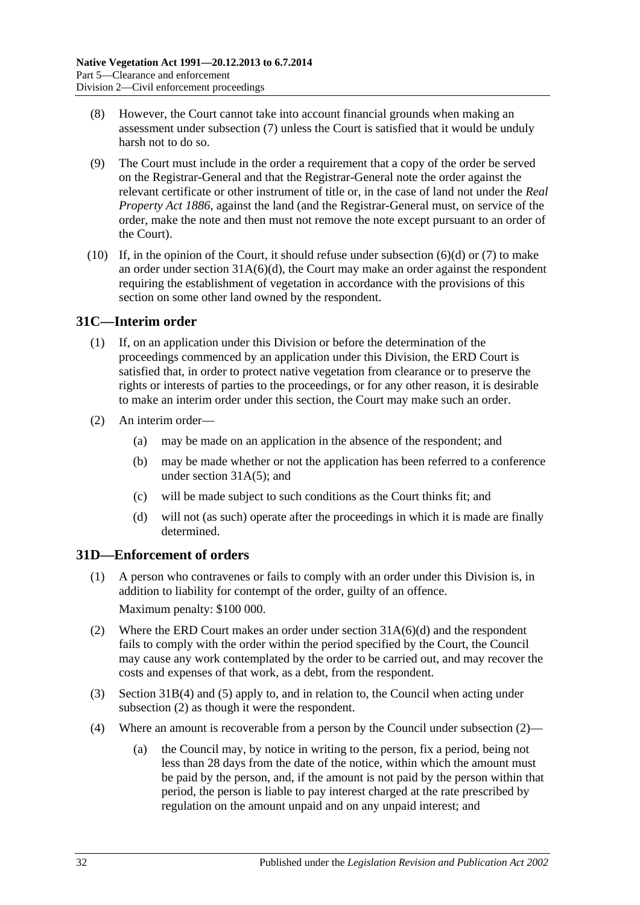(8) However, the Court cannot take into account financial grounds when making an assessment under subsection (7) unless the Court is satisfied that it would be unduly harsh not to do so.

(9) The Court must include in the order a requirement that a copy of the order be served on the Registrar-General and that the Registrar-General note the order against the relevant certificate or other instrument of title or, in the case of land not under the *Real Property Act 1886*, against the land (and the Registrar-General must, on service of the order, make the note and then must not remove the note except pursuant to an order of the Court).

(10) If, in the opinion of the Court, it should refuse under subsection (6)(d) or (7) to make an order under section 31A(6)(d), the Court may make an order against the respondent requiring the establishment of vegetation in accordance with the provisions of this section on some other land owned by the respondent.

## 31C—Interim order

(1) If, on an application under this Division or before the determination of the proceedings commenced by an application under this Division, the ERD Court is satisfied that, in order to protect native vegetation from clearance or to preserve the rights or interests of parties to the proceedings, or for any other reason, it is desirable to make an interim order under this section, the Court may make such an order.

(2) An interim order—

(a) may be made on an application in the absence of the respondent; and

(b) may be made whether or not the application has been referred to a conference under section 31A(5); and

(c) will be made subject to such conditions as the Court thinks fit; and

(d) will not (as such) operate after the proceedings in which it is made are finally determined.

## 31D—Enforcement of orders

(1) A person who contravenes or fails to comply with an order under this Division is, in addition to liability for contempt of the order, guilty of an offence.

Maximum penalty: $100 000.

(2) Where the ERD Court makes an order under section 31A(6)(d) and the respondent fails to comply with the order within the period specified by the Court, the Council may cause any work contemplated by the order to be carried out, and may recover the costs and expenses of that work, as a debt, from the respondent.

(3) Section 31B(4) and (5) apply to, and in relation to, the Council when acting under subsection (2) as though it were the respondent.

(4) Where an amount is recoverable from a person by the Council under subsection (2)—

(a) the Council may, by notice in writing to the person, fix a period, being not less than 28 days from the date of the notice, within which the amount must be paid by the person, and, if the amount is not paid by the person within that period, the person is liable to pay interest charged at the rate prescribed by regulation on the amount unpaid and on any unpaid interest; and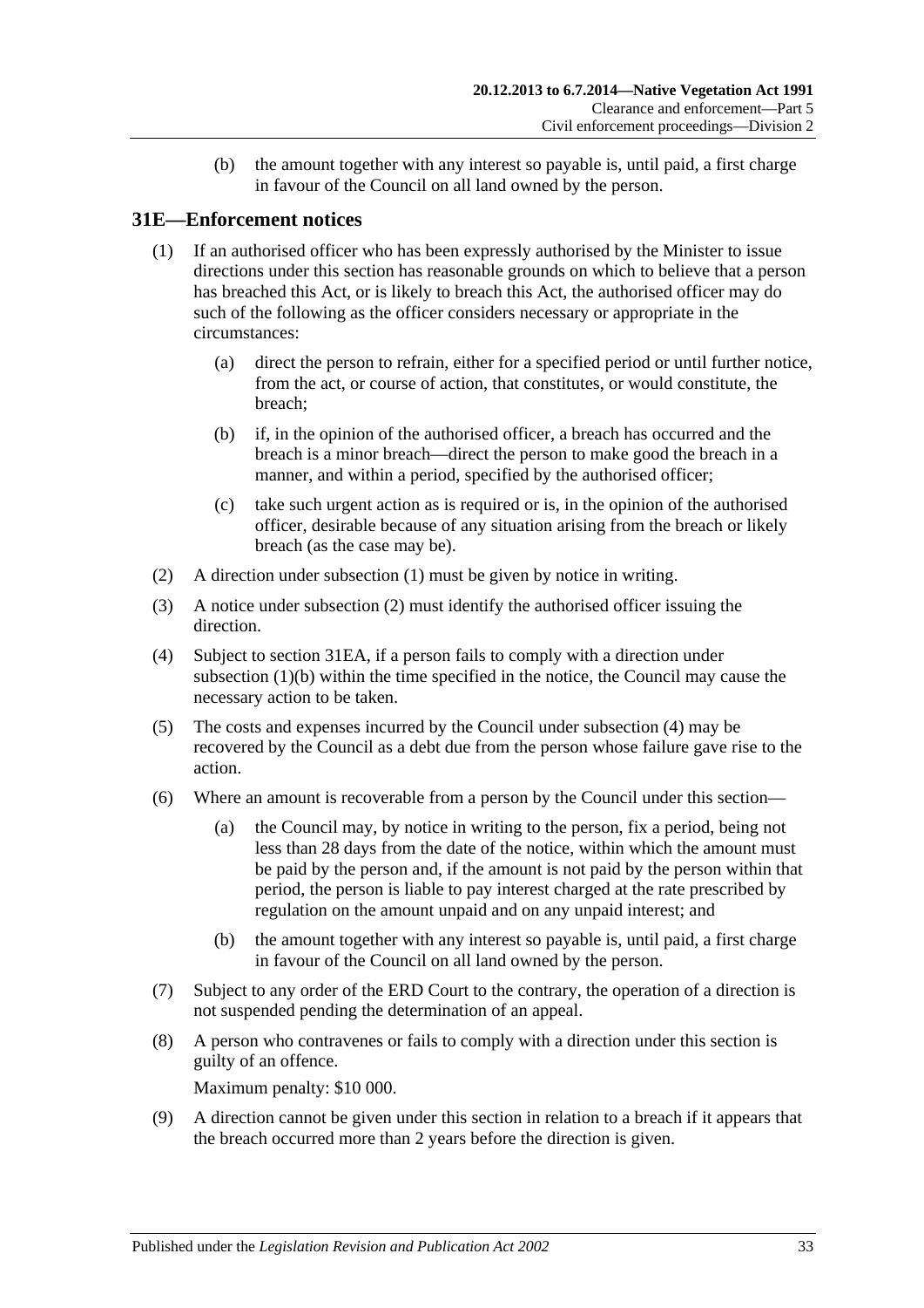(b) the amount together with any interest so payable is, until paid, a first charge in favour of the Council on all land owned by the person.

## 31E—Enforcement notices

(1) If an authorised officer who has been expressly authorised by the Minister to issue directions under this section has reasonable grounds on which to believe that a person has breached this Act, or is likely to breach this Act, the authorised officer may do such of the following as the officer considers necessary or appropriate in the circumstances:

(a) direct the person to refrain, either for a specified period or until further notice, from the act, or course of action, that constitutes, or would constitute, the breach;

(b) if, in the opinion of the authorised officer, a breach has occurred and the breach is a minor breach—direct the person to make good the breach in a manner, and within a period, specified by the authorised officer;

(c) take such urgent action as is required or is, in the opinion of the authorised officer, desirable because of any situation arising from the breach or likely breach (as the case may be).

(2) A direction under subsection (1) must be given by notice in writing.

(3) A notice under subsection (2) must identify the authorised officer issuing the direction.

(4) Subject to section 31EA, if a person fails to comply with a direction under subsection (1)(b) within the time specified in the notice, the Council may cause the necessary action to be taken.

(5) The costs and expenses incurred by the Council under subsection (4) may be recovered by the Council as a debt due from the person whose failure gave rise to the action.

(6) Where an amount is recoverable from a person by the Council under this section—

(a) the Council may, by notice in writing to the person, fix a period, being not less than 28 days from the date of the notice, within which the amount must be paid by the person and, if the amount is not paid by the person within that period, the person is liable to pay interest charged at the rate prescribed by regulation on the amount unpaid and on any unpaid interest; and

(b) the amount together with any interest so payable is, until paid, a first charge in favour of the Council on all land owned by the person.

(7) Subject to any order of the ERD Court to the contrary, the operation of a direction is not suspended pending the determination of an appeal.

(8) A person who contravenes or fails to comply with a direction under this section is guilty of an offence.

Maximum penalty: $10 000.

(9) A direction cannot be given under this section in relation to a breach if it appears that the breach occurred more than 2 years before the direction is given.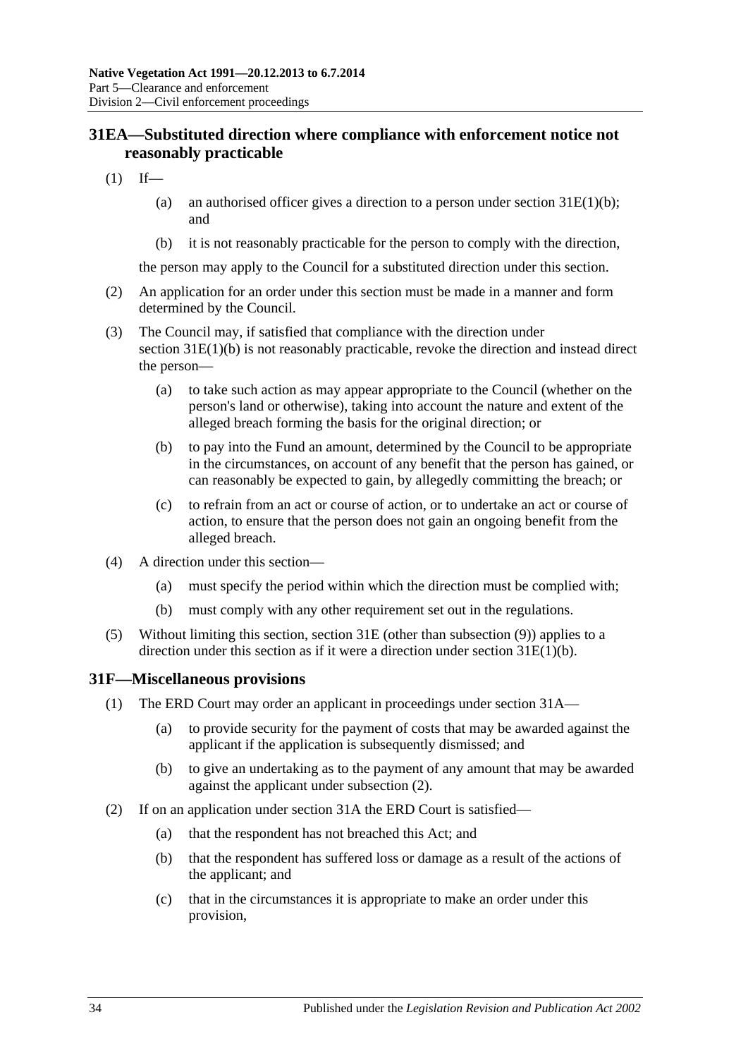## 31EA—Substituted direction where compliance with enforcement notice not reasonably practicable

(1) If—

(a) an authorised officer gives a direction to a person under section 31E(1)(b); and

(b) it is not reasonably practicable for the person to comply with the direction,

the person may apply to the Council for a substituted direction under this section.

(2) An application for an order under this section must be made in a manner and form determined by the Council.

(3) The Council may, if satisfied that compliance with the direction under section 31E(1)(b) is not reasonably practicable, revoke the direction and instead direct the person—

(a) to take such action as may appear appropriate to the Council (whether on the person's land or otherwise), taking into account the nature and extent of the alleged breach forming the basis for the original direction; or

(b) to pay into the Fund an amount, determined by the Council to be appropriate in the circumstances, on account of any benefit that the person has gained, or can reasonably be expected to gain, by allegedly committing the breach; or

(c) to refrain from an act or course of action, or to undertake an act or course of action, to ensure that the person does not gain an ongoing benefit from the alleged breach.

(4) A direction under this section—

(a) must specify the period within which the direction must be complied with;

(b) must comply with any other requirement set out in the regulations.

(5) Without limiting this section, section 31E (other than subsection (9)) applies to a direction under this section as if it were a direction under section 31E(1)(b).

## 31F—Miscellaneous provisions

(1) The ERD Court may order an applicant in proceedings under section 31A—

(a) to provide security for the payment of costs that may be awarded against the applicant if the application is subsequently dismissed; and

(b) to give an undertaking as to the payment of any amount that may be awarded against the applicant under subsection (2).

(2) If on an application under section 31A the ERD Court is satisfied—

(a) that the respondent has not breached this Act; and

(b) that the respondent has suffered loss or damage as a result of the actions of the applicant; and

(c) that in the circumstances it is appropriate to make an order under this provision,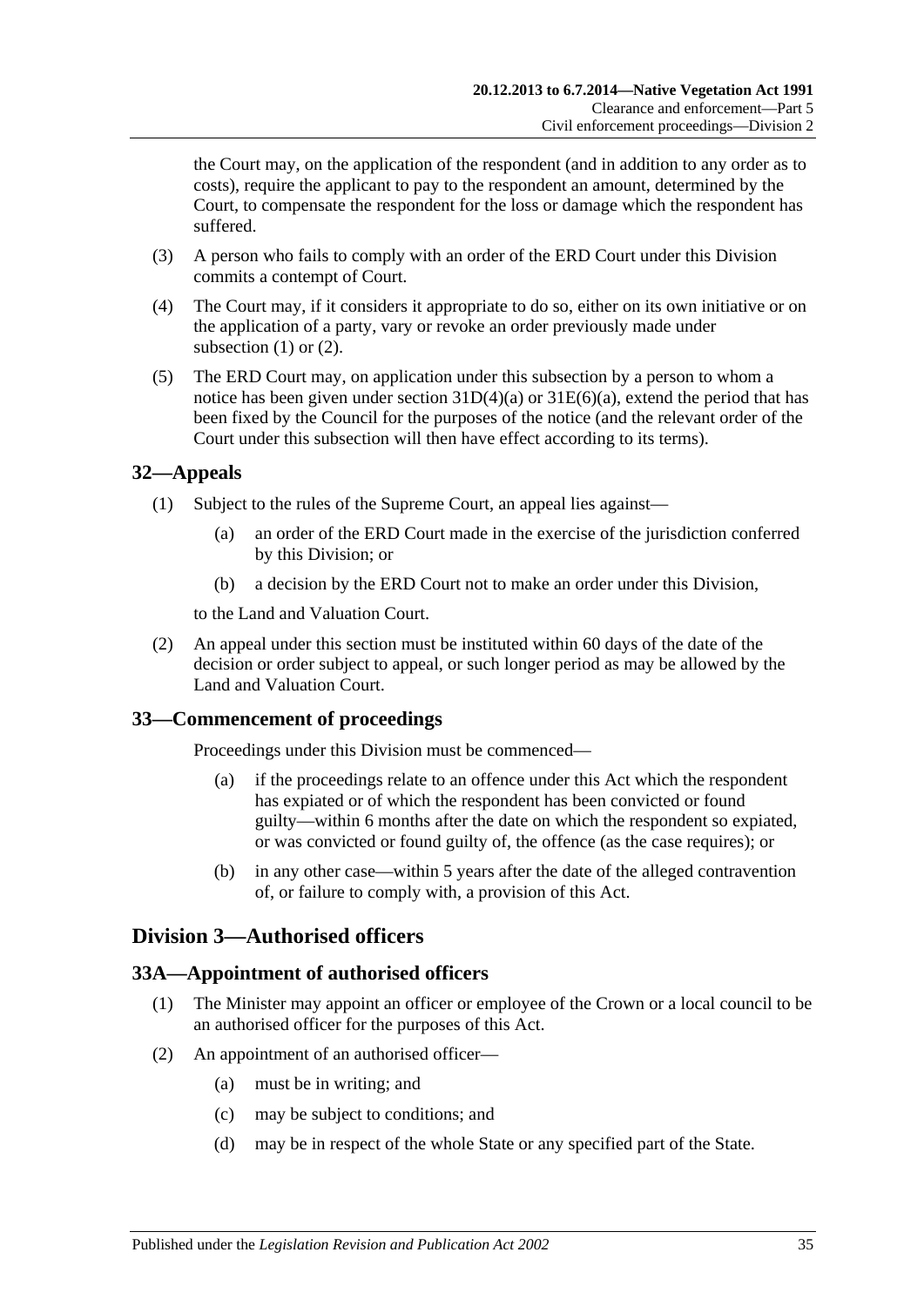the Court may, on the application of the respondent (and in addition to any order as to costs), require the applicant to pay to the respondent an amount, determined by the Court, to compensate the respondent for the loss or damage which the respondent has suffered.

(3) A person who fails to comply with an order of the ERD Court under this Division commits a contempt of Court.

(4) The Court may, if it considers it appropriate to do so, either on its own initiative or on the application of a party, vary or revoke an order previously made under subsection (1) or (2).

(5) The ERD Court may, on application under this subsection by a person to whom a notice has been given under section 31D(4)(a) or 31E(6)(a), extend the period that has been fixed by the Council for the purposes of the notice (and the relevant order of the Court under this subsection will then have effect according to its terms).

## 32—Appeals

(1) Subject to the rules of the Supreme Court, an appeal lies against—

(a) an order of the ERD Court made in the exercise of the jurisdiction conferred by this Division; or

(b) a decision by the ERD Court not to make an order under this Division,

to the Land and Valuation Court.

(2) An appeal under this section must be instituted within 60 days of the date of the decision or order subject to appeal, or such longer period as may be allowed by the Land and Valuation Court.

## 33—Commencement of proceedings

Proceedings under this Division must be commenced—

(a) if the proceedings relate to an offence under this Act which the respondent has expiated or of which the respondent has been convicted or found guilty—within 6 months after the date on which the respondent so expiated, or was convicted or found guilty of, the offence (as the case requires); or

(b) in any other case—within 5 years after the date of the alleged contravention of, or failure to comply with, a provision of this Act.

# Division 3—Authorised officers

## 33A—Appointment of authorised officers

(1) The Minister may appoint an officer or employee of the Crown or a local council to be an authorised officer for the purposes of this Act.

(2) An appointment of an authorised officer—

(a) must be in writing; and

(c) may be subject to conditions; and

(d) may be in respect of the whole State or any specified part of the State.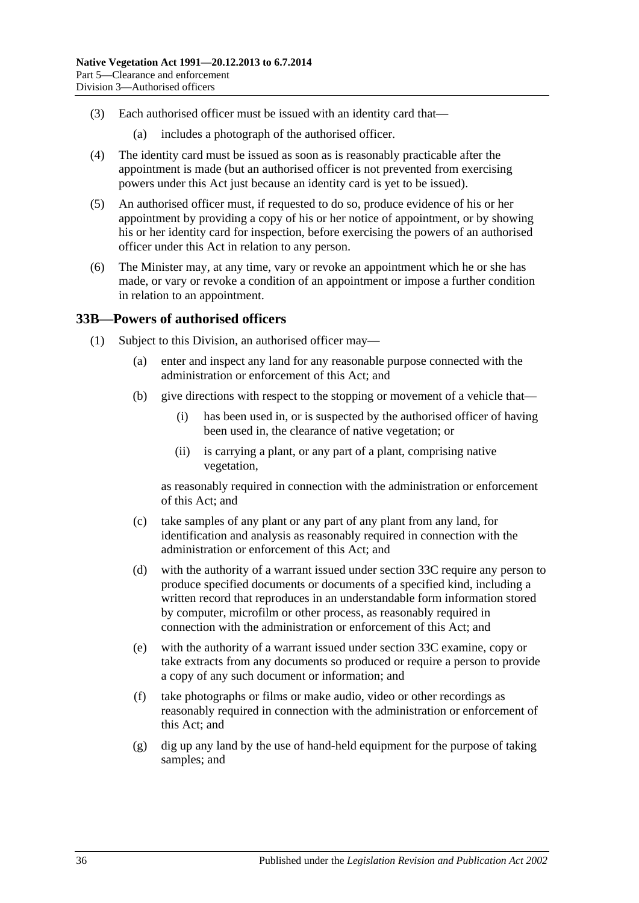(3) Each authorised officer must be issued with an identity card that—

(a) includes a photograph of the authorised officer.

(4) The identity card must be issued as soon as is reasonably practicable after the appointment is made (but an authorised officer is not prevented from exercising powers under this Act just because an identity card is yet to be issued).

(5) An authorised officer must, if requested to do so, produce evidence of his or her appointment by providing a copy of his or her notice of appointment, or by showing his or her identity card for inspection, before exercising the powers of an authorised officer under this Act in relation to any person.

(6) The Minister may, at any time, vary or revoke an appointment which he or she has made, or vary or revoke a condition of an appointment or impose a further condition in relation to an appointment.

## 33B—Powers of authorised officers

(1) Subject to this Division, an authorised officer may—

(a) enter and inspect any land for any reasonable purpose connected with the administration or enforcement of this Act; and

(b) give directions with respect to the stopping or movement of a vehicle that—

(i) has been used in, or is suspected by the authorised officer of having been used in, the clearance of native vegetation; or

(ii) is carrying a plant, or any part of a plant, comprising native vegetation,

as reasonably required in connection with the administration or enforcement of this Act; and

(c) take samples of any plant or any part of any plant from any land, for identification and analysis as reasonably required in connection with the administration or enforcement of this Act; and

(d) with the authority of a warrant issued under section 33C require any person to produce specified documents or documents of a specified kind, including a written record that reproduces in an understandable form information stored by computer, microfilm or other process, as reasonably required in connection with the administration or enforcement of this Act; and

(e) with the authority of a warrant issued under section 33C examine, copy or take extracts from any documents so produced or require a person to provide a copy of any such document or information; and

(f) take photographs or films or make audio, video or other recordings as reasonably required in connection with the administration or enforcement of this Act; and

(g) dig up any land by the use of hand-held equipment for the purpose of taking samples; and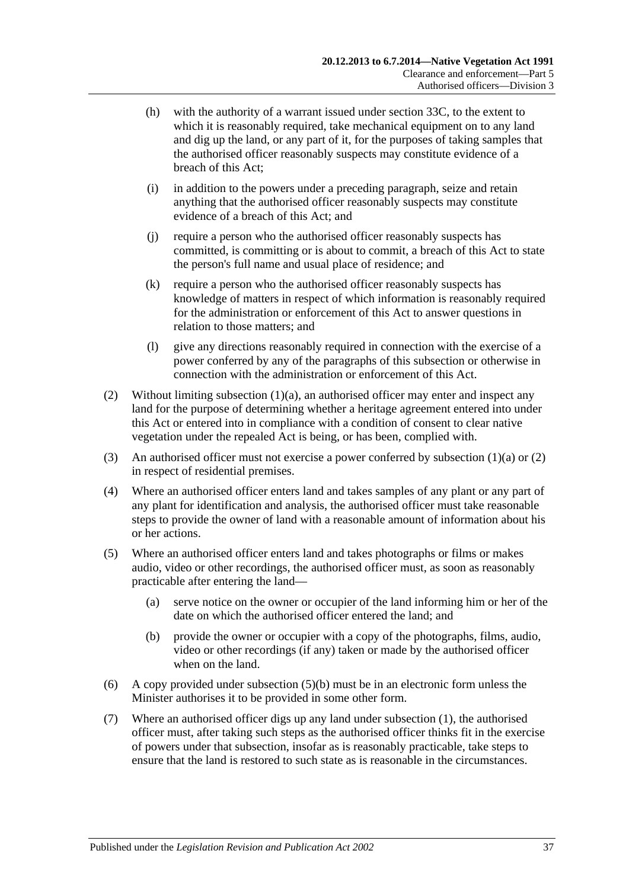(h) with the authority of a warrant issued under section 33C, to the extent to which it is reasonably required, take mechanical equipment on to any land and dig up the land, or any part of it, for the purposes of taking samples that the authorised officer reasonably suspects may constitute evidence of a breach of this Act;

(i) in addition to the powers under a preceding paragraph, seize and retain anything that the authorised officer reasonably suspects may constitute evidence of a breach of this Act; and

(j) require a person who the authorised officer reasonably suspects has committed, is committing or is about to commit, a breach of this Act to state the person's full name and usual place of residence; and

(k) require a person who the authorised officer reasonably suspects has knowledge of matters in respect of which information is reasonably required for the administration or enforcement of this Act to answer questions in relation to those matters; and

(l) give any directions reasonably required in connection with the exercise of a power conferred by any of the paragraphs of this subsection or otherwise in connection with the administration or enforcement of this Act.

(2) Without limiting subsection (1)(a), an authorised officer may enter and inspect any land for the purpose of determining whether a heritage agreement entered into under this Act or entered into in compliance with a condition of consent to clear native vegetation under the repealed Act is being, or has been, complied with.

(3) An authorised officer must not exercise a power conferred by subsection (1)(a) or (2) in respect of residential premises.

(4) Where an authorised officer enters land and takes samples of any plant or any part of any plant for identification and analysis, the authorised officer must take reasonable steps to provide the owner of land with a reasonable amount of information about his or her actions.

(5) Where an authorised officer enters land and takes photographs or films or makes audio, video or other recordings, the authorised officer must, as soon as reasonably practicable after entering the land—

(a) serve notice on the owner or occupier of the land informing him or her of the date on which the authorised officer entered the land; and

(b) provide the owner or occupier with a copy of the photographs, films, audio, video or other recordings (if any) taken or made by the authorised officer when on the land.

(6) A copy provided under subsection (5)(b) must be in an electronic form unless the Minister authorises it to be provided in some other form.

(7) Where an authorised officer digs up any land under subsection (1), the authorised officer must, after taking such steps as the authorised officer thinks fit in the exercise of powers under that subsection, insofar as is reasonably practicable, take steps to ensure that the land is restored to such state as is reasonable in the circumstances.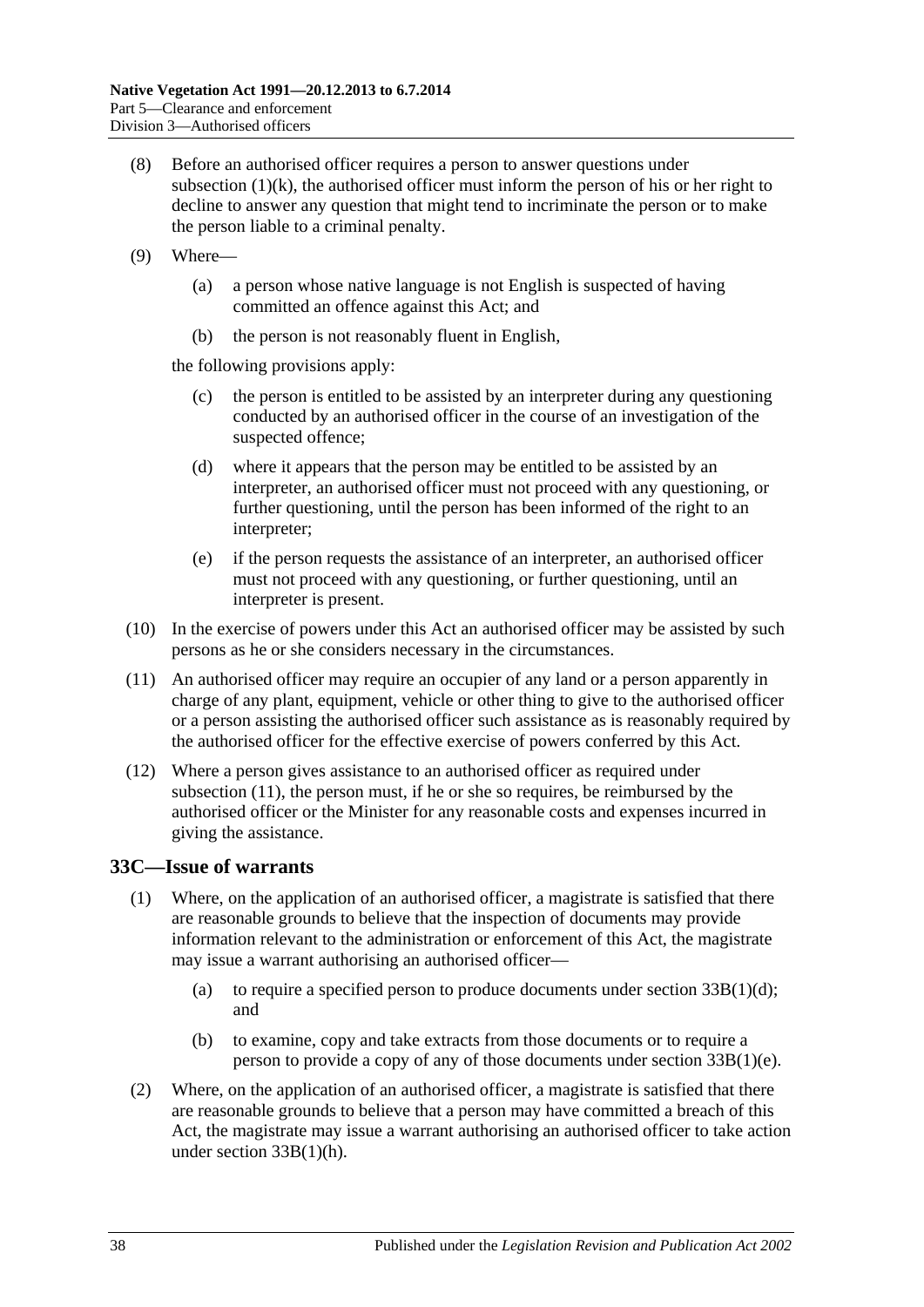(8) Before an authorised officer requires a person to answer questions under subsection (1)(k), the authorised officer must inform the person of his or her right to decline to answer any question that might tend to incriminate the person or to make the person liable to a criminal penalty.

(9) Where—

- (a) a person whose native language is not English is suspected of having committed an offence against this Act; and
- (b) the person is not reasonably fluent in English,

the following provisions apply:

- (c) the person is entitled to be assisted by an interpreter during any questioning conducted by an authorised officer in the course of an investigation of the suspected offence;
- (d) where it appears that the person may be entitled to be assisted by an interpreter, an authorised officer must not proceed with any questioning, or further questioning, until the person has been informed of the right to an interpreter;
- (e) if the person requests the assistance of an interpreter, an authorised officer must not proceed with any questioning, or further questioning, until an interpreter is present.

(10) In the exercise of powers under this Act an authorised officer may be assisted by such persons as he or she considers necessary in the circumstances.

(11) An authorised officer may require an occupier of any land or a person apparently in charge of any plant, equipment, vehicle or other thing to give to the authorised officer or a person assisting the authorised officer such assistance as is reasonably required by the authorised officer for the effective exercise of powers conferred by this Act.

(12) Where a person gives assistance to an authorised officer as required under subsection (11), the person must, if he or she so requires, be reimbursed by the authorised officer or the Minister for any reasonable costs and expenses incurred in giving the assistance.

## 33C—Issue of warrants

(1) Where, on the application of an authorised officer, a magistrate is satisfied that there are reasonable grounds to believe that the inspection of documents may provide information relevant to the administration or enforcement of this Act, the magistrate may issue a warrant authorising an authorised officer—

- (a) to require a specified person to produce documents under section 33B(1)(d); and
- (b) to examine, copy and take extracts from those documents or to require a person to provide a copy of any of those documents under section 33B(1)(e).

(2) Where, on the application of an authorised officer, a magistrate is satisfied that there are reasonable grounds to believe that a person may have committed a breach of this Act, the magistrate may issue a warrant authorising an authorised officer to take action under section 33B(1)(h).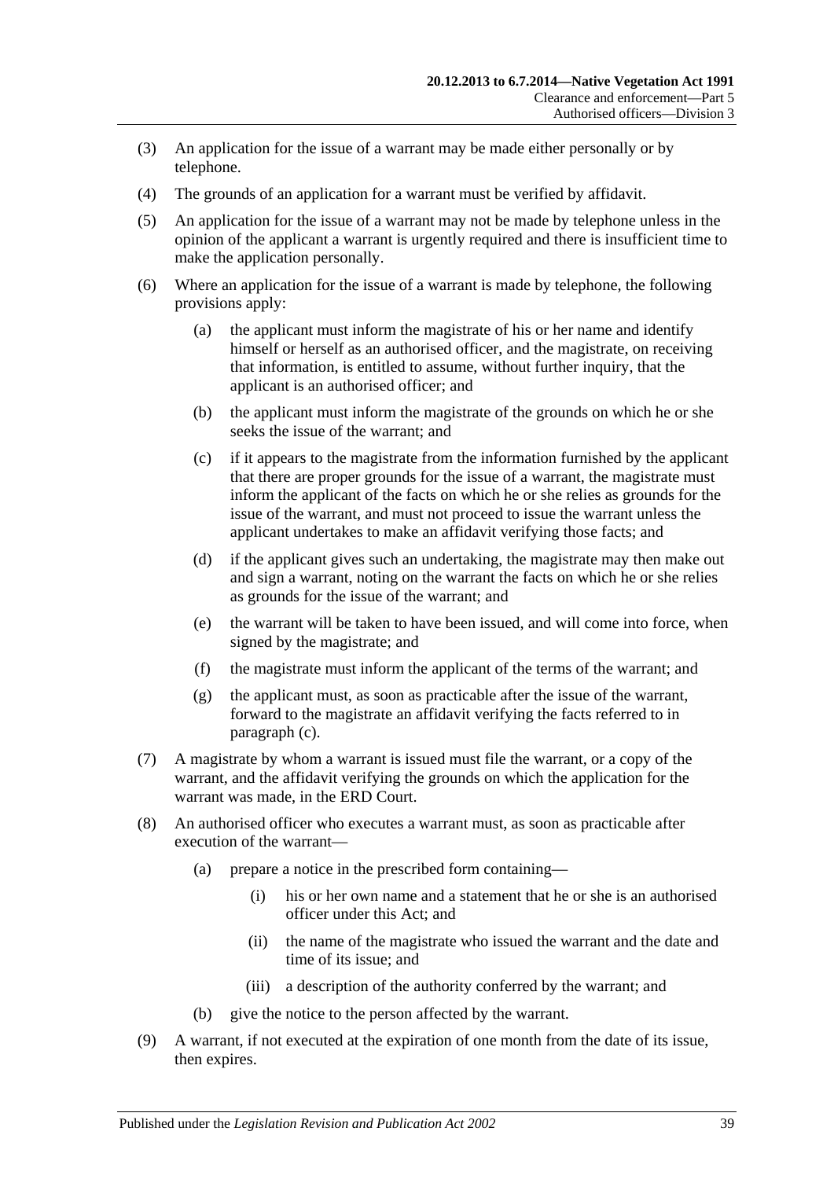(3) An application for the issue of a warrant may be made either personally or by telephone.

(4) The grounds of an application for a warrant must be verified by affidavit.

(5) An application for the issue of a warrant may not be made by telephone unless in the opinion of the applicant a warrant is urgently required and there is insufficient time to make the application personally.

(6) Where an application for the issue of a warrant is made by telephone, the following provisions apply:

(a) the applicant must inform the magistrate of his or her name and identify himself or herself as an authorised officer, and the magistrate, on receiving that information, is entitled to assume, without further inquiry, that the applicant is an authorised officer; and

(b) the applicant must inform the magistrate of the grounds on which he or she seeks the issue of the warrant; and

(c) if it appears to the magistrate from the information furnished by the applicant that there are proper grounds for the issue of a warrant, the magistrate must inform the applicant of the facts on which he or she relies as grounds for the issue of the warrant, and must not proceed to issue the warrant unless the applicant undertakes to make an affidavit verifying those facts; and

(d) if the applicant gives such an undertaking, the magistrate may then make out and sign a warrant, noting on the warrant the facts on which he or she relies as grounds for the issue of the warrant; and

(e) the warrant will be taken to have been issued, and will come into force, when signed by the magistrate; and

(f) the magistrate must inform the applicant of the terms of the warrant; and

(g) the applicant must, as soon as practicable after the issue of the warrant, forward to the magistrate an affidavit verifying the facts referred to in paragraph (c).

(7) A magistrate by whom a warrant is issued must file the warrant, or a copy of the warrant, and the affidavit verifying the grounds on which the application for the warrant was made, in the ERD Court.

(8) An authorised officer who executes a warrant must, as soon as practicable after execution of the warrant—

(a) prepare a notice in the prescribed form containing—

(i) his or her own name and a statement that he or she is an authorised officer under this Act; and

(ii) the name of the magistrate who issued the warrant and the date and time of its issue; and

(iii) a description of the authority conferred by the warrant; and

(b) give the notice to the person affected by the warrant.

(9) A warrant, if not executed at the expiration of one month from the date of its issue, then expires.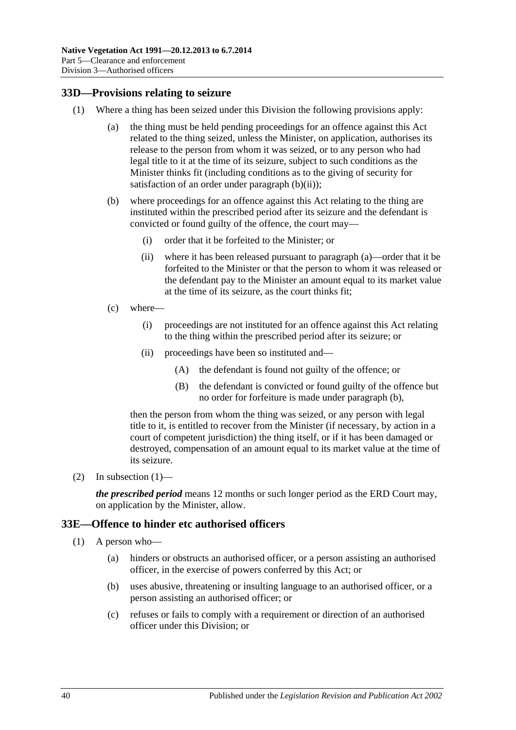## 33D—Provisions relating to seizure

(1) Where a thing has been seized under this Division the following provisions apply:

(a) the thing must be held pending proceedings for an offence against this Act related to the thing seized, unless the Minister, on application, authorises its release to the person from whom it was seized, or to any person who had legal title to it at the time of its seizure, subject to such conditions as the Minister thinks fit (including conditions as to the giving of security for satisfaction of an order under paragraph (b)(ii));

(b) where proceedings for an offence against this Act relating to the thing are instituted within the prescribed period after its seizure and the defendant is convicted or found guilty of the offence, the court may—

(i) order that it be forfeited to the Minister; or

(ii) where it has been released pursuant to paragraph (a)—order that it be forfeited to the Minister or that the person to whom it was released or the defendant pay to the Minister an amount equal to its market value at the time of its seizure, as the court thinks fit;

(c) where—

(i) proceedings are not instituted for an offence against this Act relating to the thing within the prescribed period after its seizure; or

(ii) proceedings have been so instituted and—

(A) the defendant is found not guilty of the offence; or

(B) the defendant is convicted or found guilty of the offence but no order for forfeiture is made under paragraph (b),

then the person from whom the thing was seized, or any person with legal title to it, is entitled to recover from the Minister (if necessary, by action in a court of competent jurisdiction) the thing itself, or if it has been damaged or destroyed, compensation of an amount equal to its market value at the time of its seizure.

(2) In subsection (1)—

***the prescribed period*** means 12 months or such longer period as the ERD Court may, on application by the Minister, allow.

## 33E—Offence to hinder etc authorised officers

(1) A person who—

(a) hinders or obstructs an authorised officer, or a person assisting an authorised officer, in the exercise of powers conferred by this Act; or

(b) uses abusive, threatening or insulting language to an authorised officer, or a person assisting an authorised officer; or

(c) refuses or fails to comply with a requirement or direction of an authorised officer under this Division; or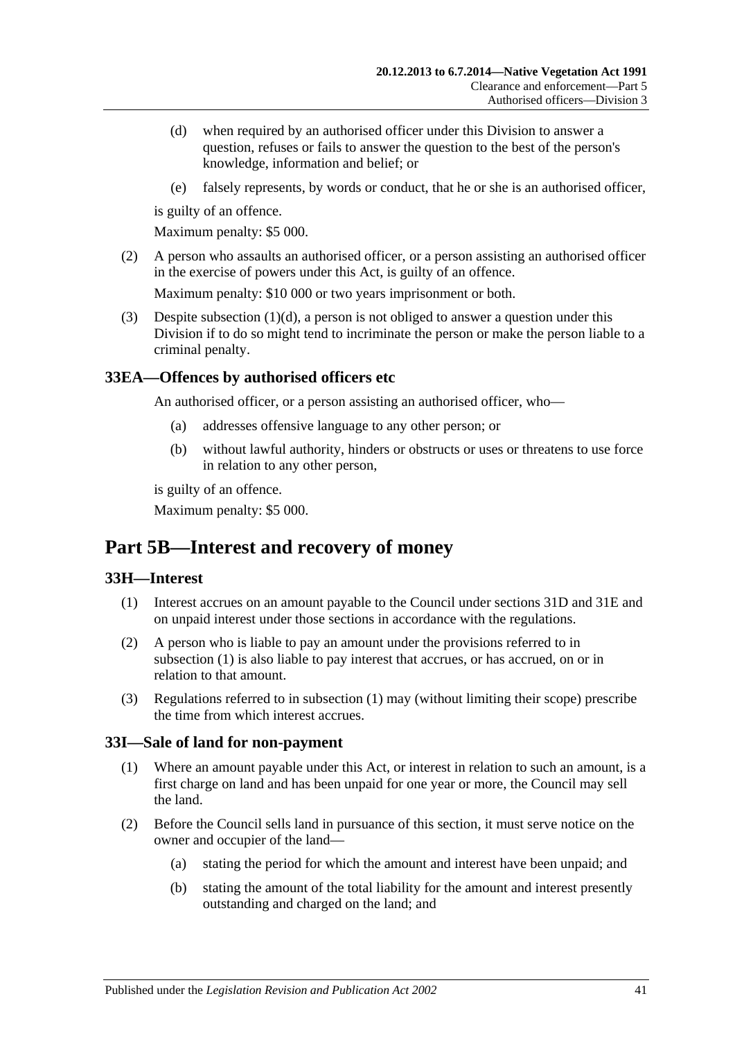(d) when required by an authorised officer under this Division to answer a question, refuses or fails to answer the question to the best of the person's knowledge, information and belief; or

(e) falsely represents, by words or conduct, that he or she is an authorised officer,

is guilty of an offence.

Maximum penalty: $5 000.

(2) A person who assaults an authorised officer, or a person assisting an authorised officer in the exercise of powers under this Act, is guilty of an offence.

Maximum penalty: $10 000 or two years imprisonment or both.

(3) Despite subsection (1)(d), a person is not obliged to answer a question under this Division if to do so might tend to incriminate the person or make the person liable to a criminal penalty.

### 33EA—Offences by authorised officers etc

An authorised officer, or a person assisting an authorised officer, who—

(a) addresses offensive language to any other person; or

(b) without lawful authority, hinders or obstructs or uses or threatens to use force in relation to any other person,

is guilty of an offence.

Maximum penalty: $5 000.

## Part 5B—Interest and recovery of money

### 33H—Interest

(1) Interest accrues on an amount payable to the Council under sections 31D and 31E and on unpaid interest under those sections in accordance with the regulations.

(2) A person who is liable to pay an amount under the provisions referred to in subsection (1) is also liable to pay interest that accrues, or has accrued, on or in relation to that amount.

(3) Regulations referred to in subsection (1) may (without limiting their scope) prescribe the time from which interest accrues.

### 33I—Sale of land for non-payment

(1) Where an amount payable under this Act, or interest in relation to such an amount, is a first charge on land and has been unpaid for one year or more, the Council may sell the land.

(2) Before the Council sells land in pursuance of this section, it must serve notice on the owner and occupier of the land—

(a) stating the period for which the amount and interest have been unpaid; and

(b) stating the amount of the total liability for the amount and interest presently outstanding and charged on the land; and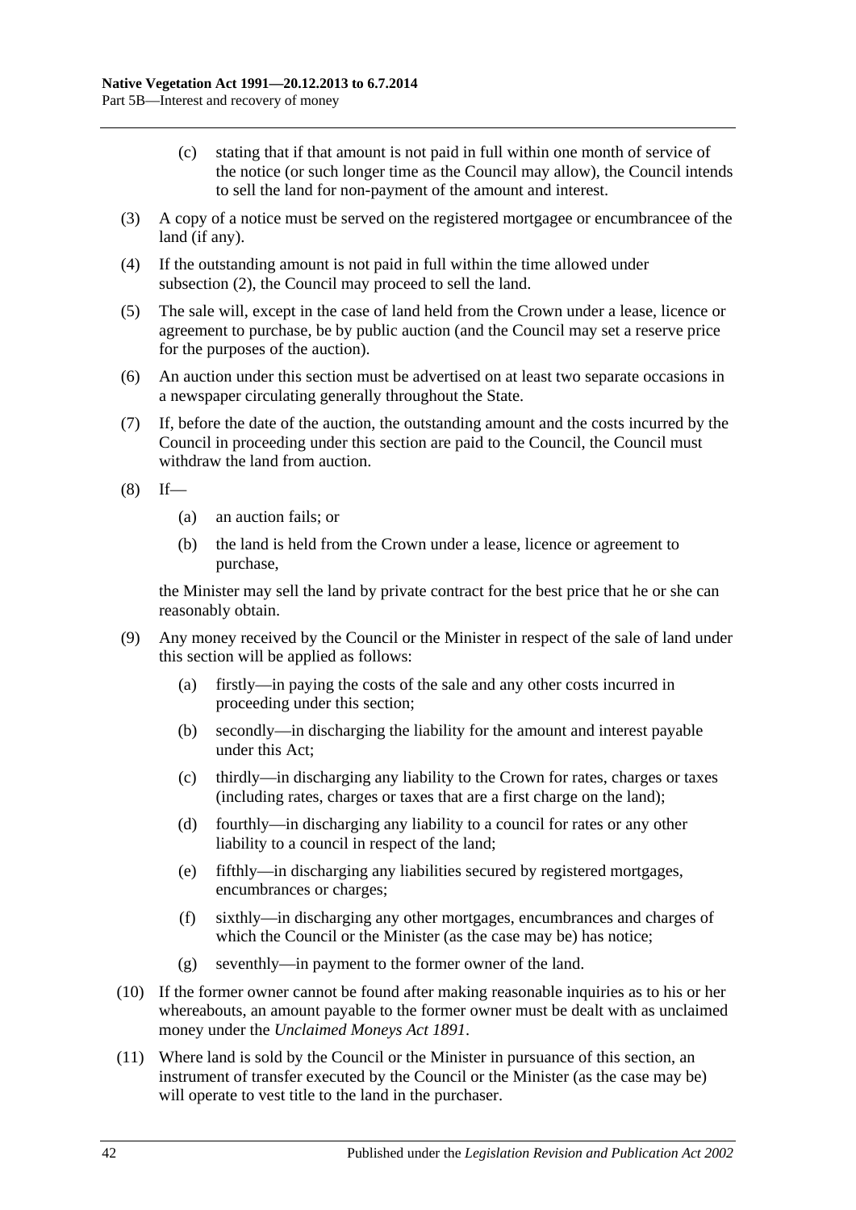(c) stating that if that amount is not paid in full within one month of service of the notice (or such longer time as the Council may allow), the Council intends to sell the land for non-payment of the amount and interest.

(3) A copy of a notice must be served on the registered mortgagee or encumbrancee of the land (if any).

(4) If the outstanding amount is not paid in full within the time allowed under subsection (2), the Council may proceed to sell the land.

(5) The sale will, except in the case of land held from the Crown under a lease, licence or agreement to purchase, be by public auction (and the Council may set a reserve price for the purposes of the auction).

(6) An auction under this section must be advertised on at least two separate occasions in a newspaper circulating generally throughout the State.

(7) If, before the date of the auction, the outstanding amount and the costs incurred by the Council in proceeding under this section are paid to the Council, the Council must withdraw the land from auction.

(8) If—

(a) an auction fails; or

(b) the land is held from the Crown under a lease, licence or agreement to purchase,

the Minister may sell the land by private contract for the best price that he or she can reasonably obtain.

(9) Any money received by the Council or the Minister in respect of the sale of land under this section will be applied as follows:

(a) firstly—in paying the costs of the sale and any other costs incurred in proceeding under this section;

(b) secondly—in discharging the liability for the amount and interest payable under this Act;

(c) thirdly—in discharging any liability to the Crown for rates, charges or taxes (including rates, charges or taxes that are a first charge on the land);

(d) fourthly—in discharging any liability to a council for rates or any other liability to a council in respect of the land;

(e) fifthly—in discharging any liabilities secured by registered mortgages, encumbrances or charges;

(f) sixthly—in discharging any other mortgages, encumbrances and charges of which the Council or the Minister (as the case may be) has notice;

(g) seventhly—in payment to the former owner of the land.

(10) If the former owner cannot be found after making reasonable inquiries as to his or her whereabouts, an amount payable to the former owner must be dealt with as unclaimed money under the *Unclaimed Moneys Act 1891*.

(11) Where land is sold by the Council or the Minister in pursuance of this section, an instrument of transfer executed by the Council or the Minister (as the case may be) will operate to vest title to the land in the purchaser.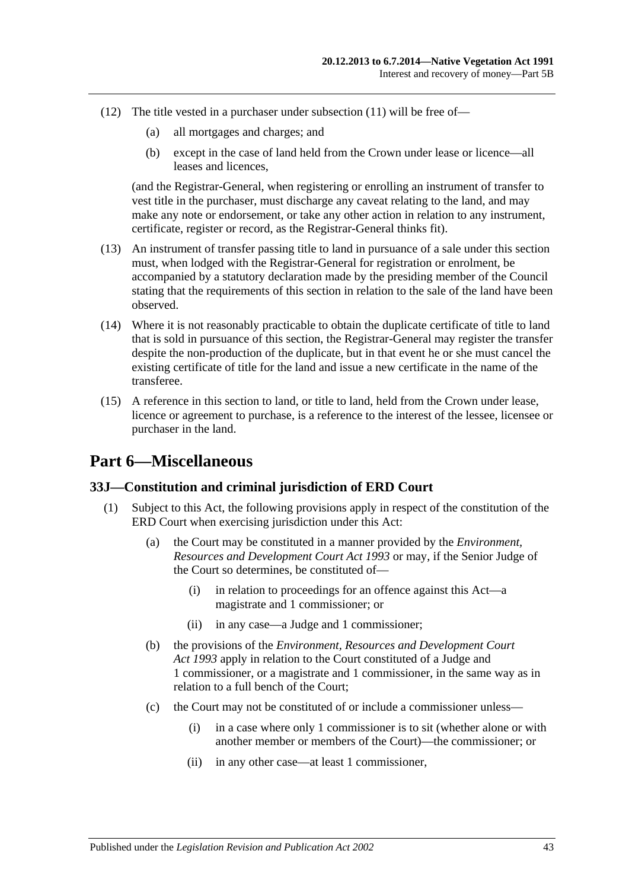(12) The title vested in a purchaser under subsection (11) will be free of—

(a) all mortgages and charges; and

(b) except in the case of land held from the Crown under lease or licence—all leases and licences,

(and the Registrar-General, when registering or enrolling an instrument of transfer to vest title in the purchaser, must discharge any caveat relating to the land, and may make any note or endorsement, or take any other action in relation to any instrument, certificate, register or record, as the Registrar-General thinks fit).

(13) An instrument of transfer passing title to land in pursuance of a sale under this section must, when lodged with the Registrar-General for registration or enrolment, be accompanied by a statutory declaration made by the presiding member of the Council stating that the requirements of this section in relation to the sale of the land have been observed.

(14) Where it is not reasonably practicable to obtain the duplicate certificate of title to land that is sold in pursuance of this section, the Registrar-General may register the transfer despite the non-production of the duplicate, but in that event he or she must cancel the existing certificate of title for the land and issue a new certificate in the name of the transferee.

(15) A reference in this section to land, or title to land, held from the Crown under lease, licence or agreement to purchase, is a reference to the interest of the lessee, licensee or purchaser in the land.

# Part 6—Miscellaneous

## 33J—Constitution and criminal jurisdiction of ERD Court

(1) Subject to this Act, the following provisions apply in respect of the constitution of the ERD Court when exercising jurisdiction under this Act:

(a) the Court may be constituted in a manner provided by the *Environment, Resources and Development Court Act 1993* or may, if the Senior Judge of the Court so determines, be constituted of—

(i) in relation to proceedings for an offence against this Act—a magistrate and 1 commissioner; or

(ii) in any case—a Judge and 1 commissioner;

(b) the provisions of the *Environment, Resources and Development Court Act 1993* apply in relation to the Court constituted of a Judge and 1 commissioner, or a magistrate and 1 commissioner, in the same way as in relation to a full bench of the Court;

(c) the Court may not be constituted of or include a commissioner unless—

(i) in a case where only 1 commissioner is to sit (whether alone or with another member or members of the Court)—the commissioner; or

(ii) in any other case—at least 1 commissioner,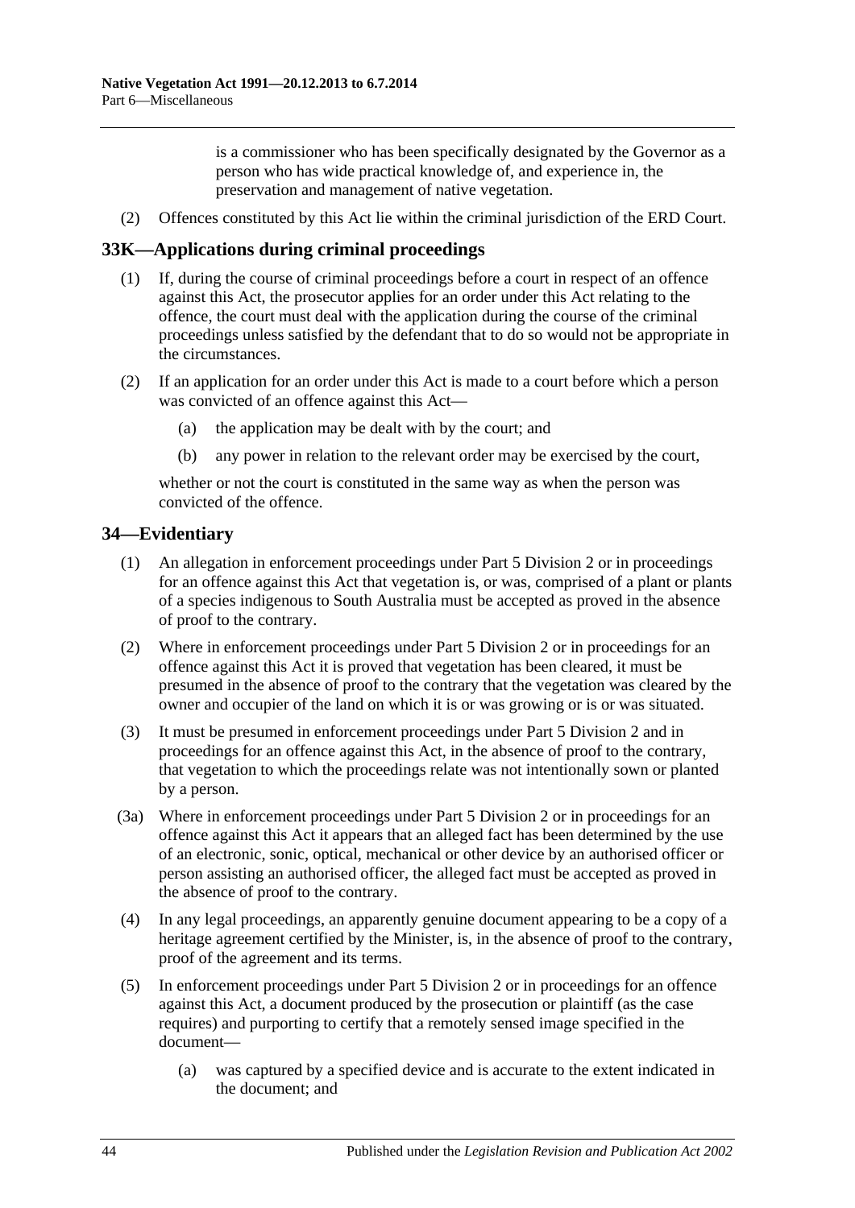is a commissioner who has been specifically designated by the Governor as a person who has wide practical knowledge of, and experience in, the preservation and management of native vegetation.

(2) Offences constituted by this Act lie within the criminal jurisdiction of the ERD Court.

## 33K—Applications during criminal proceedings

(1) If, during the course of criminal proceedings before a court in respect of an offence against this Act, the prosecutor applies for an order under this Act relating to the offence, the court must deal with the application during the course of the criminal proceedings unless satisfied by the defendant that to do so would not be appropriate in the circumstances.

(2) If an application for an order under this Act is made to a court before which a person was convicted of an offence against this Act—

(a) the application may be dealt with by the court; and

(b) any power in relation to the relevant order may be exercised by the court,

whether or not the court is constituted in the same way as when the person was convicted of the offence.

## 34—Evidentiary

(1) An allegation in enforcement proceedings under Part 5 Division 2 or in proceedings for an offence against this Act that vegetation is, or was, comprised of a plant or plants of a species indigenous to South Australia must be accepted as proved in the absence of proof to the contrary.

(2) Where in enforcement proceedings under Part 5 Division 2 or in proceedings for an offence against this Act it is proved that vegetation has been cleared, it must be presumed in the absence of proof to the contrary that the vegetation was cleared by the owner and occupier of the land on which it is or was growing or is or was situated.

(3) It must be presumed in enforcement proceedings under Part 5 Division 2 and in proceedings for an offence against this Act, in the absence of proof to the contrary, that vegetation to which the proceedings relate was not intentionally sown or planted by a person.

(3a) Where in enforcement proceedings under Part 5 Division 2 or in proceedings for an offence against this Act it appears that an alleged fact has been determined by the use of an electronic, sonic, optical, mechanical or other device by an authorised officer or person assisting an authorised officer, the alleged fact must be accepted as proved in the absence of proof to the contrary.

(4) In any legal proceedings, an apparently genuine document appearing to be a copy of a heritage agreement certified by the Minister, is, in the absence of proof to the contrary, proof of the agreement and its terms.

(5) In enforcement proceedings under Part 5 Division 2 or in proceedings for an offence against this Act, a document produced by the prosecution or plaintiff (as the case requires) and purporting to certify that a remotely sensed image specified in the document—

(a) was captured by a specified device and is accurate to the extent indicated in the document; and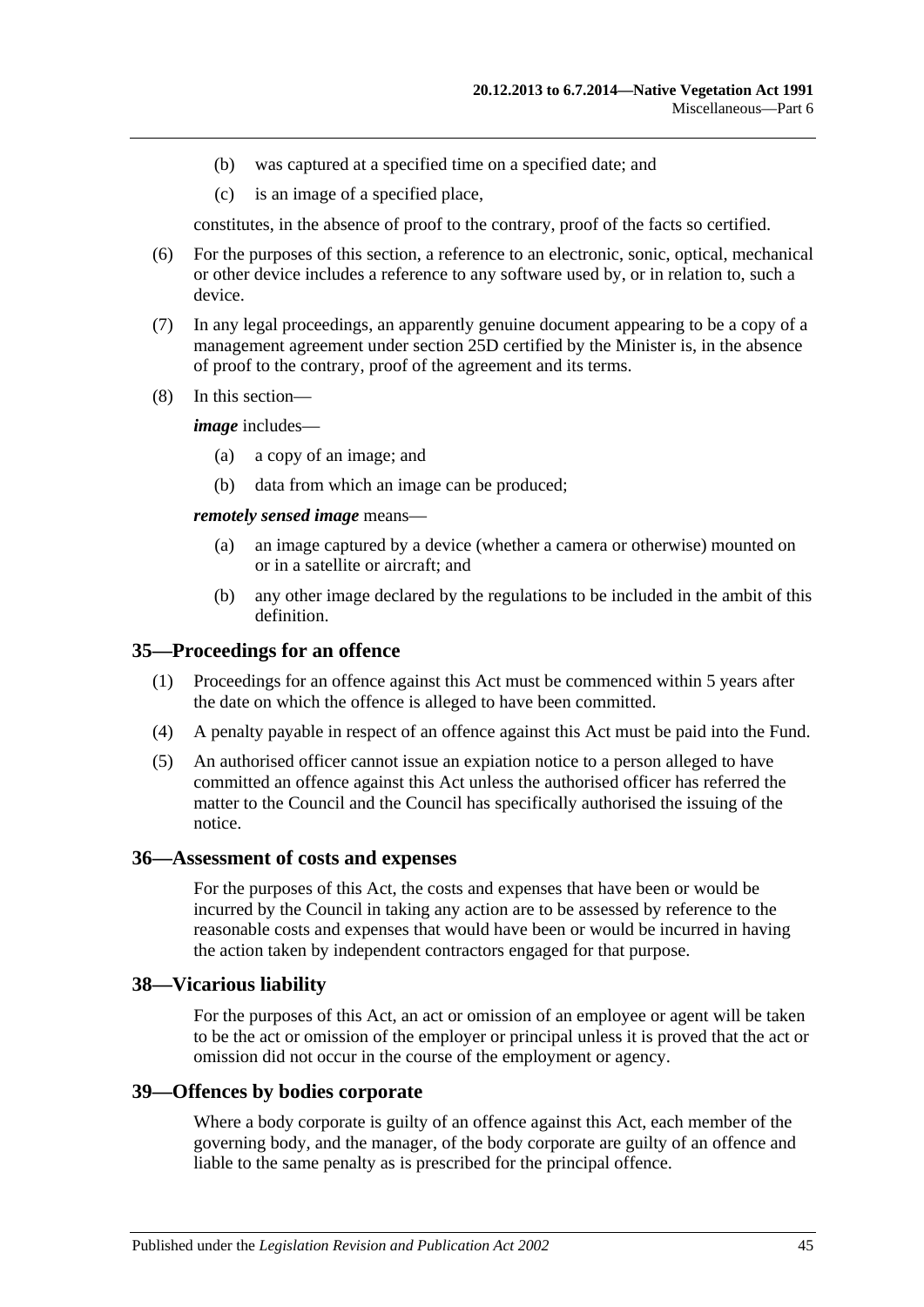(b) was captured at a specified time on a specified date; and

(c) is an image of a specified place,

constitutes, in the absence of proof to the contrary, proof of the facts so certified.

(6) For the purposes of this section, a reference to an electronic, sonic, optical, mechanical or other device includes a reference to any software used by, or in relation to, such a device.

(7) In any legal proceedings, an apparently genuine document appearing to be a copy of a management agreement under section 25D certified by the Minister is, in the absence of proof to the contrary, proof of the agreement and its terms.

(8) In this section—

***image*** includes—

(a) a copy of an image; and

(b) data from which an image can be produced;

***remotely sensed image*** means—

(a) an image captured by a device (whether a camera or otherwise) mounted on or in a satellite or aircraft; and

(b) any other image declared by the regulations to be included in the ambit of this definition.

## 35—Proceedings for an offence

(1) Proceedings for an offence against this Act must be commenced within 5 years after the date on which the offence is alleged to have been committed.

(4) A penalty payable in respect of an offence against this Act must be paid into the Fund.

(5) An authorised officer cannot issue an expiation notice to a person alleged to have committed an offence against this Act unless the authorised officer has referred the matter to the Council and the Council has specifically authorised the issuing of the notice.

## 36—Assessment of costs and expenses

For the purposes of this Act, the costs and expenses that have been or would be incurred by the Council in taking any action are to be assessed by reference to the reasonable costs and expenses that would have been or would be incurred in having the action taken by independent contractors engaged for that purpose.

## 38—Vicarious liability

For the purposes of this Act, an act or omission of an employee or agent will be taken to be the act or omission of the employer or principal unless it is proved that the act or omission did not occur in the course of the employment or agency.

## 39—Offences by bodies corporate

Where a body corporate is guilty of an offence against this Act, each member of the governing body, and the manager, of the body corporate are guilty of an offence and liable to the same penalty as is prescribed for the principal offence.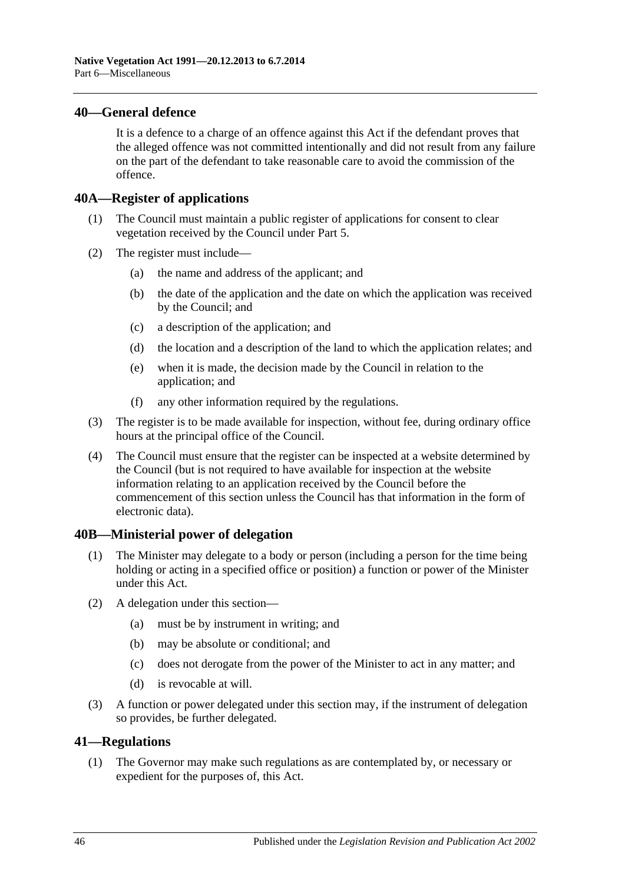## 40—General defence

It is a defence to a charge of an offence against this Act if the defendant proves that the alleged offence was not committed intentionally and did not result from any failure on the part of the defendant to take reasonable care to avoid the commission of the offence.

## 40A—Register of applications

(1) The Council must maintain a public register of applications for consent to clear vegetation received by the Council under Part 5.

(2) The register must include—

(a) the name and address of the applicant; and

(b) the date of the application and the date on which the application was received by the Council; and

(c) a description of the application; and

(d) the location and a description of the land to which the application relates; and

(e) when it is made, the decision made by the Council in relation to the application; and

(f) any other information required by the regulations.

(3) The register is to be made available for inspection, without fee, during ordinary office hours at the principal office of the Council.

(4) The Council must ensure that the register can be inspected at a website determined by the Council (but is not required to have available for inspection at the website information relating to an application received by the Council before the commencement of this section unless the Council has that information in the form of electronic data).

## 40B—Ministerial power of delegation

(1) The Minister may delegate to a body or person (including a person for the time being holding or acting in a specified office or position) a function or power of the Minister under this Act.

(2) A delegation under this section—

(a) must be by instrument in writing; and

(b) may be absolute or conditional; and

(c) does not derogate from the power of the Minister to act in any matter; and

(d) is revocable at will.

(3) A function or power delegated under this section may, if the instrument of delegation so provides, be further delegated.

## 41—Regulations

(1) The Governor may make such regulations as are contemplated by, or necessary or expedient for the purposes of, this Act.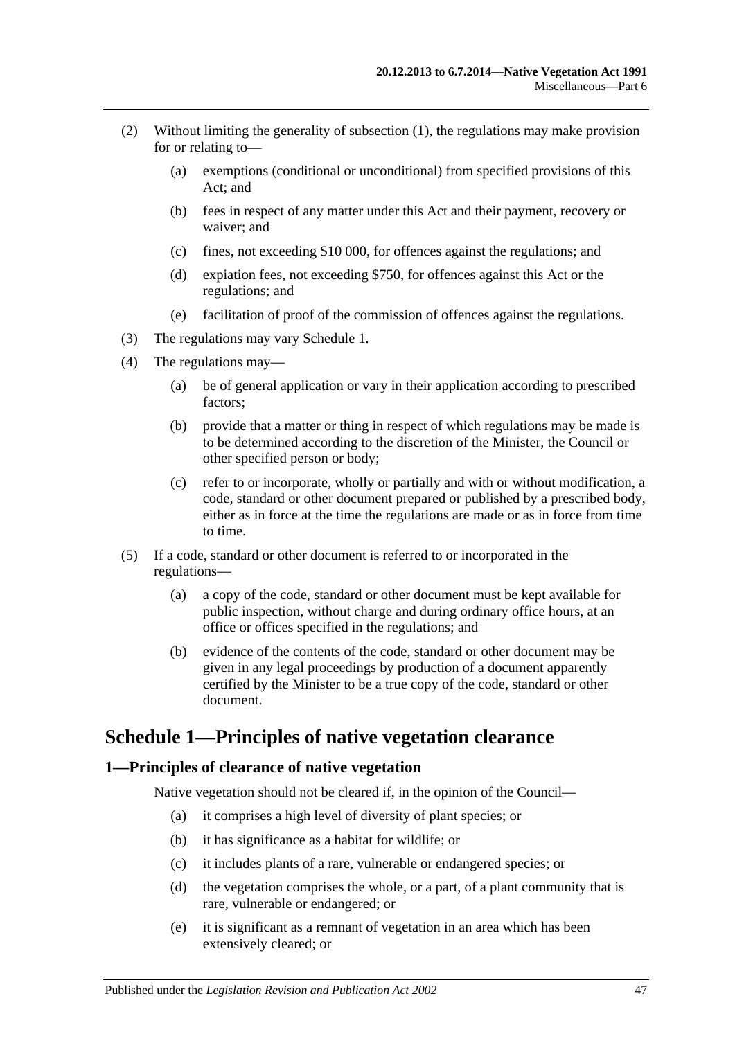(2) Without limiting the generality of subsection (1), the regulations may make provision for or relating to—

(a) exemptions (conditional or unconditional) from specified provisions of this Act; and

(b) fees in respect of any matter under this Act and their payment, recovery or waiver; and

(c) fines, not exceeding $10 000, for offences against the regulations; and

(d) expiation fees, not exceeding $750, for offences against this Act or the regulations; and

(e) facilitation of proof of the commission of offences against the regulations.

(3) The regulations may vary Schedule 1.

(4) The regulations may—

(a) be of general application or vary in their application according to prescribed factors;

(b) provide that a matter or thing in respect of which regulations may be made is to be determined according to the discretion of the Minister, the Council or other specified person or body;

(c) refer to or incorporate, wholly or partially and with or without modification, a code, standard or other document prepared or published by a prescribed body, either as in force at the time the regulations are made or as in force from time to time.

(5) If a code, standard or other document is referred to or incorporated in the regulations—

(a) a copy of the code, standard or other document must be kept available for public inspection, without charge and during ordinary office hours, at an office or offices specified in the regulations; and

(b) evidence of the contents of the code, standard or other document may be given in any legal proceedings by production of a document apparently certified by the Minister to be a true copy of the code, standard or other document.

# Schedule 1—Principles of native vegetation clearance

## 1—Principles of clearance of native vegetation

Native vegetation should not be cleared if, in the opinion of the Council—

(a) it comprises a high level of diversity of plant species; or

(b) it has significance as a habitat for wildlife; or

(c) it includes plants of a rare, vulnerable or endangered species; or

(d) the vegetation comprises the whole, or a part, of a plant community that is rare, vulnerable or endangered; or

(e) it is significant as a remnant of vegetation in an area which has been extensively cleared; or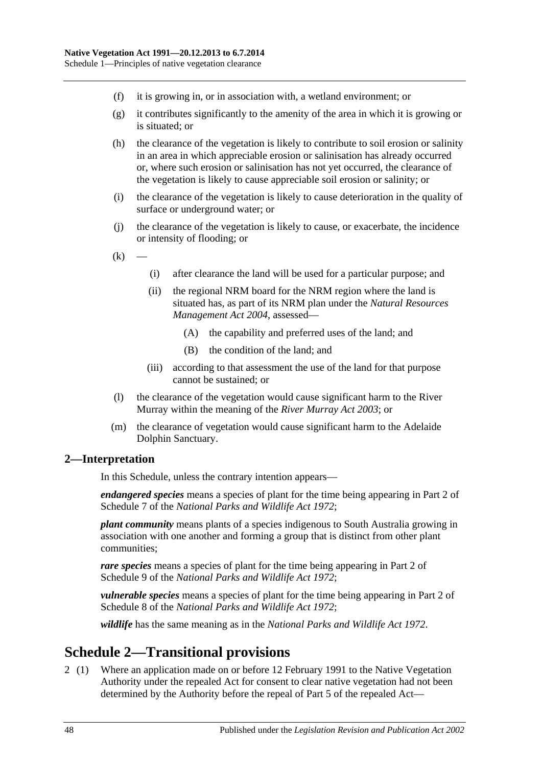(f) it is growing in, or in association with, a wetland environment; or

(g) it contributes significantly to the amenity of the area in which it is growing or is situated; or

(h) the clearance of the vegetation is likely to contribute to soil erosion or salinity in an area in which appreciable erosion or salinisation has already occurred or, where such erosion or salinisation has not yet occurred, the clearance of the vegetation is likely to cause appreciable soil erosion or salinity; or

(i) the clearance of the vegetation is likely to cause deterioration in the quality of surface or underground water; or

(j) the clearance of the vegetation is likely to cause, or exacerbate, the incidence or intensity of flooding; or

(k) —

(i) after clearance the land will be used for a particular purpose; and

(ii) the regional NRM board for the NRM region where the land is situated has, as part of its NRM plan under the *Natural Resources Management Act 2004*, assessed—

(A) the capability and preferred uses of the land; and

(B) the condition of the land; and

(iii) according to that assessment the use of the land for that purpose cannot be sustained; or

(l) the clearance of the vegetation would cause significant harm to the River Murray within the meaning of the *River Murray Act 2003*; or

(m) the clearance of vegetation would cause significant harm to the Adelaide Dolphin Sanctuary.

## 2—Interpretation

In this Schedule, unless the contrary intention appears—

***endangered species*** means a species of plant for the time being appearing in Part 2 of Schedule 7 of the *National Parks and Wildlife Act 1972*;

***plant community*** means plants of a species indigenous to South Australia growing in association with one another and forming a group that is distinct from other plant communities;

***rare species*** means a species of plant for the time being appearing in Part 2 of Schedule 9 of the *National Parks and Wildlife Act 1972*;

***vulnerable species*** means a species of plant for the time being appearing in Part 2 of Schedule 8 of the *National Parks and Wildlife Act 1972*;

***wildlife*** has the same meaning as in the *National Parks and Wildlife Act 1972*.

# Schedule 2—Transitional provisions

2 (1) Where an application made on or before 12 February 1991 to the Native Vegetation Authority under the repealed Act for consent to clear native vegetation had not been determined by the Authority before the repeal of Part 5 of the repealed Act—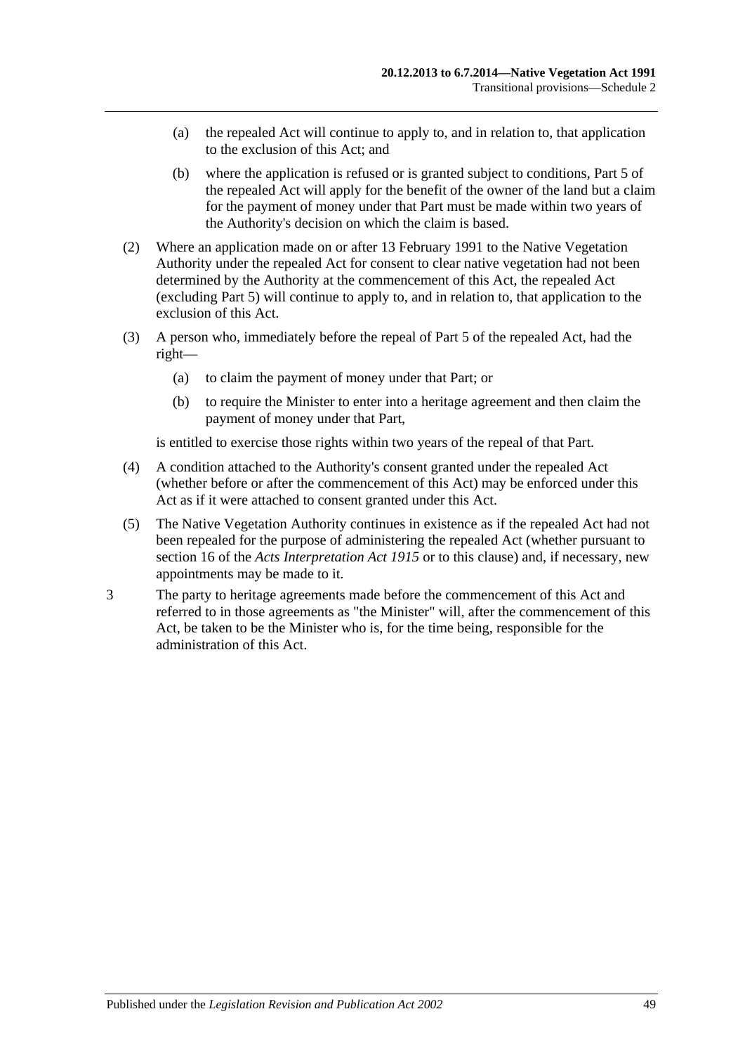(a) the repealed Act will continue to apply to, and in relation to, that application to the exclusion of this Act; and

(b) where the application is refused or is granted subject to conditions, Part 5 of the repealed Act will apply for the benefit of the owner of the land but a claim for the payment of money under that Part must be made within two years of the Authority's decision on which the claim is based.

(2) Where an application made on or after 13 February 1991 to the Native Vegetation Authority under the repealed Act for consent to clear native vegetation had not been determined by the Authority at the commencement of this Act, the repealed Act (excluding Part 5) will continue to apply to, and in relation to, that application to the exclusion of this Act.

(3) A person who, immediately before the repeal of Part 5 of the repealed Act, had the right—

(a) to claim the payment of money under that Part; or

(b) to require the Minister to enter into a heritage agreement and then claim the payment of money under that Part,

is entitled to exercise those rights within two years of the repeal of that Part.

(4) A condition attached to the Authority's consent granted under the repealed Act (whether before or after the commencement of this Act) may be enforced under this Act as if it were attached to consent granted under this Act.

(5) The Native Vegetation Authority continues in existence as if the repealed Act had not been repealed for the purpose of administering the repealed Act (whether pursuant to section 16 of the *Acts Interpretation Act 1915* or to this clause) and, if necessary, new appointments may be made to it.

3 The party to heritage agreements made before the commencement of this Act and referred to in those agreements as "the Minister" will, after the commencement of this Act, be taken to be the Minister who is, for the time being, responsible for the administration of this Act.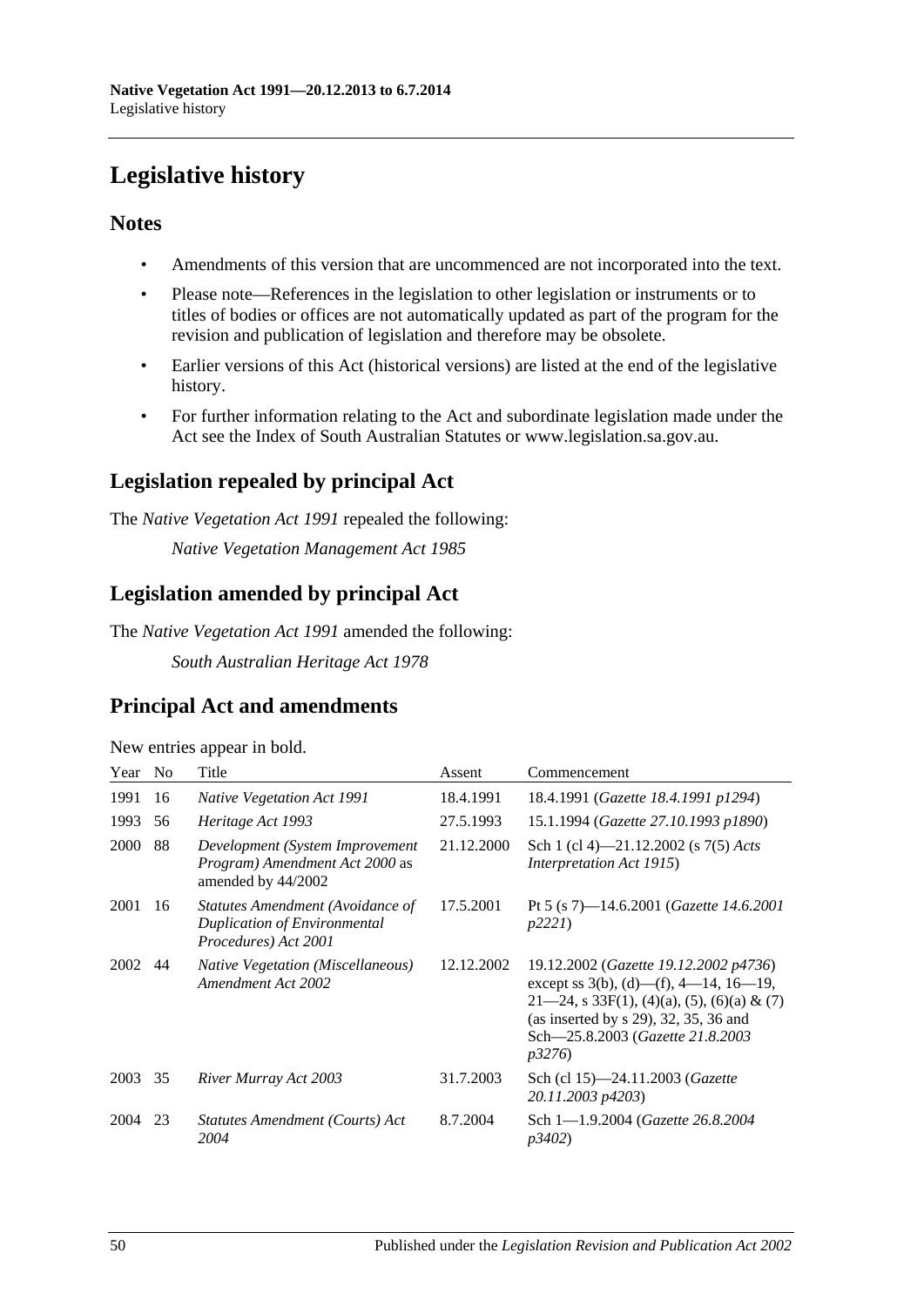# Legislative history

## Notes

- Amendments of this version that are uncommenced are not incorporated into the text.
- Please note—References in the legislation to other legislation or instruments or to titles of bodies or offices are not automatically updated as part of the program for the revision and publication of legislation and therefore may be obsolete.
- Earlier versions of this Act (historical versions) are listed at the end of the legislative history.
- For further information relating to the Act and subordinate legislation made under the Act see the Index of South Australian Statutes or www.legislation.sa.gov.au.

## Legislation repealed by principal Act

The *Native Vegetation Act 1991* repealed the following:

*Native Vegetation Management Act 1985*

## Legislation amended by principal Act

The *Native Vegetation Act 1991* amended the following:

*South Australian Heritage Act 1978*

## Principal Act and amendments

New entries appear in bold.

| Year | No | Title | Assent | Commencement |
|---|---|---|---|---|
| 1991 | 16 | *Native Vegetation Act 1991* | 18.4.1991 | 18.4.1991 (*Gazette 18.4.1991 p1294*) |
| 1993 | 56 | *Heritage Act 1993* | 27.5.1993 | 15.1.1994 (*Gazette 27.10.1993 p1890*) |
| 2000 | 88 | *Development (System Improvement Program) Amendment Act 2000* as amended by 44/2002 | 21.12.2000 | Sch 1 (cl 4)—21.12.2002 (s 7(5) *Acts Interpretation Act 1915*) |
| 2001 | 16 | *Statutes Amendment (Avoidance of Duplication of Environmental Procedures) Act 2001* | 17.5.2001 | Pt 5 (s 7)—14.6.2001 (*Gazette 14.6.2001 p2221*) |
| 2002 | 44 | *Native Vegetation (Miscellaneous) Amendment Act 2002* | 12.12.2002 | 19.12.2002 (*Gazette 19.12.2002 p4736*) except ss 3(b), (d)—(f), 4—14, 16—19, 21—24, s 33F(1), (4)(a), (5), (6)(a) & (7) (as inserted by s 29), 32, 35, 36 and Sch—25.8.2003 (*Gazette 21.8.2003 p3276*) |
| 2003 | 35 | *River Murray Act 2003* | 31.7.2003 | Sch (cl 15)—24.11.2003 (*Gazette 20.11.2003 p4203*) |
| 2004 | 23 | *Statutes Amendment (Courts) Act 2004* | 8.7.2004 | Sch 1—1.9.2004 (*Gazette 26.8.2004 p3402*) |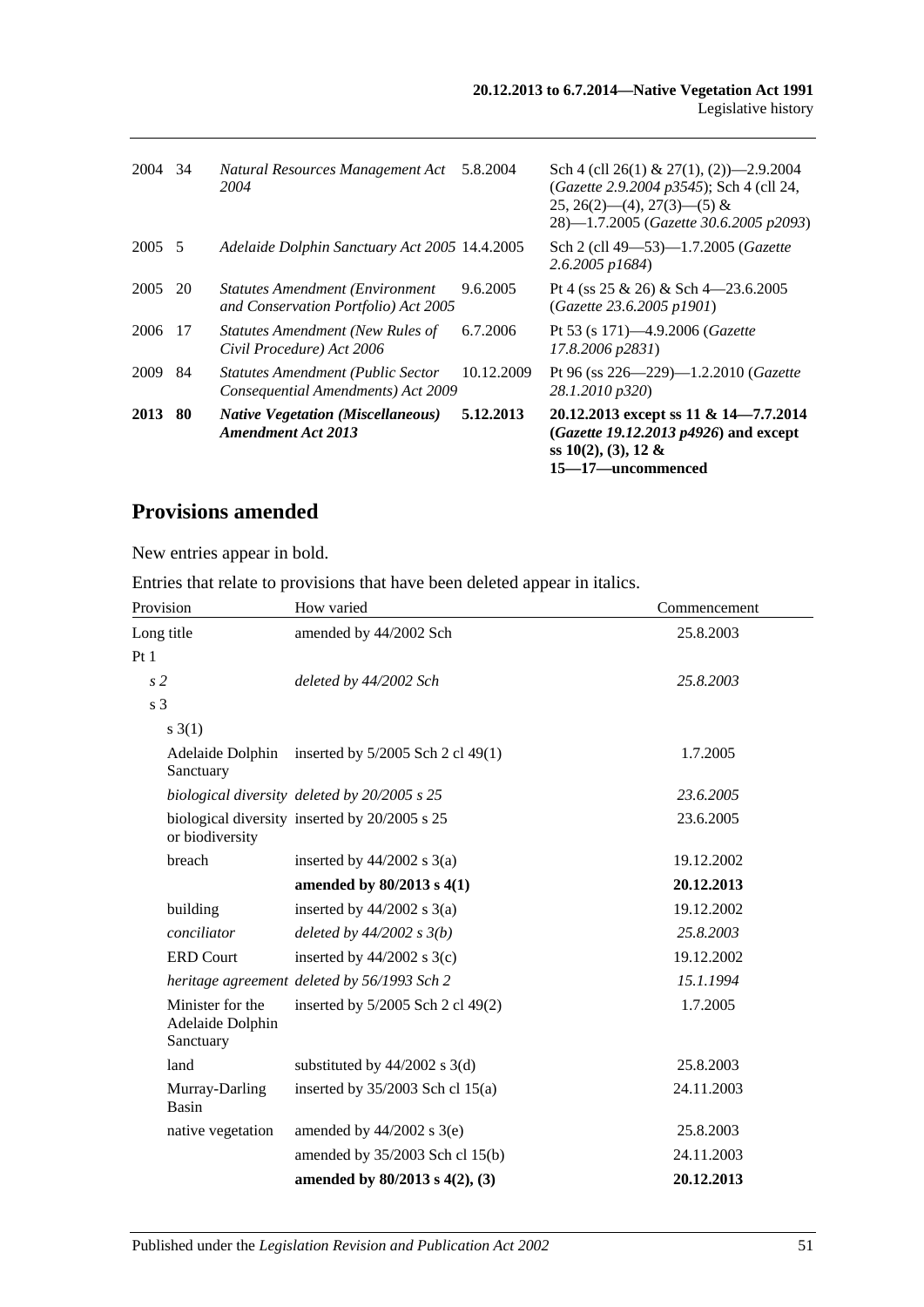| | | | | |
|---|---|---|---|---|
| 2004 | 34 | *Natural Resources Management Act 2004* | 5.8.2004 | Sch 4 (cll 26(1) & 27(1), (2))—2.9.2004 (*Gazette 2.9.2004 p3545*); Sch 4 (cll 24, 25, 26(2)—(4), 27(3)—(5) & 28)—1.7.2005 (*Gazette 30.6.2005 p2093*) |
| 2005 | 5 | *Adelaide Dolphin Sanctuary Act 2005* | 14.4.2005 | Sch 2 (cll 49—53)—1.7.2005 (*Gazette 2.6.2005 p1684*) |
| 2005 | 20 | *Statutes Amendment (Environment and Conservation Portfolio) Act 2005* | 9.6.2005 | Pt 4 (ss 25 & 26) & Sch 4—23.6.2005 (*Gazette 23.6.2005 p1901*) |
| 2006 | 17 | *Statutes Amendment (New Rules of Civil Procedure) Act 2006* | 6.7.2006 | Pt 53 (s 171)—4.9.2006 (*Gazette 17.8.2006 p2831*) |
| 2009 | 84 | *Statutes Amendment (Public Sector Consequential Amendments) Act 2009* | 10.12.2009 | Pt 96 (ss 226—229)—1.2.2010 (*Gazette 28.1.2010 p320*) |
| **2013** | **80** | ***Native Vegetation (Miscellaneous) Amendment Act 2013*** | **5.12.2013** | **20.12.2013 except ss 11 & 14—7.7.2014 (*Gazette 19.12.2013 p4926*) and except ss 10(2), (3), 12 & 15—17—uncommenced** |

## Provisions amended

New entries appear in bold.

Entries that relate to provisions that have been deleted appear in italics.

| Provision | How varied | Commencement |
|---|---|---|
| Long title | amended by 44/2002 Sch | 25.8.2003 |
| Pt 1 | | |
| *s 2* | *deleted by 44/2002 Sch* | *25.8.2003* |
| s 3 | | |
| s 3(1) | | |
| Adelaide Dolphin Sanctuary | inserted by 5/2005 Sch 2 cl 49(1) | 1.7.2005 |
| *biological diversity* | *deleted by 20/2005 s 25* | *23.6.2005* |
| biological diversity or biodiversity | inserted by 20/2005 s 25 | 23.6.2005 |
| breach | inserted by 44/2002 s 3(a) | 19.12.2002 |
| | **amended by 80/2013 s 4(1)** | **20.12.2013** |
| building | inserted by 44/2002 s 3(a) | 19.12.2002 |
| *conciliator* | *deleted by 44/2002 s 3(b)* | *25.8.2003* |
| ERD Court | inserted by 44/2002 s 3(c) | 19.12.2002 |
| *heritage agreement* | *deleted by 56/1993 Sch 2* | *15.1.1994* |
| Minister for the Adelaide Dolphin Sanctuary | inserted by 5/2005 Sch 2 cl 49(2) | 1.7.2005 |
| land | substituted by 44/2002 s 3(d) | 25.8.2003 |
| Murray-Darling Basin | inserted by 35/2003 Sch cl 15(a) | 24.11.2003 |
| native vegetation | amended by 44/2002 s 3(e) | 25.8.2003 |
| | amended by 35/2003 Sch cl 15(b) | 24.11.2003 |
| | **amended by 80/2013 s 4(2), (3)** | **20.12.2013** |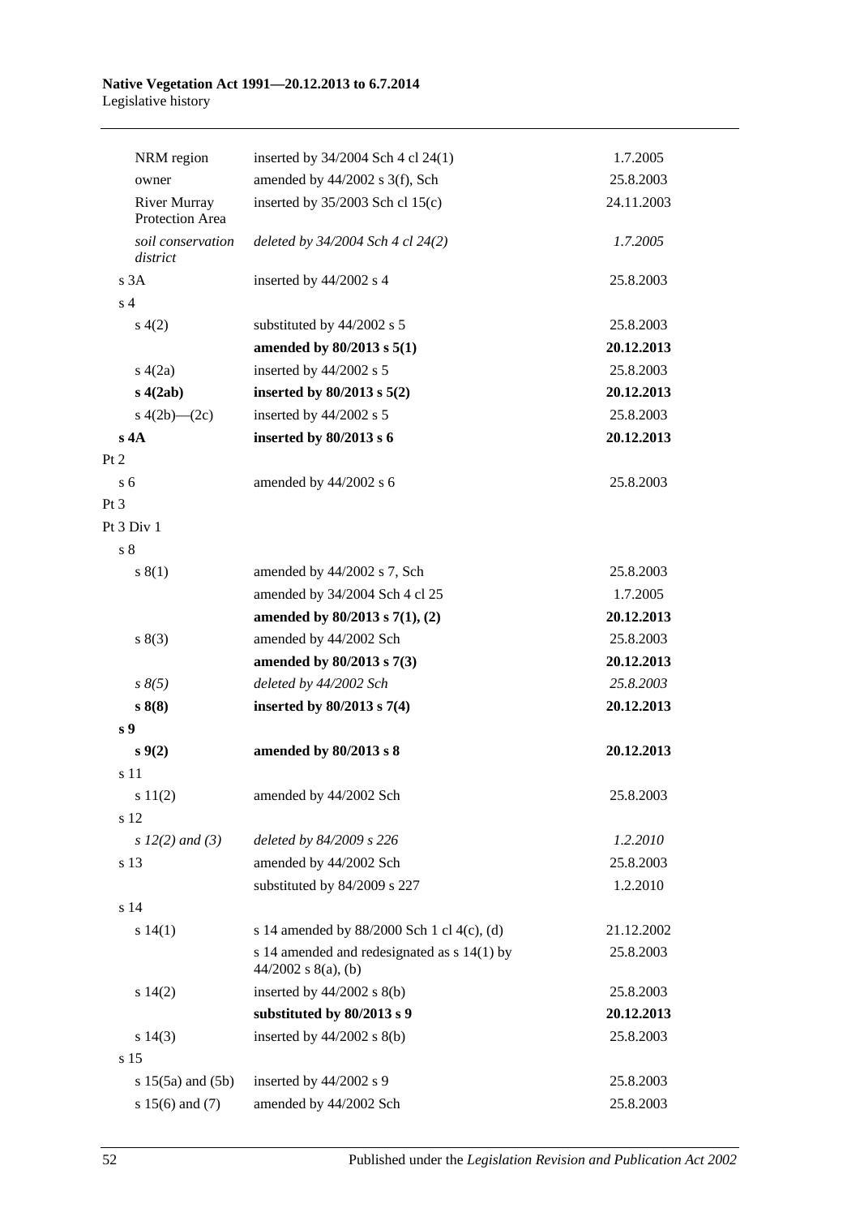| | | |
|---|---|---|
| NRM region | inserted by 34/2004 Sch 4 cl 24(1) | 1.7.2005 |
| owner | amended by 44/2002 s 3(f), Sch | 25.8.2003 |
| River Murray Protection Area | inserted by 35/2003 Sch cl 15(c) | 24.11.2003 |
| *soil conservation district* | *deleted by 34/2004 Sch 4 cl 24(2)* | *1.7.2005* |
| s 3A | inserted by 44/2002 s 4 | 25.8.2003 |
| s 4 | | |
| s 4(2) | substituted by 44/2002 s 5 | 25.8.2003 |
| | **amended by 80/2013 s 5(1)** | **20.12.2013** |
| s 4(2a) | inserted by 44/2002 s 5 | 25.8.2003 |
| **s 4(2ab)** | **inserted by 80/2013 s 5(2)** | **20.12.2013** |
| s 4(2b)—(2c) | inserted by 44/2002 s 5 | 25.8.2003 |
| **s 4A** | **inserted by 80/2013 s 6** | **20.12.2013** |
| Pt 2 | | |
| s 6 | amended by 44/2002 s 6 | 25.8.2003 |
| Pt 3 | | |
| Pt 3 Div 1 | | |
| s 8 | | |
| s 8(1) | amended by 44/2002 s 7, Sch | 25.8.2003 |
| | amended by 34/2004 Sch 4 cl 25 | 1.7.2005 |
| | **amended by 80/2013 s 7(1), (2)** | **20.12.2013** |
| s 8(3) | amended by 44/2002 Sch | 25.8.2003 |
| | **amended by 80/2013 s 7(3)** | **20.12.2013** |
| *s 8(5)* | *deleted by 44/2002 Sch* | *25.8.2003* |
| **s 8(8)** | **inserted by 80/2013 s 7(4)** | **20.12.2013** |
| **s 9** | | |
| **s 9(2)** | **amended by 80/2013 s 8** | **20.12.2013** |
| s 11 | | |
| s 11(2) | amended by 44/2002 Sch | 25.8.2003 |
| s 12 | | |
| *s 12(2) and (3)* | *deleted by 84/2009 s 226* | *1.2.2010* |
| s 13 | amended by 44/2002 Sch | 25.8.2003 |
| | substituted by 84/2009 s 227 | 1.2.2010 |
| s 14 | | |
| s 14(1) | s 14 amended by 88/2000 Sch 1 cl 4(c), (d) | 21.12.2002 |
| | s 14 amended and redesignated as s 14(1) by 44/2002 s 8(a), (b) | 25.8.2003 |
| s 14(2) | inserted by 44/2002 s 8(b) | 25.8.2003 |
| | **substituted by 80/2013 s 9** | **20.12.2013** |
| s 14(3) | inserted by 44/2002 s 8(b) | 25.8.2003 |
| s 15 | | |
| s 15(5a) and (5b) | inserted by 44/2002 s 9 | 25.8.2003 |
| s 15(6) and (7) | amended by 44/2002 Sch | 25.8.2003 |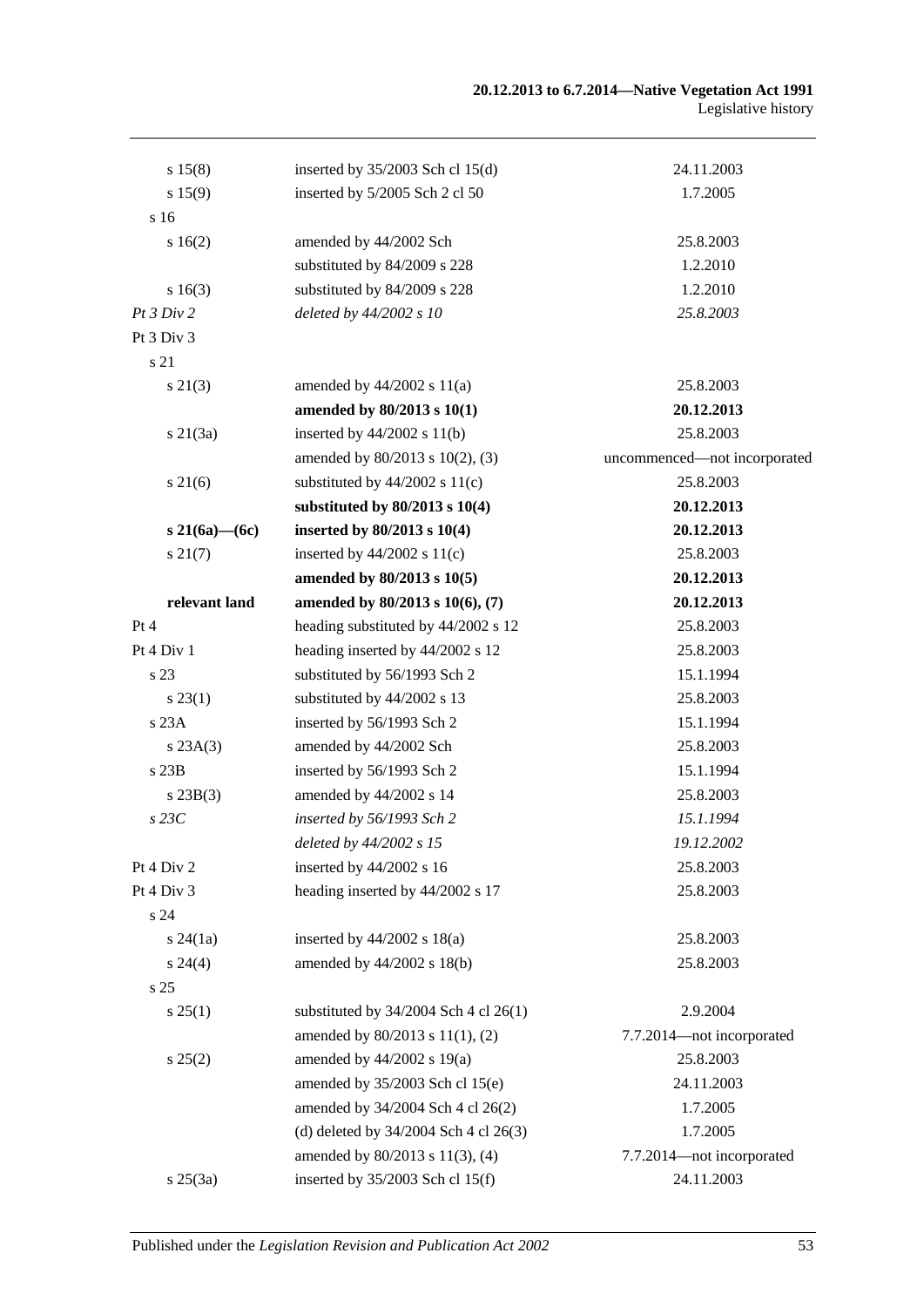| | | |
|---|---|---|
| s 15(8) | inserted by 35/2003 Sch cl 15(d) | 24.11.2003 |
| s 15(9) | inserted by 5/2005 Sch 2 cl 50 | 1.7.2005 |
| s 16 | | |
| s 16(2) | amended by 44/2002 Sch | 25.8.2003 |
| | substituted by 84/2009 s 228 | 1.2.2010 |
| s 16(3) | substituted by 84/2009 s 228 | 1.2.2010 |
| *Pt 3 Div 2* | *deleted by 44/2002 s 10* | *25.8.2003* |
| Pt 3 Div 3 | | |
| s 21 | | |
| s 21(3) | amended by 44/2002 s 11(a) | 25.8.2003 |
| | **amended by 80/2013 s 10(1)** | **20.12.2013** |
| s 21(3a) | inserted by 44/2002 s 11(b) | 25.8.2003 |
| | amended by 80/2013 s 10(2), (3) | uncommenced—not incorporated |
| s 21(6) | substituted by 44/2002 s 11(c) | 25.8.2003 |
| | **substituted by 80/2013 s 10(4)** | **20.12.2013** |
| **s 21(6a)—(6c)** | **inserted by 80/2013 s 10(4)** | **20.12.2013** |
| s 21(7) | inserted by 44/2002 s 11(c) | 25.8.2003 |
| | **amended by 80/2013 s 10(5)** | **20.12.2013** |
| **relevant land** | **amended by 80/2013 s 10(6), (7)** | **20.12.2013** |
| Pt 4 | heading substituted by 44/2002 s 12 | 25.8.2003 |
| Pt 4 Div 1 | heading inserted by 44/2002 s 12 | 25.8.2003 |
| s 23 | substituted by 56/1993 Sch 2 | 15.1.1994 |
| s 23(1) | substituted by 44/2002 s 13 | 25.8.2003 |
| s 23A | inserted by 56/1993 Sch 2 | 15.1.1994 |
| s 23A(3) | amended by 44/2002 Sch | 25.8.2003 |
| s 23B | inserted by 56/1993 Sch 2 | 15.1.1994 |
| s 23B(3) | amended by 44/2002 s 14 | 25.8.2003 |
| *s 23C* | *inserted by 56/1993 Sch 2* | *15.1.1994* |
| | *deleted by 44/2002 s 15* | *19.12.2002* |
| Pt 4 Div 2 | inserted by 44/2002 s 16 | 25.8.2003 |
| Pt 4 Div 3 | heading inserted by 44/2002 s 17 | 25.8.2003 |
| s 24 | | |
| s 24(1a) | inserted by 44/2002 s 18(a) | 25.8.2003 |
| s 24(4) | amended by 44/2002 s 18(b) | 25.8.2003 |
| s 25 | | |
| s 25(1) | substituted by 34/2004 Sch 4 cl 26(1) | 2.9.2004 |
| | amended by 80/2013 s 11(1), (2) | 7.7.2014—not incorporated |
| s 25(2) | amended by 44/2002 s 19(a) | 25.8.2003 |
| | amended by 35/2003 Sch cl 15(e) | 24.11.2003 |
| | amended by 34/2004 Sch 4 cl 26(2) | 1.7.2005 |
| | (d) deleted by 34/2004 Sch 4 cl 26(3) | 1.7.2005 |
| | amended by 80/2013 s 11(3), (4) | 7.7.2014—not incorporated |
| s 25(3a) | inserted by 35/2003 Sch cl 15(f) | 24.11.2003 |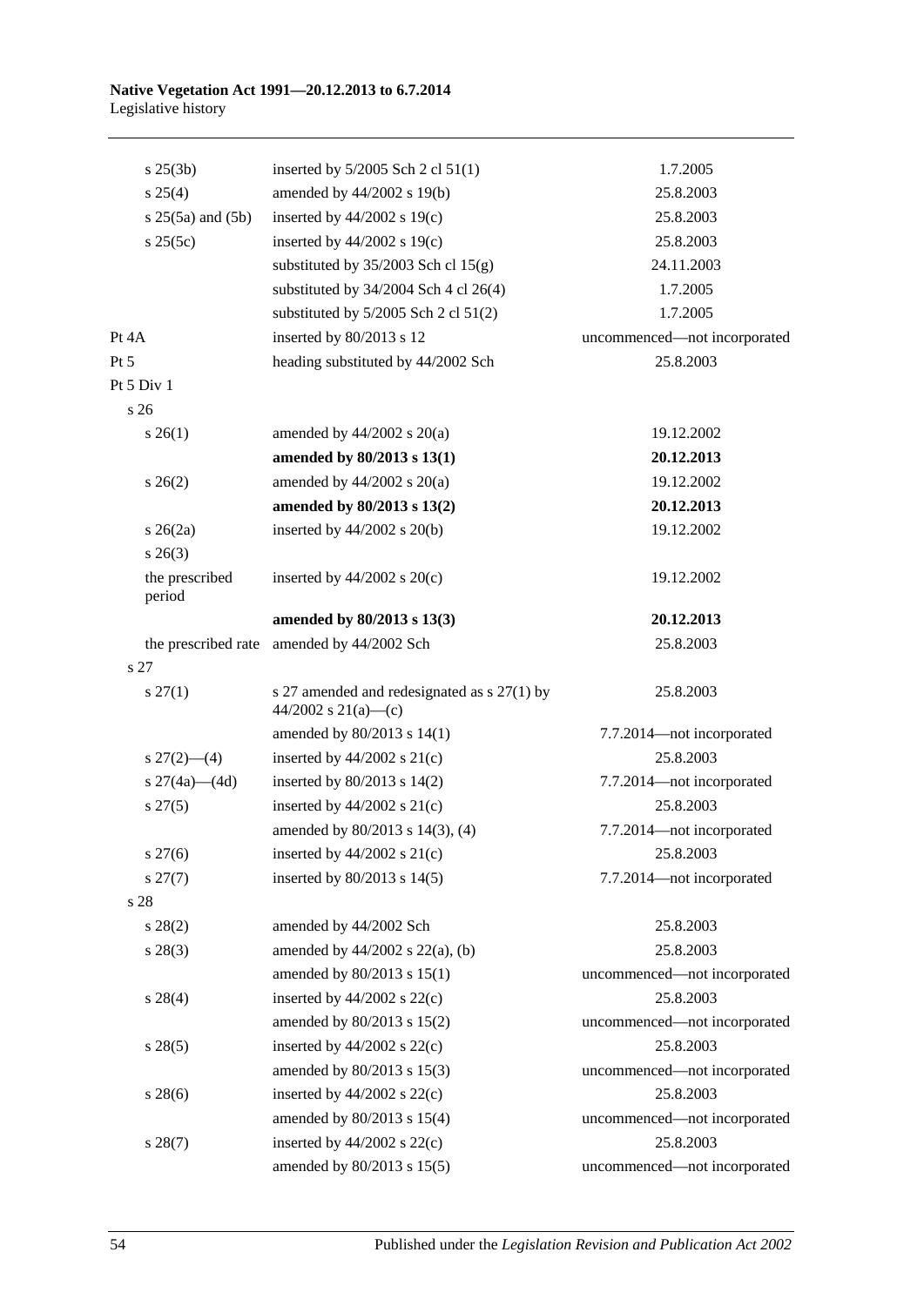| | | |
|---|---|---|
| s 25(3b) | inserted by 5/2005 Sch 2 cl 51(1) | 1.7.2005 |
| s 25(4) | amended by 44/2002 s 19(b) | 25.8.2003 |
| s 25(5a) and (5b) | inserted by 44/2002 s 19(c) | 25.8.2003 |
| s 25(5c) | inserted by 44/2002 s 19(c) | 25.8.2003 |
| | substituted by 35/2003 Sch cl 15(g) | 24.11.2003 |
| | substituted by 34/2004 Sch 4 cl 26(4) | 1.7.2005 |
| | substituted by 5/2005 Sch 2 cl 51(2) | 1.7.2005 |
| Pt 4A | inserted by 80/2013 s 12 | uncommenced—not incorporated |
| Pt 5 | heading substituted by 44/2002 Sch | 25.8.2003 |
| Pt 5 Div 1 | | |
| s 26 | | |
| s 26(1) | amended by 44/2002 s 20(a) | 19.12.2002 |
| | **amended by 80/2013 s 13(1)** | **20.12.2013** |
| s 26(2) | amended by 44/2002 s 20(a) | 19.12.2002 |
| | **amended by 80/2013 s 13(2)** | **20.12.2013** |
| s 26(2a) | inserted by 44/2002 s 20(b) | 19.12.2002 |
| s 26(3) | | |
| the prescribed period | inserted by 44/2002 s 20(c) | 19.12.2002 |
| | **amended by 80/2013 s 13(3)** | **20.12.2013** |
| the prescribed rate | amended by 44/2002 Sch | 25.8.2003 |
| s 27 | | |
| s 27(1) | s 27 amended and redesignated as s 27(1) by 44/2002 s 21(a)—(c) | 25.8.2003 |
| | amended by 80/2013 s 14(1) | 7.7.2014—not incorporated |
| s 27(2)—(4) | inserted by 44/2002 s 21(c) | 25.8.2003 |
| s 27(4a)—(4d) | inserted by 80/2013 s 14(2) | 7.7.2014—not incorporated |
| s 27(5) | inserted by 44/2002 s 21(c) | 25.8.2003 |
| | amended by 80/2013 s 14(3), (4) | 7.7.2014—not incorporated |
| s 27(6) | inserted by 44/2002 s 21(c) | 25.8.2003 |
| s 27(7) | inserted by 80/2013 s 14(5) | 7.7.2014—not incorporated |
| s 28 | | |
| s 28(2) | amended by 44/2002 Sch | 25.8.2003 |
| s 28(3) | amended by 44/2002 s 22(a), (b) | 25.8.2003 |
| | amended by 80/2013 s 15(1) | uncommenced—not incorporated |
| s 28(4) | inserted by 44/2002 s 22(c) | 25.8.2003 |
| | amended by 80/2013 s 15(2) | uncommenced—not incorporated |
| s 28(5) | inserted by 44/2002 s 22(c) | 25.8.2003 |
| | amended by 80/2013 s 15(3) | uncommenced—not incorporated |
| s 28(6) | inserted by 44/2002 s 22(c) | 25.8.2003 |
| | amended by 80/2013 s 15(4) | uncommenced—not incorporated |
| s 28(7) | inserted by 44/2002 s 22(c) | 25.8.2003 |
| | amended by 80/2013 s 15(5) | uncommenced—not incorporated |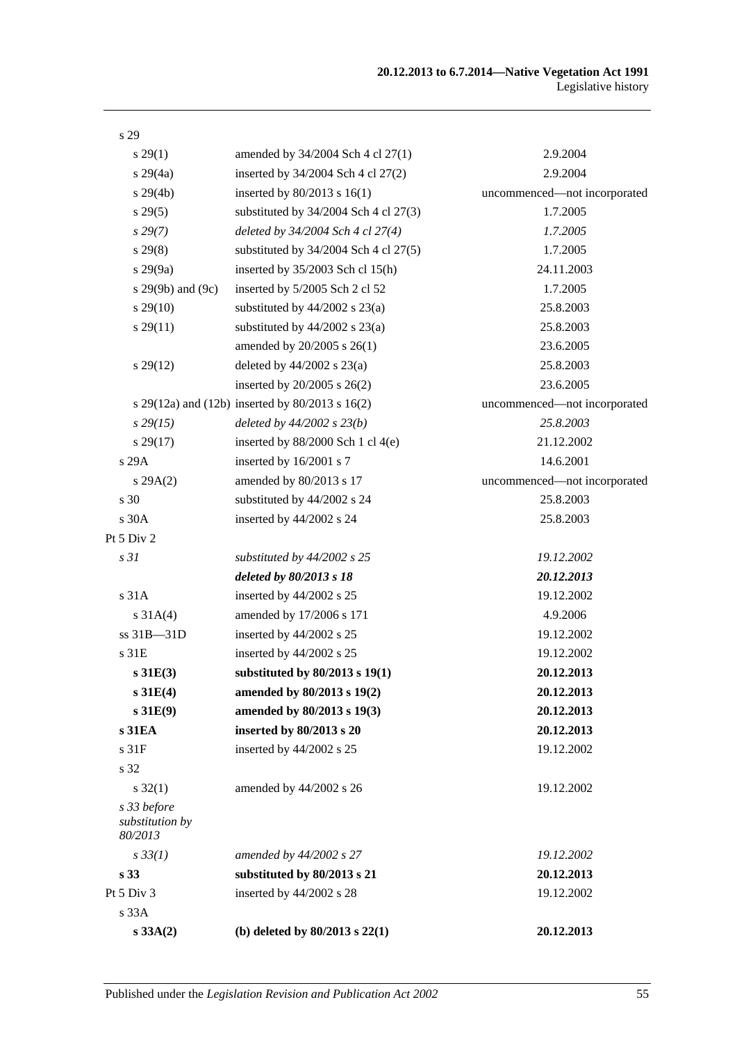| | | |
|---|---|---|
| s 29 | | |
| s 29(1) | amended by 34/2004 Sch 4 cl 27(1) | 2.9.2004 |
| s 29(4a) | inserted by 34/2004 Sch 4 cl 27(2) | 2.9.2004 |
| s 29(4b) | inserted by 80/2013 s 16(1) | uncommenced—not incorporated |
| s 29(5) | substituted by 34/2004 Sch 4 cl 27(3) | 1.7.2005 |
| *s 29(7)* | *deleted by 34/2004 Sch 4 cl 27(4)* | *1.7.2005* |
| s 29(8) | substituted by 34/2004 Sch 4 cl 27(5) | 1.7.2005 |
| s 29(9a) | inserted by 35/2003 Sch cl 15(h) | 24.11.2003 |
| s 29(9b) and (9c) | inserted by 5/2005 Sch 2 cl 52 | 1.7.2005 |
| s 29(10) | substituted by 44/2002 s 23(a) | 25.8.2003 |
| s 29(11) | substituted by 44/2002 s 23(a) | 25.8.2003 |
| | amended by 20/2005 s 26(1) | 23.6.2005 |
| s 29(12) | deleted by 44/2002 s 23(a) | 25.8.2003 |
| | inserted by 20/2005 s 26(2) | 23.6.2005 |
| s 29(12a) and (12b) | inserted by 80/2013 s 16(2) | uncommenced—not incorporated |
| *s 29(15)* | *deleted by 44/2002 s 23(b)* | *25.8.2003* |
| s 29(17) | inserted by 88/2000 Sch 1 cl 4(e) | 21.12.2002 |
| s 29A | inserted by 16/2001 s 7 | 14.6.2001 |
| s 29A(2) | amended by 80/2013 s 17 | uncommenced—not incorporated |
| s 30 | substituted by 44/2002 s 24 | 25.8.2003 |
| s 30A | inserted by 44/2002 s 24 | 25.8.2003 |
| Pt 5 Div 2 | | |
| *s 31* | *substituted by 44/2002 s 25* | *19.12.2002* |
| | ***deleted by 80/2013 s 18*** | ***20.12.2013*** |
| s 31A | inserted by 44/2002 s 25 | 19.12.2002 |
| s 31A(4) | amended by 17/2006 s 171 | 4.9.2006 |
| ss 31B—31D | inserted by 44/2002 s 25 | 19.12.2002 |
| s 31E | inserted by 44/2002 s 25 | 19.12.2002 |
| **s 31E(3)** | **substituted by 80/2013 s 19(1)** | **20.12.2013** |
| **s 31E(4)** | **amended by 80/2013 s 19(2)** | **20.12.2013** |
| **s 31E(9)** | **amended by 80/2013 s 19(3)** | **20.12.2013** |
| **s 31EA** | **inserted by 80/2013 s 20** | **20.12.2013** |
| s 31F | inserted by 44/2002 s 25 | 19.12.2002 |
| s 32 | | |
| s 32(1) | amended by 44/2002 s 26 | 19.12.2002 |
| *s 33 before substitution by 80/2013* | | |
| *s 33(1)* | *amended by 44/2002 s 27* | *19.12.2002* |
| **s 33** | **substituted by 80/2013 s 21** | **20.12.2013** |
| Pt 5 Div 3 | inserted by 44/2002 s 28 | 19.12.2002 |
| s 33A | | |
| **s 33A(2)** | **(b) deleted by 80/2013 s 22(1)** | **20.12.2013** |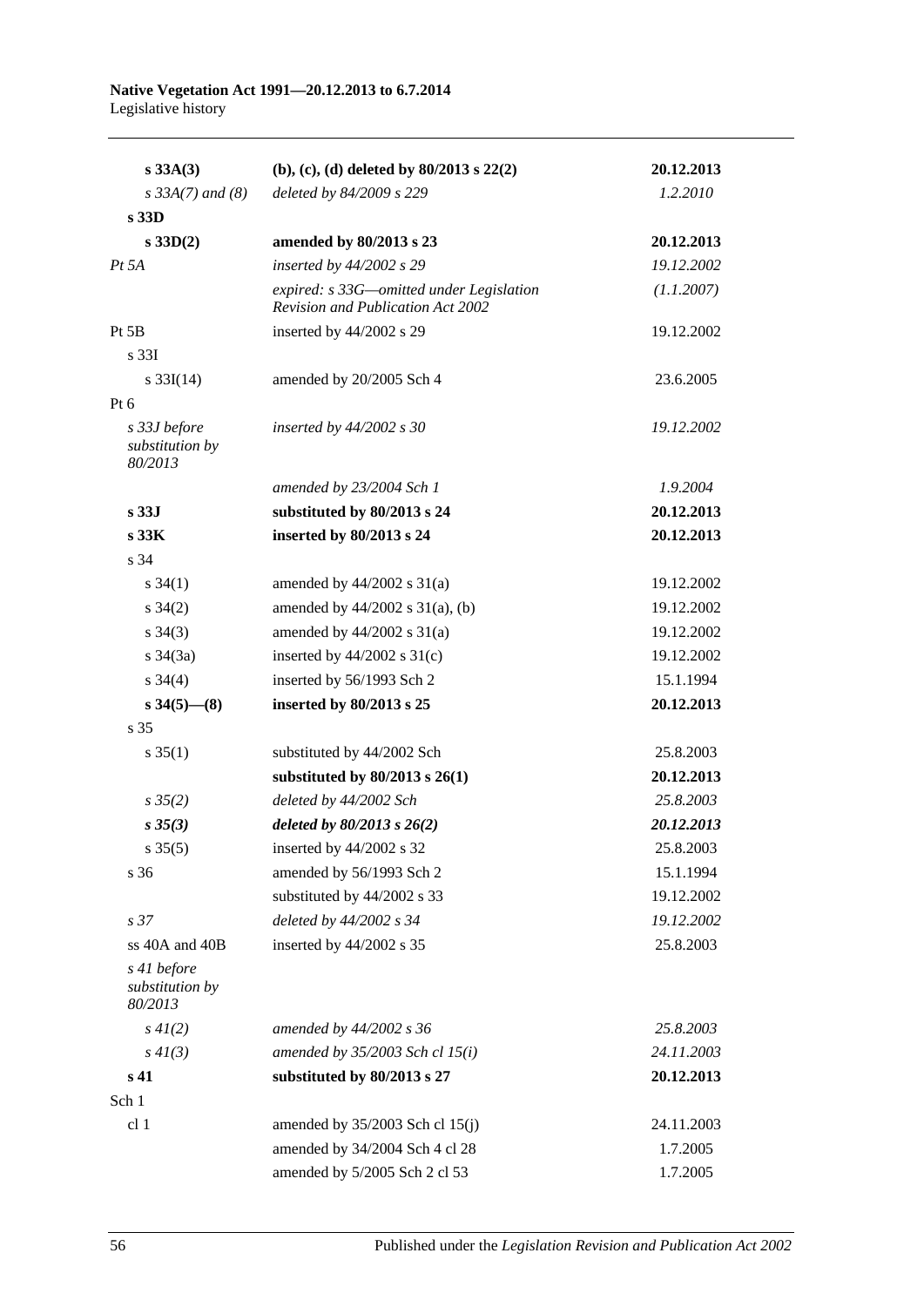| | | |
|---|---|---|
| **s 33A(3)** | **(b), (c), (d) deleted by 80/2013 s 22(2)** | **20.12.2013** |
| *s 33A(7) and (8)* | *deleted by 84/2009 s 229* | *1.2.2010* |
| **s 33D** | | |
| **s 33D(2)** | **amended by 80/2013 s 23** | **20.12.2013** |
| *Pt 5A* | *inserted by 44/2002 s 29* | *19.12.2002* |
| | *expired: s 33G—omitted under Legislation Revision and Publication Act 2002* | *(1.1.2007)* |
| Pt 5B | inserted by 44/2002 s 29 | 19.12.2002 |
| s 33I | | |
| s 33I(14) | amended by 20/2005 Sch 4 | 23.6.2005 |
| Pt 6 | | |
| *s 33J before substitution by 80/2013* | *inserted by 44/2002 s 30* | *19.12.2002* |
| | *amended by 23/2004 Sch 1* | *1.9.2004* |
| **s 33J** | **substituted by 80/2013 s 24** | **20.12.2013** |
| **s 33K** | **inserted by 80/2013 s 24** | **20.12.2013** |
| s 34 | | |
| s 34(1) | amended by 44/2002 s 31(a) | 19.12.2002 |
| s 34(2) | amended by 44/2002 s 31(a), (b) | 19.12.2002 |
| s 34(3) | amended by 44/2002 s 31(a) | 19.12.2002 |
| s 34(3a) | inserted by 44/2002 s 31(c) | 19.12.2002 |
| s 34(4) | inserted by 56/1993 Sch 2 | 15.1.1994 |
| **s 34(5)—(8)** | **inserted by 80/2013 s 25** | **20.12.2013** |
| s 35 | | |
| s 35(1) | substituted by 44/2002 Sch | 25.8.2003 |
| | **substituted by 80/2013 s 26(1)** | **20.12.2013** |
| *s 35(2)* | *deleted by 44/2002 Sch* | *25.8.2003* |
| ***s 35(3)*** | ***deleted by 80/2013 s 26(2)*** | ***20.12.2013*** |
| s 35(5) | inserted by 44/2002 s 32 | 25.8.2003 |
| s 36 | amended by 56/1993 Sch 2 | 15.1.1994 |
| | substituted by 44/2002 s 33 | 19.12.2002 |
| *s 37* | *deleted by 44/2002 s 34* | *19.12.2002* |
| ss 40A and 40B | inserted by 44/2002 s 35 | 25.8.2003 |
| *s 41 before substitution by 80/2013* | | |
| *s 41(2)* | *amended by 44/2002 s 36* | *25.8.2003* |
| *s 41(3)* | *amended by 35/2003 Sch cl 15(i)* | *24.11.2003* |
| **s 41** | **substituted by 80/2013 s 27** | **20.12.2013** |
| Sch 1 | | |
| cl 1 | amended by 35/2003 Sch cl 15(j) | 24.11.2003 |
| | amended by 34/2004 Sch 4 cl 28 | 1.7.2005 |
| | amended by 5/2005 Sch 2 cl 53 | 1.7.2005 |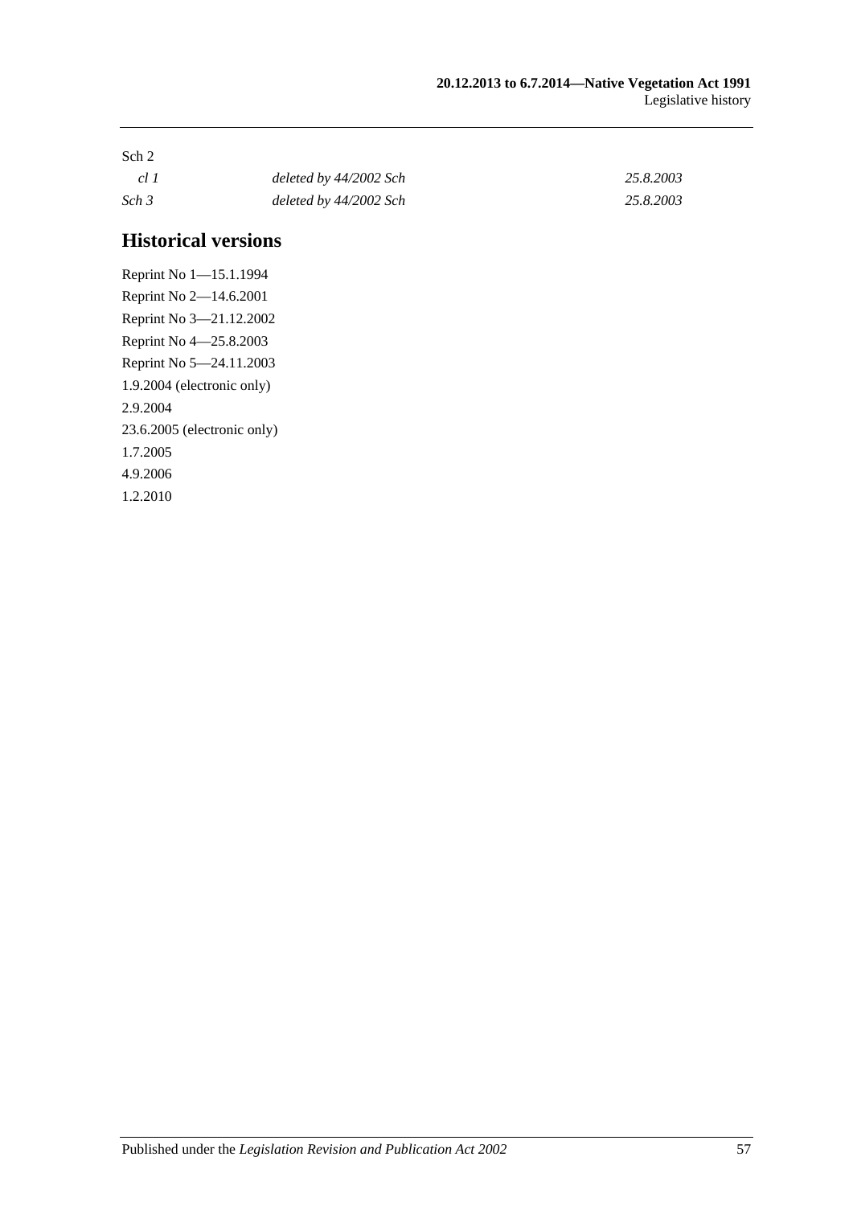| | | |
|---|---|---|
| Sch 2 | | |
| *cl 1* | *deleted by 44/2002 Sch* | *25.8.2003* |
| *Sch 3* | *deleted by 44/2002 Sch* | *25.8.2003* |

## Historical versions

Reprint No 1—15.1.1994

Reprint No 2—14.6.2001

Reprint No 3—21.12.2002

Reprint No 4—25.8.2003

Reprint No 5—24.11.2003

1.9.2004 (electronic only)

2.9.2004

23.6.2005 (electronic only)

1.7.2005

4.9.2006

1.2.2010